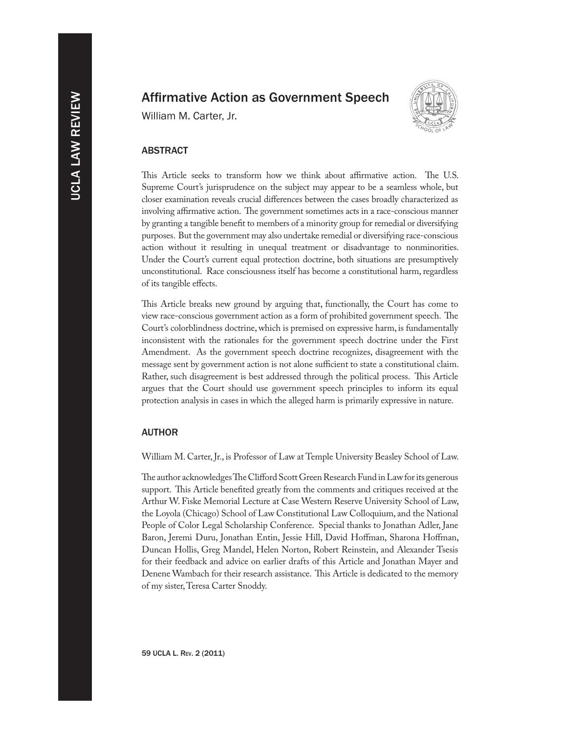# Affirmative Action as Government Speech

William M. Carter, Jr.

## ABSTRACT

This Article seeks to transform how we think about affirmative action. The U.S. Supreme Court's jurisprudence on the subject may appear to be a seamless whole, but closer examination reveals crucial differences between the cases broadly characterized as involving affirmative action. The government sometimes acts in a race-conscious manner by granting a tangible benefit to members of a minority group for remedial or diversifying purposes. But the government may also undertake remedial or diversifying race-conscious action without it resulting in unequal treatment or disadvantage to nonminorities. Under the Court's current equal protection doctrine, both situations are presumptively unconstitutional. Race consciousness itself has become a constitutional harm, regardless of its tangible effects.

This Article breaks new ground by arguing that, functionally, the Court has come to view race-conscious government action as a form of prohibited government speech. The Court's colorblindness doctrine, which is premised on expressive harm, is fundamentally inconsistent with the rationales for the government speech doctrine under the First Amendment. As the government speech doctrine recognizes, disagreement with the message sent by government action is not alone sufficient to state a constitutional claim. Rather, such disagreement is best addressed through the political process. This Article argues that the Court should use government speech principles to inform its equal protection analysis in cases in which the alleged harm is primarily expressive in nature.

## AUTHOR

William M. Carter, Jr., is Professor of Law at Temple University Beasley School of Law.

The author acknowledges The Clifford Scott Green Research Fund in Law for its generous support. This Article benefited greatly from the comments and critiques received at the Arthur W. Fiske Memorial Lecture at Case Western Reserve University School of Law, the Loyola (Chicago) School of Law Constitutional Law Colloquium, and the National People of Color Legal Scholarship Conference. Special thanks to Jonathan Adler, Jane Baron, Jeremi Duru, Jonathan Entin, Jessie Hill, David Hoffman, Sharona Hoffman, Duncan Hollis, Greg Mandel, Helen Norton, Robert Reinstein, and Alexander Tsesis for their feedback and advice on earlier drafts of this Article and Jonathan Mayer and Denene Wambach for their research assistance. This Article is dedicated to the memory of my sister, Teresa Carter Snoddy.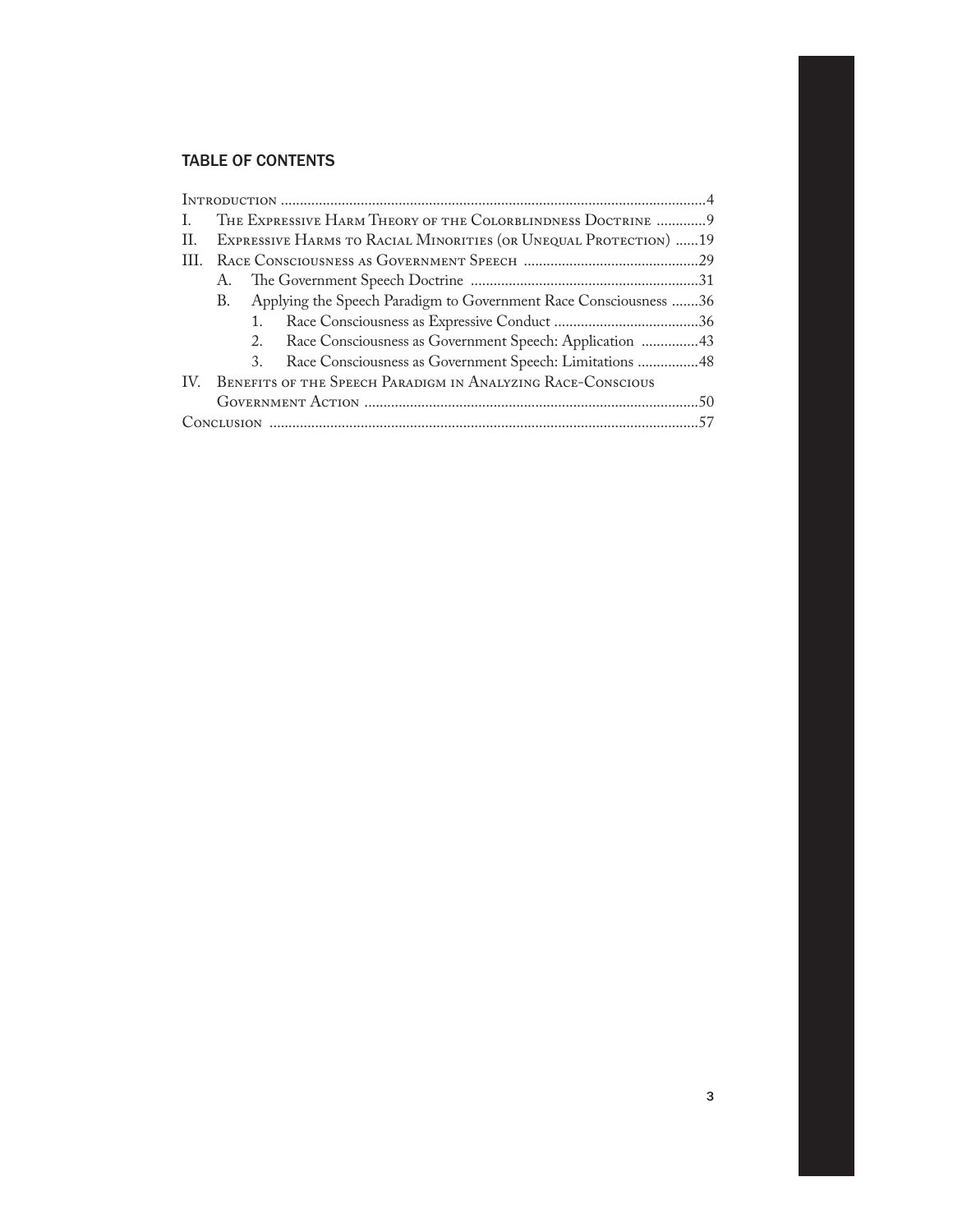## TABLE OF CONTENTS

- Introduction ....................................................................................................4
- I. The Expressive Harm Theory of the Colorblindness Doctrine ............9
- II. Expressive Harms to Racial Minorities (or Unequal Protection) ......19
- III. Race Consciousness as Government Speech ..............................................29
  - A. The Government Speech Doctrine ............................................................31
  - B. Applying the Speech Paradigm to Government Race Consciousness .......36
    - 1. Race Consciousness as Expressive Conduct .......................................36
    - 2. Race Consciousness as Government Speech: Application ...............43
    - 3. Race Consciousness as Government Speech: Limitations ................48
- IV. Benefits of the Speech Paradigm in Analyzing Race-Conscious Government Action ........................................................................................50
- Conclusion ......................................................................................................57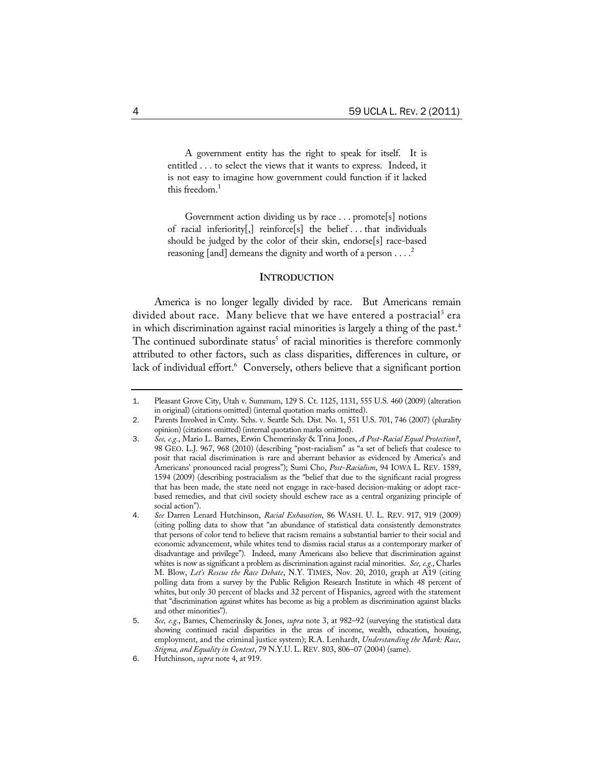> A government entity has the right to speak for itself. It is entitled . . . to select the views that it wants to express. Indeed, it is not easy to imagine how government could function if it lacked this freedom.[1]

> Government action dividing us by race . . . promote[s] notions of racial inferiority[,] reinforce[s] the belief . . . that individuals should be judged by the color of their skin, endorse[s] race-based reasoning [and] demeans the dignity and worth of a person . . . .[2]

## INTRODUCTION

America is no longer legally divided by race. But Americans remain divided about race. Many believe that we have entered a postracial[3] era in which discrimination against racial minorities is largely a thing of the past.[4] The continued subordinate status[5] of racial minorities is therefore commonly attributed to other factors, such as class disparities, differences in culture, or lack of individual effort.[6] Conversely, others believe that a significant portion

---

1. Pleasant Grove City, Utah v. Summum, 129 S. Ct. 1125, 1131, 555 U.S. 460 (2009) (alteration in original) (citations omitted) (internal quotation marks omitted).
2. Parents Involved in Cmty. Schs. v. Seattle Sch. Dist. No. 1, 551 U.S. 701, 746 (2007) (plurality opinion) (citations omitted) (internal quotation marks omitted).
3. *See, e.g.*, Mario L. Barnes, Erwin Chemerinsky & Trina Jones, *A Post-Racial Equal Protection?*, 98 GEO. L.J. 967, 968 (2010) (describing "post-racialism" as "a set of beliefs that coalesce to posit that racial discrimination is rare and aberrant behavior as evidenced by America's and Americans' pronounced racial progress"); Sumi Cho, *Post-Racialism*, 94 IOWA L. REV. 1589, 1594 (2009) (describing postracialism as the "belief that due to the significant racial progress that has been made, the state need not engage in race-based decision-making or adopt race-based remedies, and that civil society should eschew race as a central organizing principle of social action").
4. *See* Darren Lenard Hutchinson, *Racial Exhaustion*, 86 WASH. U. L. REV. 917, 919 (2009) (citing polling data to show that "an abundance of statistical data consistently demonstrates that persons of color tend to believe that racism remains a substantial barrier to their social and economic advancement, while whites tend to dismiss racial status as a contemporary marker of disadvantage and privilege"). Indeed, many Americans also believe that discrimination against whites is now as significant a problem as discrimination against racial minorities. *See, e.g.*, Charles M. Blow, *Let's Rescue the Race Debate*, N.Y. TIMES, Nov. 20, 2010, graph at A19 (citing polling data from a survey by the Public Religion Research Institute in which 48 percent of whites, but only 30 percent of blacks and 32 percent of Hispanics, agreed with the statement that "discrimination against whites has become as big a problem as discrimination against blacks and other minorities").
5. *See, e.g.*, Barnes, Chemerinsky & Jones, *supra* note 3, at 982–92 (surveying the statistical data showing continued racial disparities in the areas of income, wealth, education, housing, employment, and the criminal justice system); R.A. Lenhardt, *Understanding the Mark: Race, Stigma, and Equality in Context*, 79 N.Y.U. L. REV. 803, 806–07 (2004) (same).
6. Hutchinson, *supra* note 4, at 919.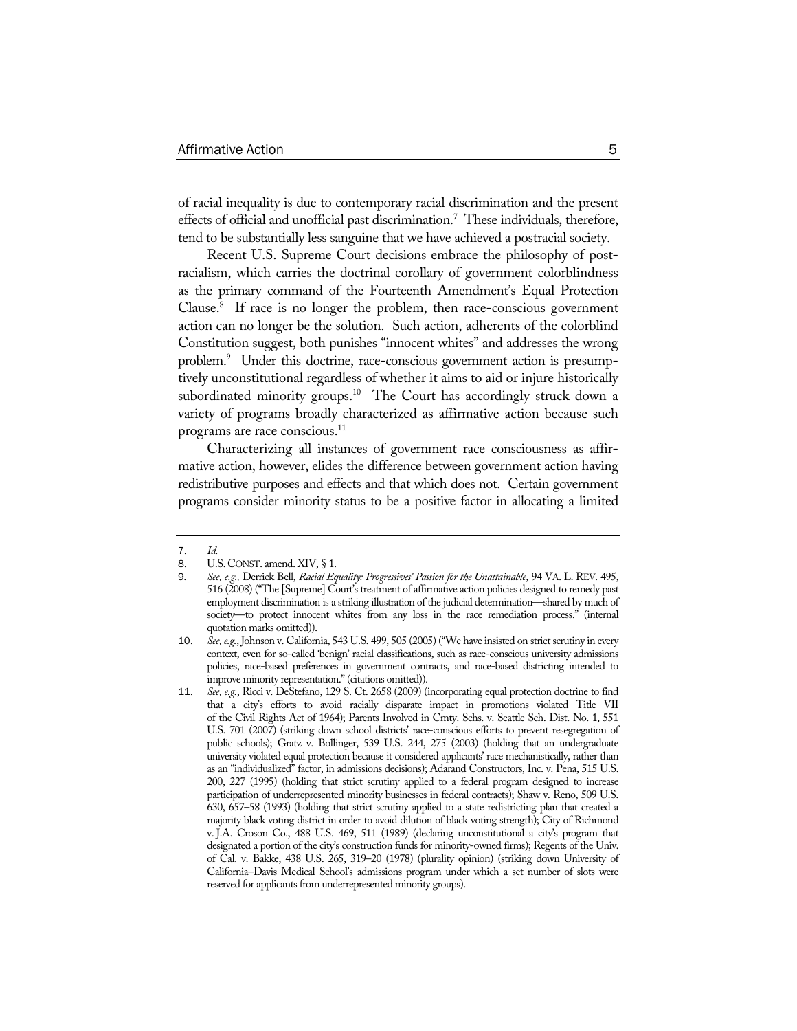of racial inequality is due to contemporary racial discrimination and the present effects of official and unofficial past discrimination.[7] These individuals, therefore, tend to be substantially less sanguine that we have achieved a postracial society.

Recent U.S. Supreme Court decisions embrace the philosophy of postracialism, which carries the doctrinal corollary of government colorblindness as the primary command of the Fourteenth Amendment's Equal Protection Clause.[8] If race is no longer the problem, then race-conscious government action can no longer be the solution. Such action, adherents of the colorblind Constitution suggest, both punishes "innocent whites" and addresses the wrong problem.[9] Under this doctrine, race-conscious government action is presumptively unconstitutional regardless of whether it aims to aid or injure historically subordinated minority groups.[10] The Court has accordingly struck down a variety of programs broadly characterized as affirmative action because such programs are race conscious.[11]

Characterizing all instances of government race consciousness as affirmative action, however, elides the difference between government action having redistributive purposes and effects and that which does not. Certain government programs consider minority status to be a positive factor in allocating a limited

---

7. *Id.*

8. U.S. CONST. amend. XIV, § 1.

9. *See, e.g.,* Derrick Bell, *Racial Equality: Progressives' Passion for the Unattainable*, 94 VA. L. REV. 495, 516 (2008) ("The [Supreme] Court's treatment of affirmative action policies designed to remedy past employment discrimination is a striking illustration of the judicial determination—shared by much of society—to protect innocent whites from any loss in the race remediation process." (internal quotation marks omitted)).

10. *See, e.g.*, Johnson v. California, 543 U.S. 499, 505 (2005) ("We have insisted on strict scrutiny in every context, even for so-called 'benign' racial classifications, such as race-conscious university admissions policies, race-based preferences in government contracts, and race-based districting intended to improve minority representation." (citations omitted)).

11. *See, e.g.*, Ricci v. DeStefano, 129 S. Ct. 2658 (2009) (incorporating equal protection doctrine to find that a city's efforts to avoid racially disparate impact in promotions violated Title VII of the Civil Rights Act of 1964); Parents Involved in Cmty. Schs. v. Seattle Sch. Dist. No. 1, 551 U.S. 701 (2007) (striking down school districts' race-conscious efforts to prevent resegregation of public schools); Gratz v. Bollinger, 539 U.S. 244, 275 (2003) (holding that an undergraduate university violated equal protection because it considered applicants' race mechanistically, rather than as an "individualized" factor, in admissions decisions); Adarand Constructors, Inc. v. Pena, 515 U.S. 200, 227 (1995) (holding that strict scrutiny applied to a federal program designed to increase participation of underrepresented minority businesses in federal contracts); Shaw v. Reno, 509 U.S. 630, 657–58 (1993) (holding that strict scrutiny applied to a state redistricting plan that created a majority black voting district in order to avoid dilution of black voting strength); City of Richmond v. J.A. Croson Co., 488 U.S. 469, 511 (1989) (declaring unconstitutional a city's program that designated a portion of the city's construction funds for minority-owned firms); Regents of the Univ. of Cal. v. Bakke, 438 U.S. 265, 319–20 (1978) (plurality opinion) (striking down University of California–Davis Medical School's admissions program under which a set number of slots were reserved for applicants from underrepresented minority groups).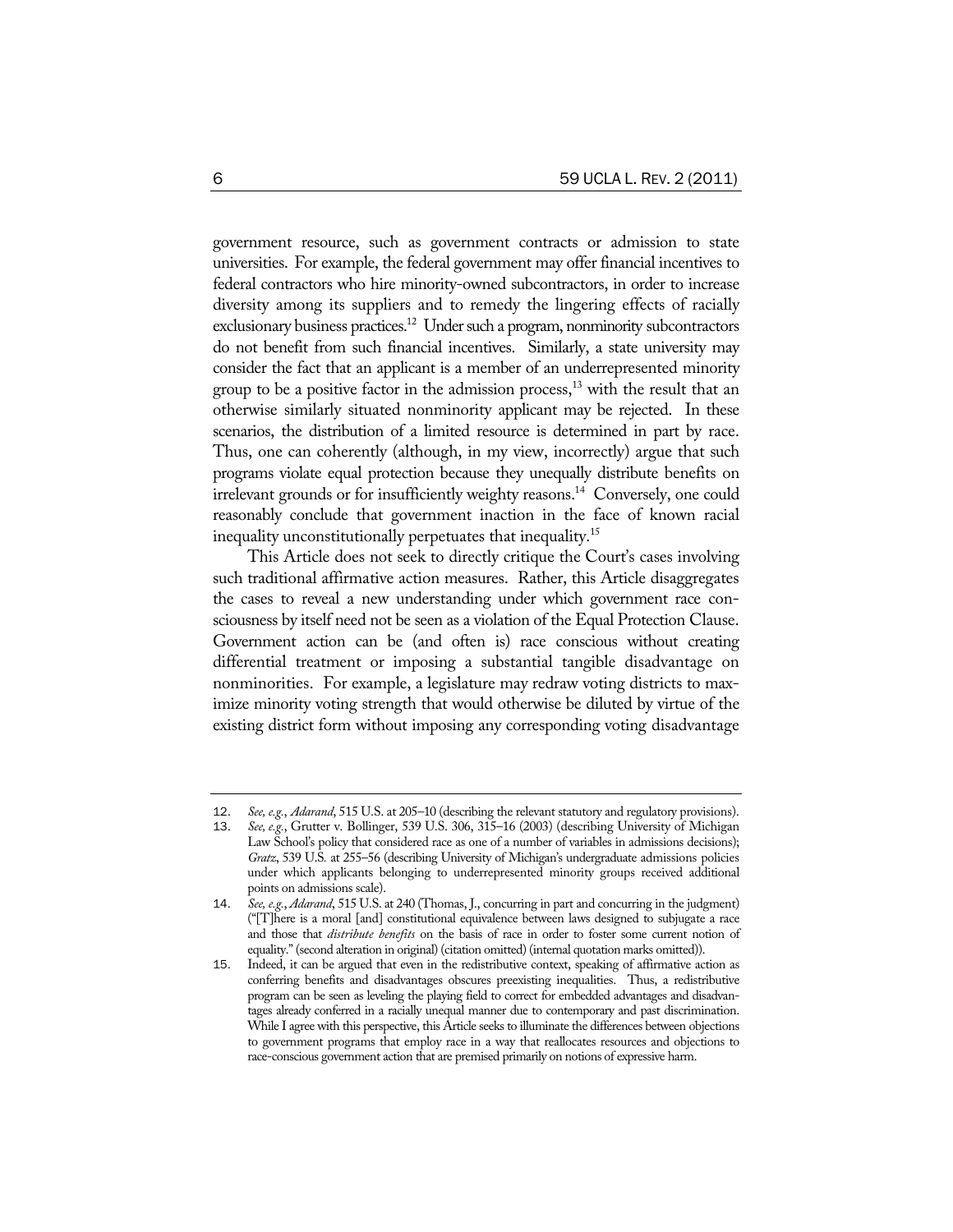government resource, such as government contracts or admission to state universities. For example, the federal government may offer financial incentives to federal contractors who hire minority-owned subcontractors, in order to increase diversity among its suppliers and to remedy the lingering effects of racially exclusionary business practices.[12] Under such a program, nonminority subcontractors do not benefit from such financial incentives. Similarly, a state university may consider the fact that an applicant is a member of an underrepresented minority group to be a positive factor in the admission process,[13] with the result that an otherwise similarly situated nonminority applicant may be rejected. In these scenarios, the distribution of a limited resource is determined in part by race. Thus, one can coherently (although, in my view, incorrectly) argue that such programs violate equal protection because they unequally distribute benefits on irrelevant grounds or for insufficiently weighty reasons.[14] Conversely, one could reasonably conclude that government inaction in the face of known racial inequality unconstitutionally perpetuates that inequality.[15]

This Article does not seek to directly critique the Court's cases involving such traditional affirmative action measures. Rather, this Article disaggregates the cases to reveal a new understanding under which government race consciousness by itself need not be seen as a violation of the Equal Protection Clause. Government action can be (and often is) race conscious without creating differential treatment or imposing a substantial tangible disadvantage on nonminorities. For example, a legislature may redraw voting districts to maximize minority voting strength that would otherwise be diluted by virtue of the existing district form without imposing any corresponding voting disadvantage

---

12. *See, e.g.*, *Adarand*, 515 U.S. at 205–10 (describing the relevant statutory and regulatory provisions).

13. *See, e.g.*, Grutter v. Bollinger, 539 U.S. 306, 315–16 (2003) (describing University of Michigan Law School's policy that considered race as one of a number of variables in admissions decisions); *Gratz*, 539 U.S. at 255–56 (describing University of Michigan's undergraduate admissions policies under which applicants belonging to underrepresented minority groups received additional points on admissions scale).

14. *See, e.g.*, *Adarand*, 515 U.S. at 240 (Thomas, J., concurring in part and concurring in the judgment) ("[T]here is a moral [and] constitutional equivalence between laws designed to subjugate a race and those that *distribute benefits* on the basis of race in order to foster some current notion of equality." (second alteration in original) (citation omitted) (internal quotation marks omitted)).

15. Indeed, it can be argued that even in the redistributive context, speaking of affirmative action as conferring benefits and disadvantages obscures preexisting inequalities. Thus, a redistributive program can be seen as leveling the playing field to correct for embedded advantages and disadvantages already conferred in a racially unequal manner due to contemporary and past discrimination. While I agree with this perspective, this Article seeks to illuminate the differences between objections to government programs that employ race in a way that reallocates resources and objections to race-conscious government action that are premised primarily on notions of expressive harm.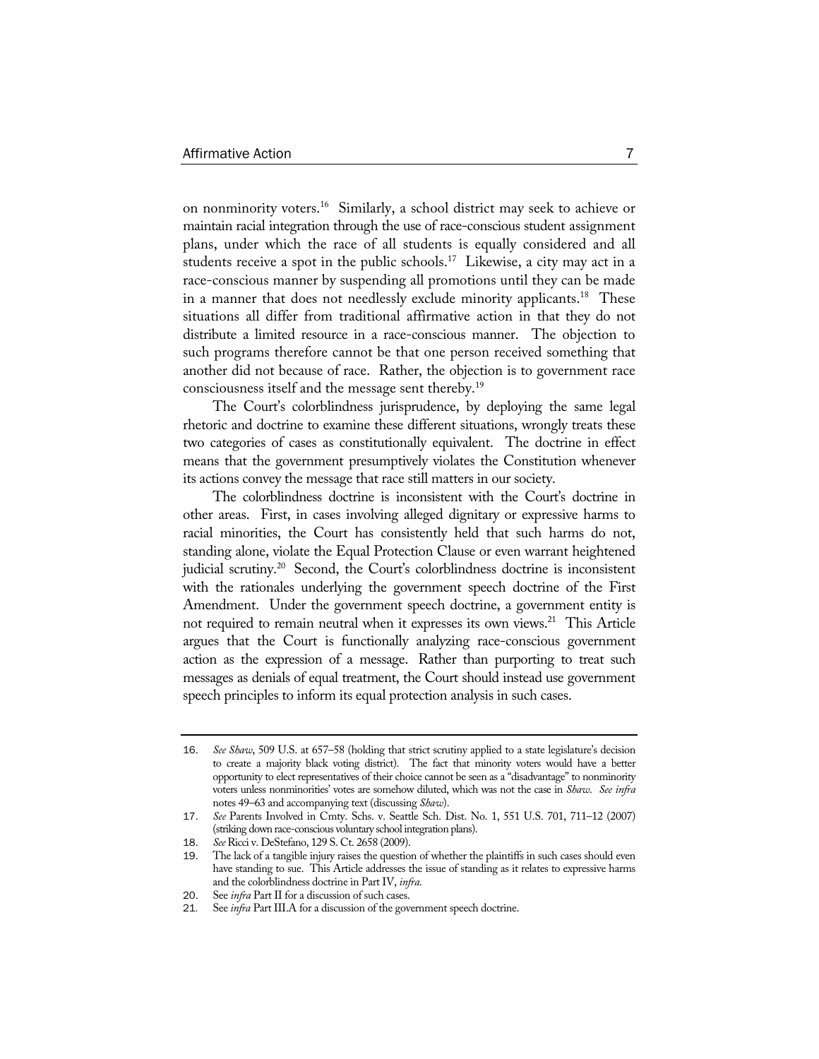on nonminority voters.[16] Similarly, a school district may seek to achieve or maintain racial integration through the use of race-conscious student assignment plans, under which the race of all students is equally considered and all students receive a spot in the public schools.[17] Likewise, a city may act in a race-conscious manner by suspending all promotions until they can be made in a manner that does not needlessly exclude minority applicants.[18] These situations all differ from traditional affirmative action in that they do not distribute a limited resource in a race-conscious manner. The objection to such programs therefore cannot be that one person received something that another did not because of race. Rather, the objection is to government race consciousness itself and the message sent thereby.[19]

The Court's colorblindness jurisprudence, by deploying the same legal rhetoric and doctrine to examine these different situations, wrongly treats these two categories of cases as constitutionally equivalent. The doctrine in effect means that the government presumptively violates the Constitution whenever its actions convey the message that race still matters in our society.

The colorblindness doctrine is inconsistent with the Court's doctrine in other areas. First, in cases involving alleged dignitary or expressive harms to racial minorities, the Court has consistently held that such harms do not, standing alone, violate the Equal Protection Clause or even warrant heightened judicial scrutiny.[20] Second, the Court's colorblindness doctrine is inconsistent with the rationales underlying the government speech doctrine of the First Amendment. Under the government speech doctrine, a government entity is not required to remain neutral when it expresses its own views.[21] This Article argues that the Court is functionally analyzing race-conscious government action as the expression of a message. Rather than purporting to treat such messages as denials of equal treatment, the Court should instead use government speech principles to inform its equal protection analysis in such cases.

---

16. *See Shaw*, 509 U.S. at 657–58 (holding that strict scrutiny applied to a state legislature's decision to create a majority black voting district). The fact that minority voters would have a better opportunity to elect representatives of their choice cannot be seen as a "disadvantage" to nonminority voters unless nonminorities' votes are somehow diluted, which was not the case in *Shaw*. *See infra* notes 49–63 and accompanying text (discussing *Shaw*).
17. *See* Parents Involved in Cmty. Schs. v. Seattle Sch. Dist. No. 1, 551 U.S. 701, 711–12 (2007) (striking down race-conscious voluntary school integration plans).
18. *See* Ricci v. DeStefano, 129 S. Ct. 2658 (2009).
19. The lack of a tangible injury raises the question of whether the plaintiffs in such cases should even have standing to sue. This Article addresses the issue of standing as it relates to expressive harms and the colorblindness doctrine in Part IV, *infra*.
20. See *infra* Part II for a discussion of such cases.
21. See *infra* Part III.A for a discussion of the government speech doctrine.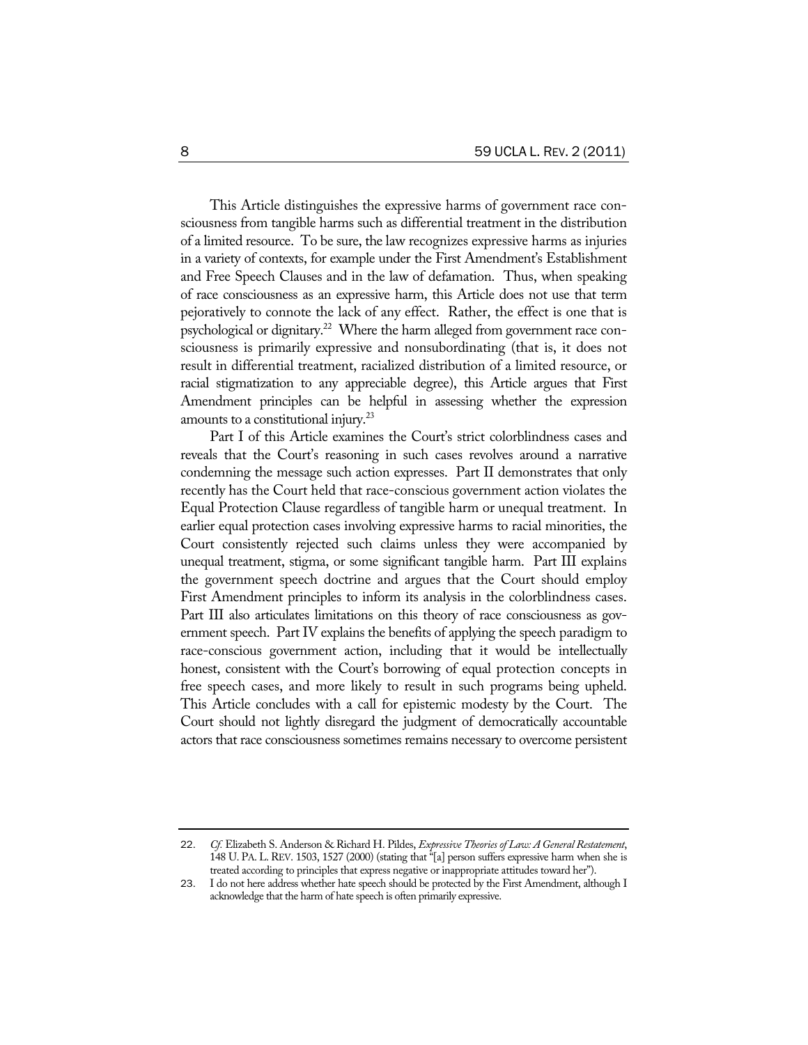This Article distinguishes the expressive harms of government race consciousness from tangible harms such as differential treatment in the distribution of a limited resource. To be sure, the law recognizes expressive harms as injuries in a variety of contexts, for example under the First Amendment's Establishment and Free Speech Clauses and in the law of defamation. Thus, when speaking of race consciousness as an expressive harm, this Article does not use that term pejoratively to connote the lack of any effect. Rather, the effect is one that is psychological or dignitary.[22] Where the harm alleged from government race consciousness is primarily expressive and nonsubordinating (that is, it does not result in differential treatment, racialized distribution of a limited resource, or racial stigmatization to any appreciable degree), this Article argues that First Amendment principles can be helpful in assessing whether the expression amounts to a constitutional injury.[23]

Part I of this Article examines the Court's strict colorblindness cases and reveals that the Court's reasoning in such cases revolves around a narrative condemning the message such action expresses. Part II demonstrates that only recently has the Court held that race-conscious government action violates the Equal Protection Clause regardless of tangible harm or unequal treatment. In earlier equal protection cases involving expressive harms to racial minorities, the Court consistently rejected such claims unless they were accompanied by unequal treatment, stigma, or some significant tangible harm. Part III explains the government speech doctrine and argues that the Court should employ First Amendment principles to inform its analysis in the colorblindness cases. Part III also articulates limitations on this theory of race consciousness as government speech. Part IV explains the benefits of applying the speech paradigm to race-conscious government action, including that it would be intellectually honest, consistent with the Court's borrowing of equal protection concepts in free speech cases, and more likely to result in such programs being upheld. This Article concludes with a call for epistemic modesty by the Court. The Court should not lightly disregard the judgment of democratically accountable actors that race consciousness sometimes remains necessary to overcome persistent

---

22. *Cf.* Elizabeth S. Anderson & Richard H. Pildes, *Expressive Theories of Law: A General Restatement*, 148 U. PA. L. REV. 1503, 1527 (2000) (stating that "[a] person suffers expressive harm when she is treated according to principles that express negative or inappropriate attitudes toward her").

23. I do not here address whether hate speech should be protected by the First Amendment, although I acknowledge that the harm of hate speech is often primarily expressive.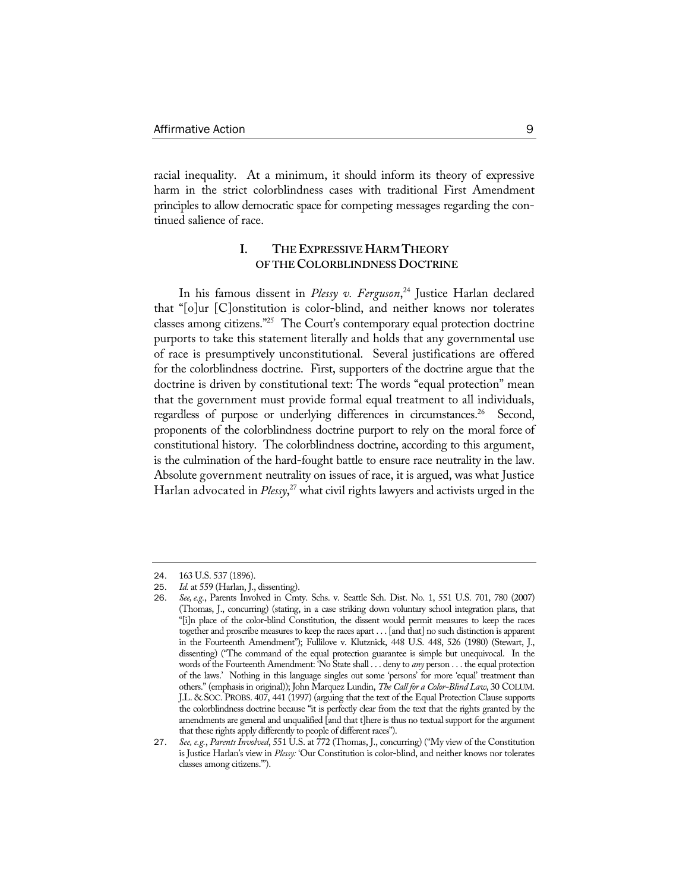racial inequality. At a minimum, it should inform its theory of expressive harm in the strict colorblindness cases with traditional First Amendment principles to allow democratic space for competing messages regarding the continued salience of race.

## I. THE EXPRESSIVE HARM THEORY OF THE COLORBLINDNESS DOCTRINE

In his famous dissent in *Plessy v. Ferguson*,[24] Justice Harlan declared that "[o]ur [C]onstitution is color-blind, and neither knows nor tolerates classes among citizens."[25] The Court's contemporary equal protection doctrine purports to take this statement literally and holds that any governmental use of race is presumptively unconstitutional. Several justifications are offered for the colorblindness doctrine. First, supporters of the doctrine argue that the doctrine is driven by constitutional text: The words "equal protection" mean that the government must provide formal equal treatment to all individuals, regardless of purpose or underlying differences in circumstances.[26] Second, proponents of the colorblindness doctrine purport to rely on the moral force of constitutional history. The colorblindness doctrine, according to this argument, is the culmination of the hard-fought battle to ensure race neutrality in the law. Absolute government neutrality on issues of race, it is argued, was what Justice Harlan advocated in *Plessy*,[27] what civil rights lawyers and activists urged in the

---

24. 163 U.S. 537 (1896).

25. *Id.* at 559 (Harlan, J., dissenting).

26. *See, e.g.*, Parents Involved in Cmty. Schs. v. Seattle Sch. Dist. No. 1, 551 U.S. 701, 780 (2007) (Thomas, J., concurring) (stating, in a case striking down voluntary school integration plans, that "[i]n place of the color-blind Constitution, the dissent would permit measures to keep the races together and proscribe measures to keep the races apart . . . [and that] no such distinction is apparent in the Fourteenth Amendment"); Fullilove v. Klutznick, 448 U.S. 448, 526 (1980) (Stewart, J., dissenting) ("The command of the equal protection guarantee is simple but unequivocal. In the words of the Fourteenth Amendment: 'No State shall . . . deny to *any* person . . . the equal protection of the laws.' Nothing in this language singles out some 'persons' for more 'equal' treatment than others." (emphasis in original)); John Marquez Lundin, *The Call for a Color-Blind Law*, 30 COLUM. J.L. & SOC. PROBS. 407, 441 (1997) (arguing that the text of the Equal Protection Clause supports the colorblindness doctrine because "it is perfectly clear from the text that the rights granted by the amendments are general and unqualified [and that t]here is thus no textual support for the argument that these rights apply differently to people of different races").

27. *See, e.g.*, *Parents Involved*, 551 U.S. at 772 (Thomas, J., concurring) ("My view of the Constitution is Justice Harlan's view in *Plessy:* 'Our Constitution is color-blind, and neither knows nor tolerates classes among citizens.'").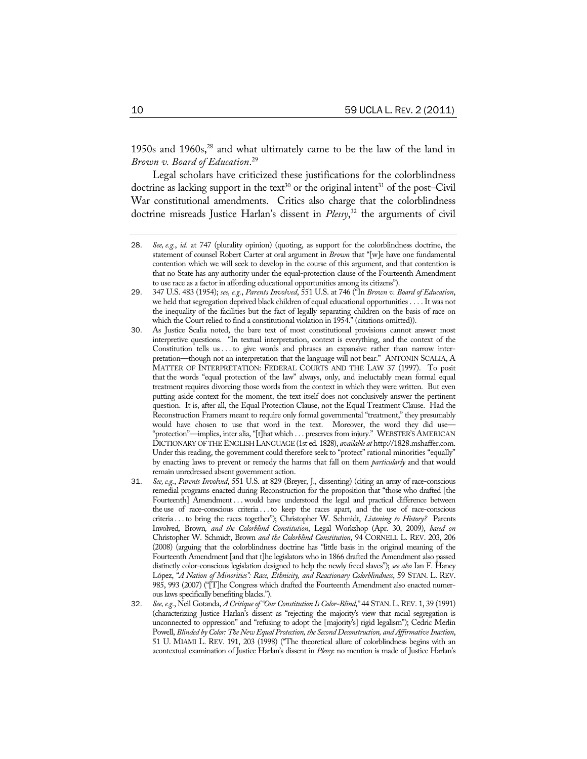1950s and 1960s,[28] and what ultimately came to be the law of the land in *Brown v. Board of Education*.[29]

Legal scholars have criticized these justifications for the colorblindness doctrine as lacking support in the text[30] or the original intent[31] of the post–Civil War constitutional amendments. Critics also charge that the colorblindness doctrine misreads Justice Harlan's dissent in *Plessy*,[32] the arguments of civil

---

28. *See, e.g.*, *id.* at 747 (plurality opinion) (quoting, as support for the colorblindness doctrine, the statement of counsel Robert Carter at oral argument in *Brown* that "[w]e have one fundamental contention which we will seek to develop in the course of this argument, and that contention is that no State has any authority under the equal-protection clause of the Fourteenth Amendment to use race as a factor in affording educational opportunities among its citizens").

29. 347 U.S. 483 (1954); *see, e.g.*, *Parents Involved*, 551 U.S. at 746 ("In *Brown v. Board of Education*, we held that segregation deprived black children of equal educational opportunities . . . . It was not the inequality of the facilities but the fact of legally separating children on the basis of race on which the Court relied to find a constitutional violation in 1954." (citations omitted)).

30. As Justice Scalia noted, the bare text of most constitutional provisions cannot answer most interpretive questions. "In textual interpretation, context is everything, and the context of the Constitution tells us . . . to give words and phrases an expansive rather than narrow interpretation—though not an interpretation that the language will not bear." ANTONIN SCALIA, A MATTER OF INTERPRETATION: FEDERAL COURTS AND THE LAW 37 (1997). To posit that the words "equal protection of the law" always, only, and ineluctably mean formal equal treatment requires divorcing those words from the context in which they were written. But even putting aside context for the moment, the text itself does not conclusively answer the pertinent question. It is, after all, the Equal Protection Clause, not the Equal Treatment Clause. Had the Reconstruction Framers meant to require only formal governmental "treatment," they presumably would have chosen to use that word in the text. Moreover, the word they did use—"protection"—implies, inter alia, "[t]hat which . . . preserves from injury." WEBSTER'S AMERICAN DICTIONARY OF THE ENGLISH LANGUAGE (1st ed. 1828), *available at* http://1828.mshaffer.com. Under this reading, the government could therefore seek to "protect" rational minorities "equally" by enacting laws to prevent or remedy the harms that fall on them *particularly* and that would remain unredressed absent government action.

31. *See, e.g.*, *Parents Involved*, 551 U.S. at 829 (Breyer, J., dissenting) (citing an array of race-conscious remedial programs enacted during Reconstruction for the proposition that "those who drafted [the Fourteenth] Amendment . . . would have understood the legal and practical difference between the use of race-conscious criteria . . . to keep the races apart, and the use of race-conscious criteria . . . to bring the races together"); Christopher W. Schmidt, *Listening to History?* Parents Involved*,* Brown*, and the Colorblind Constitution*, Legal Workshop (Apr. 30, 2009), *based on* Christopher W. Schmidt, Brown *and the Colorblind Constitution*, 94 CORNELL L. REV. 203, 206 (2008) (arguing that the colorblindness doctrine has "little basis in the original meaning of the Fourteenth Amendment [and that t]he legislators who in 1866 drafted the Amendment also passed distinctly color-conscious legislation designed to help the newly freed slaves"); *see also* Ian F. Haney López, "*A Nation of Minorities": Race, Ethnicity, and Reactionary Colorblindness*, 59 STAN. L. REV. 985, 993 (2007) ("[T]he Congress which drafted the Fourteenth Amendment also enacted numerous laws specifically benefiting blacks.").

32. *See, e.g.*, Neil Gotanda, *A Critique of "Our Constitution Is Color-Blind*,*"* 44 STAN. L. REV. 1, 39 (1991) (characterizing Justice Harlan's dissent as "rejecting the majority's view that racial segregation is unconnected to oppression" and "refusing to adopt the [majority's] rigid legalism"); Cedric Merlin Powell, *Blinded by Color: The New Equal Protection, the Second Deconstruction, and Affirmative Inaction*, 51 U. MIAMI L. REV. 191, 203 (1998) ("The theoretical allure of colorblindness begins with an acontextual examination of Justice Harlan's dissent in *Plessy*: no mention is made of Justice Harlan's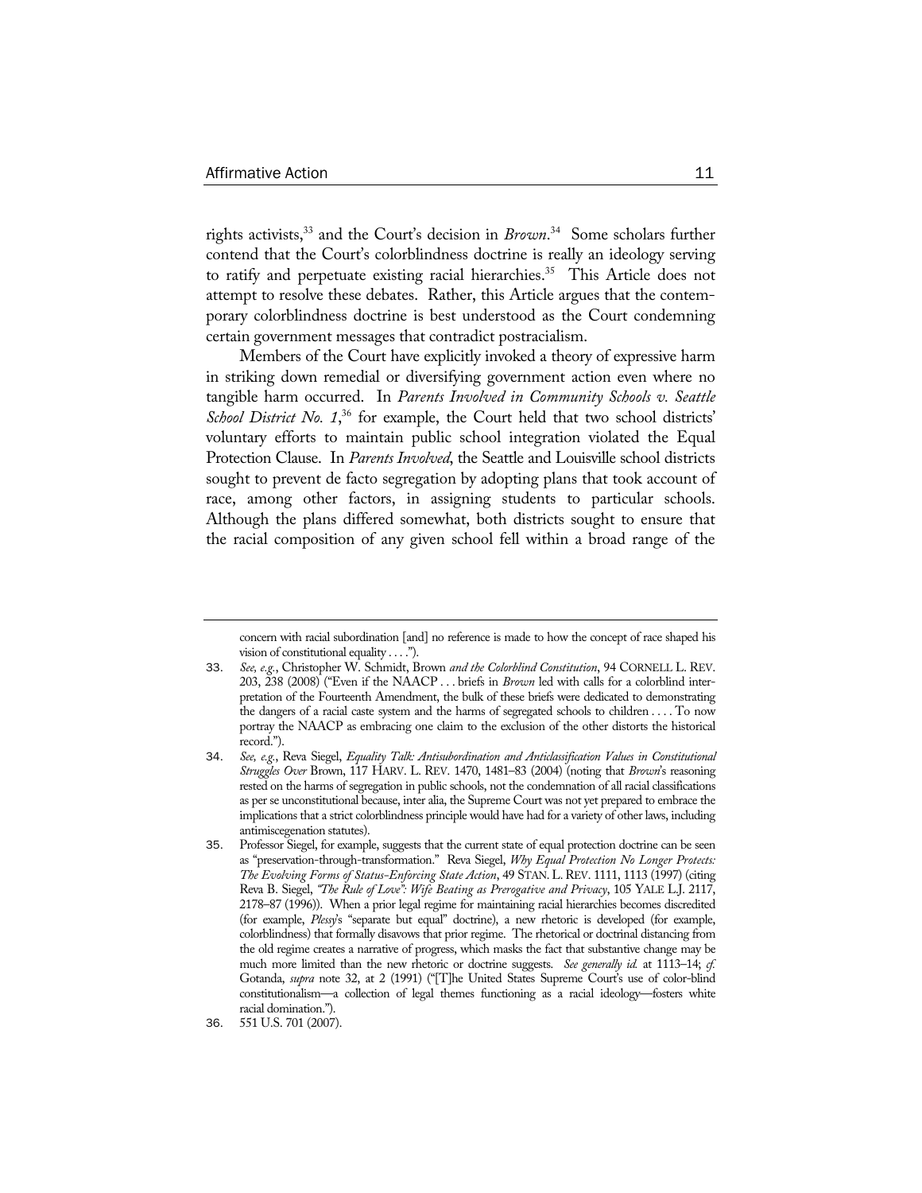rights activists,[33] and the Court's decision in *Brown*.[34] Some scholars further contend that the Court's colorblindness doctrine is really an ideology serving to ratify and perpetuate existing racial hierarchies.[35] This Article does not attempt to resolve these debates. Rather, this Article argues that the contemporary colorblindness doctrine is best understood as the Court condemning certain government messages that contradict postracialism.

Members of the Court have explicitly invoked a theory of expressive harm in striking down remedial or diversifying government action even where no tangible harm occurred. In *Parents Involved in Community Schools v. Seattle School District No. 1*,[36] for example, the Court held that two school districts' voluntary efforts to maintain public school integration violated the Equal Protection Clause. In *Parents Involved*, the Seattle and Louisville school districts sought to prevent de facto segregation by adopting plans that took account of race, among other factors, in assigning students to particular schools. Although the plans differed somewhat, both districts sought to ensure that the racial composition of any given school fell within a broad range of the

---

concern with racial subordination [and] no reference is made to how the concept of race shaped his vision of constitutional equality . . . .").

33. *See, e.g.*, Christopher W. Schmidt, Brown *and the Colorblind Constitution*, 94 CORNELL L. REV. 203, 238 (2008) ("Even if the NAACP . . . briefs in *Brown* led with calls for a colorblind interpretation of the Fourteenth Amendment, the bulk of these briefs were dedicated to demonstrating the dangers of a racial caste system and the harms of segregated schools to children . . . . To now portray the NAACP as embracing one claim to the exclusion of the other distorts the historical record.").

34. *See, e.g.*, Reva Siegel, *Equality Talk: Antisubordination and Anticlassification Values in Constitutional Struggles Over* Brown, 117 HARV. L. REV. 1470, 1481–83 (2004) (noting that *Brown*'s reasoning rested on the harms of segregation in public schools, not the condemnation of all racial classifications as per se unconstitutional because, inter alia, the Supreme Court was not yet prepared to embrace the implications that a strict colorblindness principle would have had for a variety of other laws, including antimiscegenation statutes).

35. Professor Siegel, for example, suggests that the current state of equal protection doctrine can be seen as "preservation-through-transformation." Reva Siegel, *Why Equal Protection No Longer Protects: The Evolving Forms of Status-Enforcing State Action*, 49 STAN. L. REV. 1111, 1113 (1997) (citing Reva B. Siegel, *"The Rule of Love": Wife Beating as Prerogative and Privacy*, 105 YALE L.J. 2117, 2178–87 (1996)). When a prior legal regime for maintaining racial hierarchies becomes discredited (for example, *Plessy*'s "separate but equal" doctrine), a new rhetoric is developed (for example, colorblindness) that formally disavows that prior regime. The rhetorical or doctrinal distancing from the old regime creates a narrative of progress, which masks the fact that substantive change may be much more limited than the new rhetoric or doctrine suggests. *See generally id.* at 1113–14; *cf.* Gotanda, *supra* note 32, at 2 (1991) ("[T]he United States Supreme Court's use of color-blind constitutionalism—a collection of legal themes functioning as a racial ideology—fosters white racial domination.").

36. 551 U.S. 701 (2007).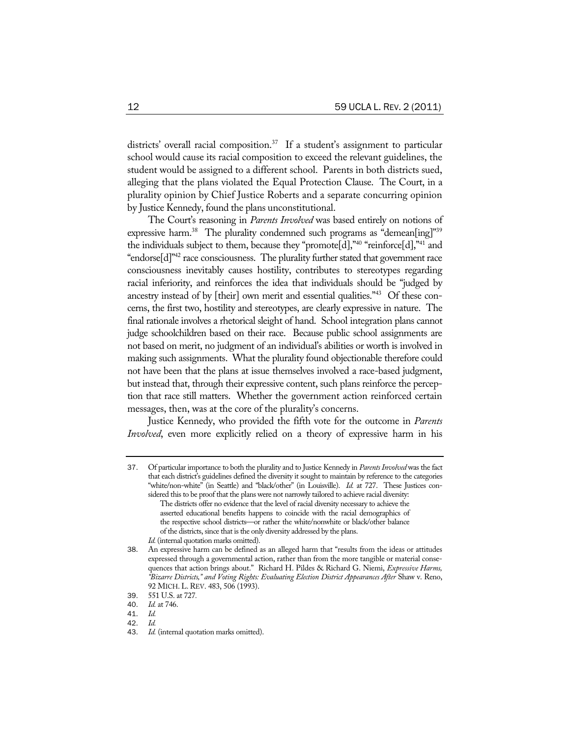districts' overall racial composition.[37] If a student's assignment to particular school would cause its racial composition to exceed the relevant guidelines, the student would be assigned to a different school. Parents in both districts sued, alleging that the plans violated the Equal Protection Clause. The Court, in a plurality opinion by Chief Justice Roberts and a separate concurring opinion by Justice Kennedy, found the plans unconstitutional.

The Court's reasoning in *Parents Involved* was based entirely on notions of expressive harm.[38] The plurality condemned such programs as "demean[ing]"[39] the individuals subject to them, because they "promote[d],"[40] "reinforce[d],"[41] and "endorse[d]"[42] race consciousness. The plurality further stated that government race consciousness inevitably causes hostility, contributes to stereotypes regarding racial inferiority, and reinforces the idea that individuals should be "judged by ancestry instead of by [their] own merit and essential qualities."[43] Of these concerns, the first two, hostility and stereotypes, are clearly expressive in nature. The final rationale involves a rhetorical sleight of hand. School integration plans cannot judge schoolchildren based on their race. Because public school assignments are not based on merit, no judgment of an individual's abilities or worth is involved in making such assignments. What the plurality found objectionable therefore could not have been that the plans at issue themselves involved a race-based judgment, but instead that, through their expressive content, such plans reinforce the perception that race still matters. Whether the government action reinforced certain messages, then, was at the core of the plurality's concerns.

Justice Kennedy, who provided the fifth vote for the outcome in *Parents Involved*, even more explicitly relied on a theory of expressive harm in his

---

37. Of particular importance to both the plurality and to Justice Kennedy in *Parents Involved* was the fact that each district's guidelines defined the diversity it sought to maintain by reference to the categories "white/non-white" (in Seattle) and "black/other" (in Louisville). *Id.* at 727. These Justices considered this to be proof that the plans were not narrowly tailored to achieve racial diversity:

> The districts offer no evidence that the level of racial diversity necessary to achieve the asserted educational benefits happens to coincide with the racial demographics of the respective school districts—or rather the white/nonwhite or black/other balance of the districts, since that is the only diversity addressed by the plans.

*Id.* (internal quotation marks omitted).

38. An expressive harm can be defined as an alleged harm that "results from the ideas or attitudes expressed through a governmental action, rather than from the more tangible or material consequences that action brings about." Richard H. Pildes & Richard G. Niemi, *Expressive Harms, "Bizarre Districts," and Voting Rights: Evaluating Election District Appearances After* Shaw v. Reno, 92 MICH. L. REV. 483, 506 (1993).

39. 551 U.S. at 727.

40. *Id.* at 746.

41. *Id.*

42. *Id.*

43. *Id.* (internal quotation marks omitted).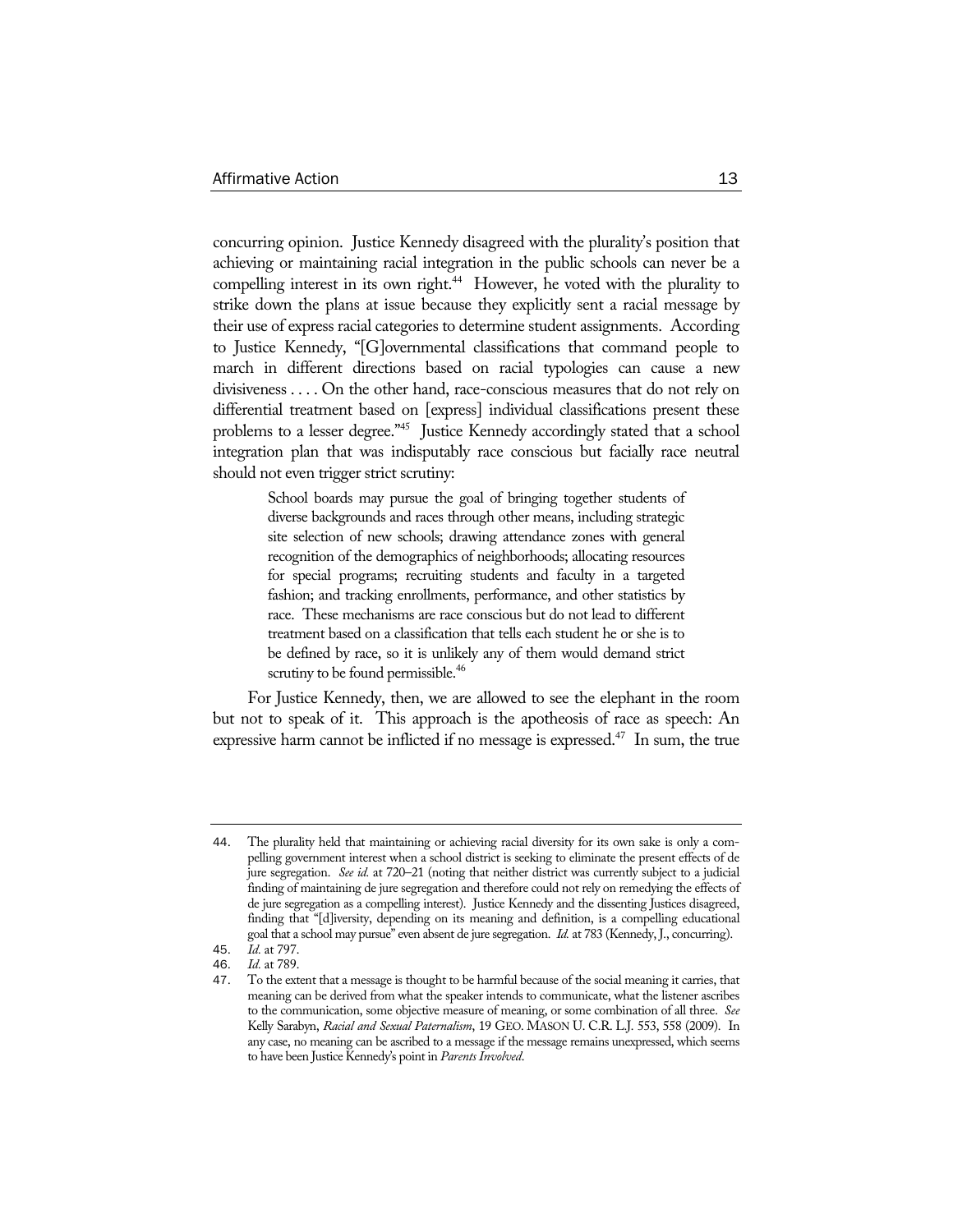concurring opinion. Justice Kennedy disagreed with the plurality's position that achieving or maintaining racial integration in the public schools can never be a compelling interest in its own right.[44] However, he voted with the plurality to strike down the plans at issue because they explicitly sent a racial message by their use of express racial categories to determine student assignments. According to Justice Kennedy, "[G]overnmental classifications that command people to march in different directions based on racial typologies can cause a new divisiveness . . . . On the other hand, race-conscious measures that do not rely on differential treatment based on [express] individual classifications present these problems to a lesser degree."[45] Justice Kennedy accordingly stated that a school integration plan that was indisputably race conscious but facially race neutral should not even trigger strict scrutiny:

> School boards may pursue the goal of bringing together students of diverse backgrounds and races through other means, including strategic site selection of new schools; drawing attendance zones with general recognition of the demographics of neighborhoods; allocating resources for special programs; recruiting students and faculty in a targeted fashion; and tracking enrollments, performance, and other statistics by race. These mechanisms are race conscious but do not lead to different treatment based on a classification that tells each student he or she is to be defined by race, so it is unlikely any of them would demand strict scrutiny to be found permissible.[46]

For Justice Kennedy, then, we are allowed to see the elephant in the room but not to speak of it. This approach is the apotheosis of race as speech: An expressive harm cannot be inflicted if no message is expressed.[47] In sum, the true

---

44. The plurality held that maintaining or achieving racial diversity for its own sake is only a compelling government interest when a school district is seeking to eliminate the present effects of de jure segregation. *See id.* at 720–21 (noting that neither district was currently subject to a judicial finding of maintaining de jure segregation and therefore could not rely on remedying the effects of de jure segregation as a compelling interest). Justice Kennedy and the dissenting Justices disagreed, finding that "[d]iversity, depending on its meaning and definition, is a compelling educational goal that a school may pursue" even absent de jure segregation. *Id.* at 783 (Kennedy, J., concurring).

45. *Id.* at 797.

46. *Id.* at 789.

47. To the extent that a message is thought to be harmful because of the social meaning it carries, that meaning can be derived from what the speaker intends to communicate, what the listener ascribes to the communication, some objective measure of meaning, or some combination of all three. *See* Kelly Sarabyn, *Racial and Sexual Paternalism*, 19 GEO. MASON U. C.R. L.J. 553, 558 (2009). In any case, no meaning can be ascribed to a message if the message remains unexpressed, which seems to have been Justice Kennedy's point in *Parents Involved*.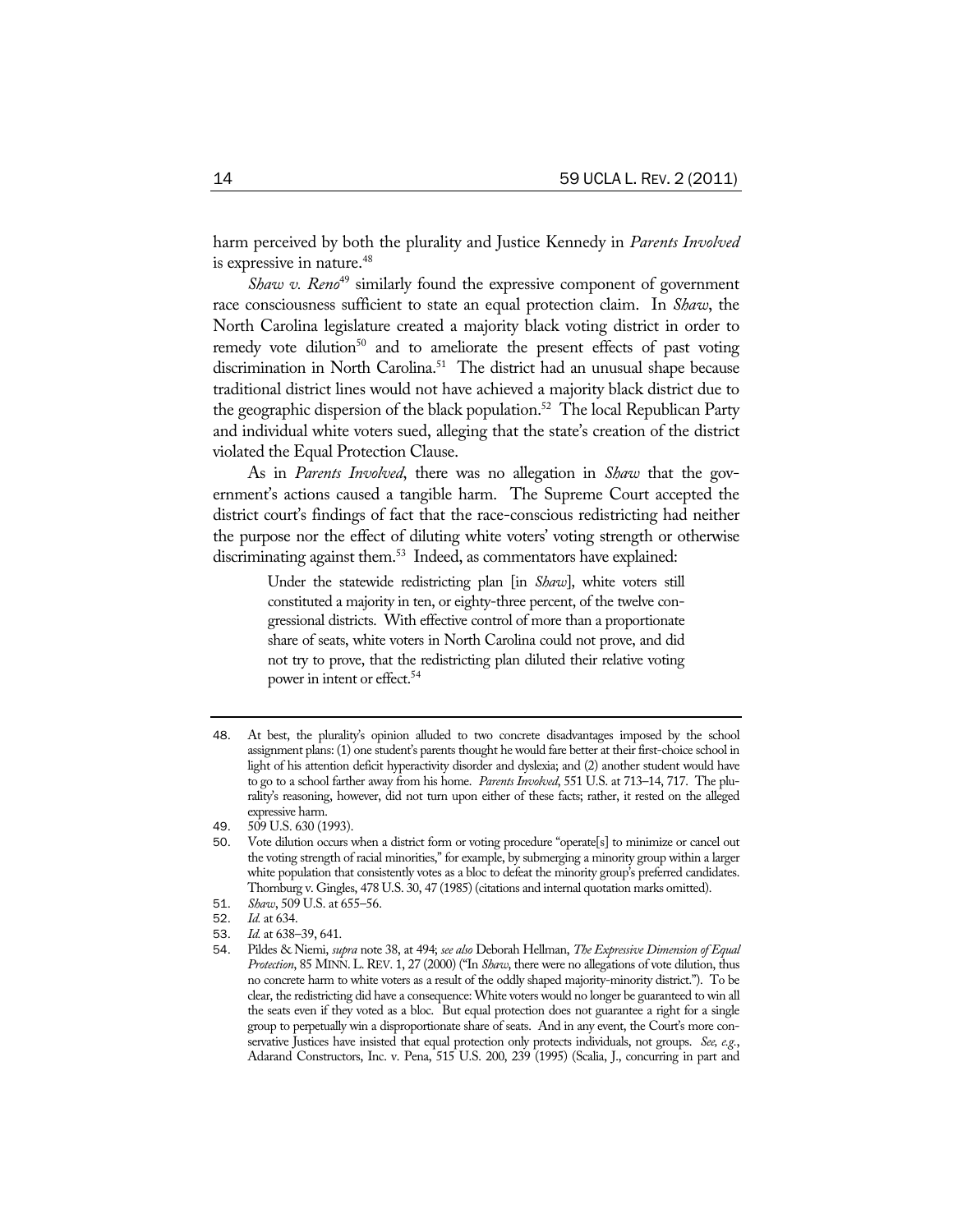harm perceived by both the plurality and Justice Kennedy in *Parents Involved* is expressive in nature.[48]

*Shaw v. Reno*[49] similarly found the expressive component of government race consciousness sufficient to state an equal protection claim. In *Shaw*, the North Carolina legislature created a majority black voting district in order to remedy vote dilution[50] and to ameliorate the present effects of past voting discrimination in North Carolina.[51] The district had an unusual shape because traditional district lines would not have achieved a majority black district due to the geographic dispersion of the black population.[52] The local Republican Party and individual white voters sued, alleging that the state's creation of the district violated the Equal Protection Clause.

As in *Parents Involved*, there was no allegation in *Shaw* that the government's actions caused a tangible harm. The Supreme Court accepted the district court's findings of fact that the race-conscious redistricting had neither the purpose nor the effect of diluting white voters' voting strength or otherwise discriminating against them.[53] Indeed, as commentators have explained:

> Under the statewide redistricting plan [in *Shaw*], white voters still constituted a majority in ten, or eighty-three percent, of the twelve congressional districts. With effective control of more than a proportionate share of seats, white voters in North Carolina could not prove, and did not try to prove, that the redistricting plan diluted their relative voting power in intent or effect.[54]

---

48. At best, the plurality's opinion alluded to two concrete disadvantages imposed by the school assignment plans: (1) one student's parents thought he would fare better at their first-choice school in light of his attention deficit hyperactivity disorder and dyslexia; and (2) another student would have to go to a school farther away from his home. *Parents Involved*, 551 U.S. at 713–14, 717. The plurality's reasoning, however, did not turn upon either of these facts; rather, it rested on the alleged expressive harm.

49. 509 U.S. 630 (1993).

50. Vote dilution occurs when a district form or voting procedure "operate[s] to minimize or cancel out the voting strength of racial minorities," for example, by submerging a minority group within a larger white population that consistently votes as a bloc to defeat the minority group's preferred candidates. Thornburg v. Gingles, 478 U.S. 30, 47 (1985) (citations and internal quotation marks omitted).

51. *Shaw*, 509 U.S. at 655–56.

52. *Id.* at 634.

53. *Id.* at 638–39, 641.

54. Pildes & Niemi, *supra* note 38, at 494; *see also* Deborah Hellman, *The Expressive Dimension of Equal Protection*, 85 MINN. L. REV. 1, 27 (2000) ("In *Shaw*, there were no allegations of vote dilution, thus no concrete harm to white voters as a result of the oddly shaped majority-minority district."). To be clear, the redistricting did have a consequence: White voters would no longer be guaranteed to win all the seats even if they voted as a bloc. But equal protection does not guarantee a right for a single group to perpetually win a disproportionate share of seats. And in any event, the Court's more conservative Justices have insisted that equal protection only protects individuals, not groups. *See, e.g.*, Adarand Constructors, Inc. v. Pena, 515 U.S. 200, 239 (1995) (Scalia, J., concurring in part and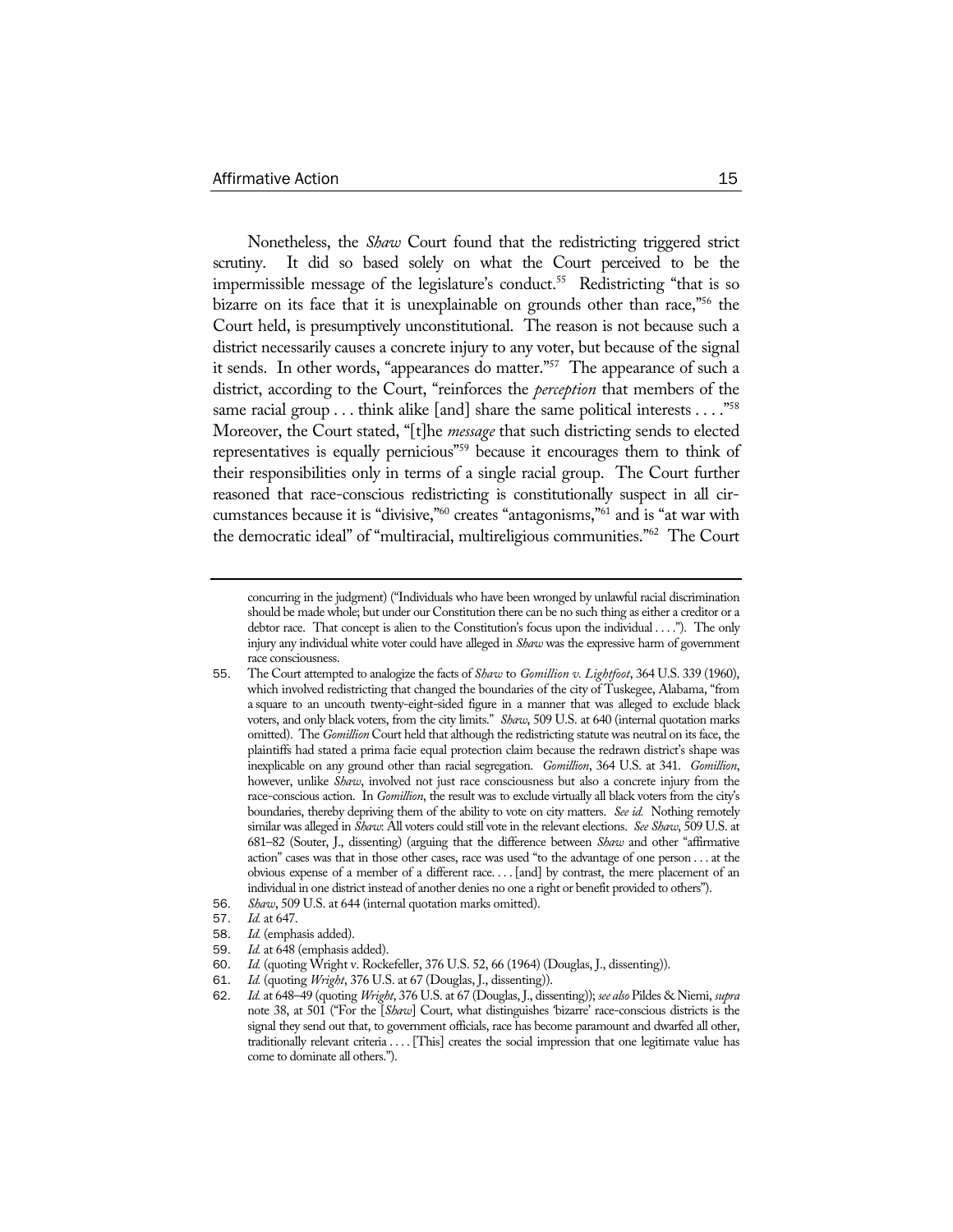Nonetheless, the *Shaw* Court found that the redistricting triggered strict scrutiny. It did so based solely on what the Court perceived to be the impermissible message of the legislature's conduct.[55] Redistricting "that is so bizarre on its face that it is unexplainable on grounds other than race,"[56] the Court held, is presumptively unconstitutional. The reason is not because such a district necessarily causes a concrete injury to any voter, but because of the signal it sends. In other words, "appearances do matter."[57] The appearance of such a district, according to the Court, "reinforces the *perception* that members of the same racial group . . . think alike [and] share the same political interests . . . ."[58] Moreover, the Court stated, "[t]he *message* that such districting sends to elected representatives is equally pernicious"[59] because it encourages them to think of their responsibilities only in terms of a single racial group. The Court further reasoned that race-conscious redistricting is constitutionally suspect in all circumstances because it is "divisive,"[60] creates "antagonisms,"[61] and is "at war with the democratic ideal" of "multiracial, multireligious communities."[62] The Court

---

concurring in the judgment) ("Individuals who have been wronged by unlawful racial discrimination should be made whole; but under our Constitution there can be no such thing as either a creditor or a debtor race. That concept is alien to the Constitution's focus upon the individual . . . ."). The only injury any individual white voter could have alleged in *Shaw* was the expressive harm of government race consciousness.

55. The Court attempted to analogize the facts of *Shaw* to *Gomillion v. Lightfoot*, 364 U.S. 339 (1960), which involved redistricting that changed the boundaries of the city of Tuskegee, Alabama, "from a square to an uncouth twenty-eight-sided figure in a manner that was alleged to exclude black voters, and only black voters, from the city limits." *Shaw*, 509 U.S. at 640 (internal quotation marks omitted). The *Gomillion* Court held that although the redistricting statute was neutral on its face, the plaintiffs had stated a prima facie equal protection claim because the redrawn district's shape was inexplicable on any ground other than racial segregation. *Gomillion*, 364 U.S. at 341. *Gomillion*, however, unlike *Shaw*, involved not just race consciousness but also a concrete injury from the race-conscious action. In *Gomillion*, the result was to exclude virtually all black voters from the city's boundaries, thereby depriving them of the ability to vote on city matters. *See id.* Nothing remotely similar was alleged in *Shaw*: All voters could still vote in the relevant elections. *See Shaw*, 509 U.S. at 681–82 (Souter, J., dissenting) (arguing that the difference between *Shaw* and other "affirmative action" cases was that in those other cases, race was used "to the advantage of one person . . . at the obvious expense of a member of a different race. . . . [and] by contrast, the mere placement of an individual in one district instead of another denies no one a right or benefit provided to others").
56. *Shaw*, 509 U.S. at 644 (internal quotation marks omitted).
57. *Id.* at 647.
58. *Id.* (emphasis added).
59. *Id.* at 648 (emphasis added).
60. *Id.* (quoting Wright v. Rockefeller, 376 U.S. 52, 66 (1964) (Douglas, J., dissenting)).
61. *Id.* (quoting *Wright*, 376 U.S. at 67 (Douglas, J., dissenting)).
62. *Id.* at 648–49 (quoting *Wright*, 376 U.S. at 67 (Douglas, J., dissenting)); *see also* Pildes & Niemi, *supra* note 38, at 501 ("For the [*Shaw*] Court, what distinguishes 'bizarre' race-conscious districts is the signal they send out that, to government officials, race has become paramount and dwarfed all other, traditionally relevant criteria . . . . [This] creates the social impression that one legitimate value has come to dominate all others.").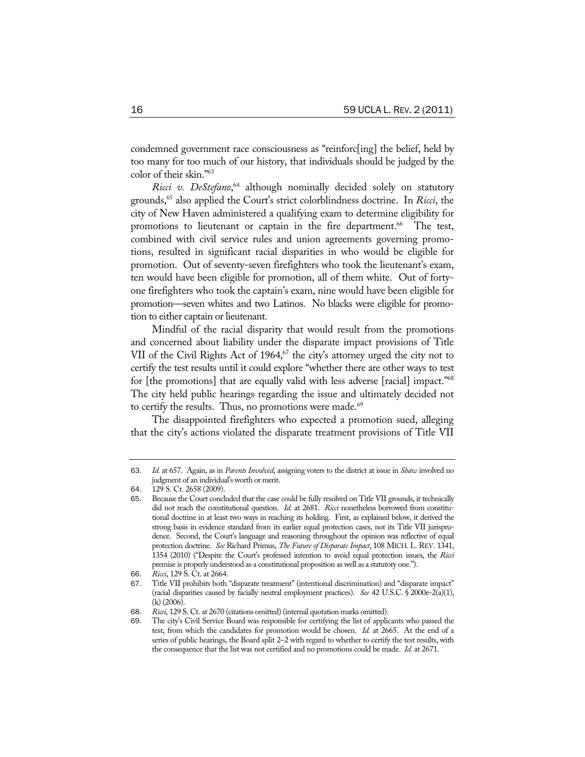condemned government race consciousness as "reinforc[ing] the belief, held by too many for too much of our history, that individuals should be judged by the color of their skin."[63]

*Ricci v. DeStefano*,[64] although nominally decided solely on statutory grounds,[65] also applied the Court's strict colorblindness doctrine. In *Ricci*, the city of New Haven administered a qualifying exam to determine eligibility for promotions to lieutenant or captain in the fire department.[66] The test, combined with civil service rules and union agreements governing promotions, resulted in significant racial disparities in who would be eligible for promotion. Out of seventy-seven firefighters who took the lieutenant's exam, ten would have been eligible for promotion, all of them white. Out of forty-one firefighters who took the captain's exam, nine would have been eligible for promotion—seven whites and two Latinos. No blacks were eligible for promotion to either captain or lieutenant.

Mindful of the racial disparity that would result from the promotions and concerned about liability under the disparate impact provisions of Title VII of the Civil Rights Act of 1964,[67] the city's attorney urged the city not to certify the test results until it could explore "whether there are other ways to test for [the promotions] that are equally valid with less adverse [racial] impact."[68] The city held public hearings regarding the issue and ultimately decided not to certify the results. Thus, no promotions were made.[69]

The disappointed firefighters who expected a promotion sued, alleging that the city's actions violated the disparate treatment provisions of Title VII

---

63. *Id.* at 657. Again, as in *Parents Involved*, assigning voters to the district at issue in *Shaw* involved no judgment of an individual's worth or merit.

64. 129 S. Ct. 2658 (2009).

65. Because the Court concluded that the case could be fully resolved on Title VII grounds, it technically did not reach the constitutional question. *Id.* at 2681. *Ricci* nonetheless borrowed from constitutional doctrine in at least two ways in reaching its holding. First, as explained below, it derived the strong basis in evidence standard from its earlier equal protection cases, not its Title VII jurisprudence. Second, the Court's language and reasoning throughout the opinion was reflective of equal protection doctrine. *See* Richard Primus, *The Future of Disparate Impact*, 108 MICH. L. REV. 1341, 1354 (2010) ("Despite the Court's professed intention to avoid equal protection issues, the *Ricci* premise is properly understood as a constitutional proposition as well as a statutory one.").

66. *Ricci*, 129 S. Ct. at 2664.

67. Title VII prohibits both "disparate treatment" (intentional discrimination) and "disparate impact" (racial disparities caused by facially neutral employment practices). *See* 42 U.S.C. § 2000e-2(a)(1), (k) (2006).

68. *Ricci*, 129 S. Ct. at 2670 (citations omitted) (internal quotation marks omitted).

69. The city's Civil Service Board was responsible for certifying the list of applicants who passed the test, from which the candidates for promotion would be chosen. *Id.* at 2665. At the end of a series of public hearings, the Board split 2–2 with regard to whether to certify the test results, with the consequence that the list was not certified and no promotions could be made. *Id.* at 2671.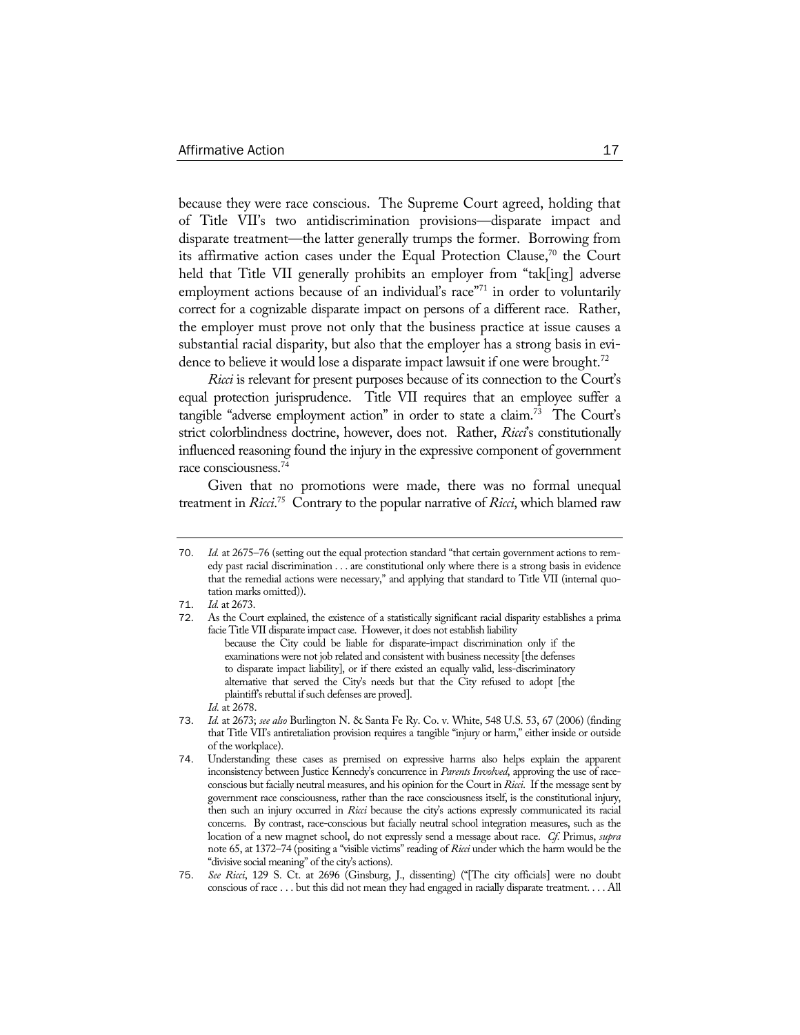because they were race conscious. The Supreme Court agreed, holding that of Title VII's two antidiscrimination provisions—disparate impact and disparate treatment—the latter generally trumps the former. Borrowing from its affirmative action cases under the Equal Protection Clause,[70] the Court held that Title VII generally prohibits an employer from "tak[ing] adverse employment actions because of an individual's race"[71] in order to voluntarily correct for a cognizable disparate impact on persons of a different race. Rather, the employer must prove not only that the business practice at issue causes a substantial racial disparity, but also that the employer has a strong basis in evidence to believe it would lose a disparate impact lawsuit if one were brought.[72]

*Ricci* is relevant for present purposes because of its connection to the Court's equal protection jurisprudence. Title VII requires that an employee suffer a tangible "adverse employment action" in order to state a claim.[73] The Court's strict colorblindness doctrine, however, does not. Rather, *Ricci*'s constitutionally influenced reasoning found the injury in the expressive component of government race consciousness.[74]

Given that no promotions were made, there was no formal unequal treatment in *Ricci*.[75] Contrary to the popular narrative of *Ricci*, which blamed raw

---

70. *Id.* at 2675–76 (setting out the equal protection standard "that certain government actions to remedy past racial discrimination . . . are constitutional only where there is a strong basis in evidence that the remedial actions were necessary," and applying that standard to Title VII (internal quotation marks omitted)).

71. *Id.* at 2673.

72. As the Court explained, the existence of a statistically significant racial disparity establishes a prima facie Title VII disparate impact case. However, it does not establish liability

   > because the City could be liable for disparate-impact discrimination only if the examinations were not job related and consistent with business necessity [the defenses to disparate impact liability], or if there existed an equally valid, less-discriminatory alternative that served the City's needs but that the City refused to adopt [the plaintiff's rebuttal if such defenses are proved].

   *Id.* at 2678.

73. *Id.* at 2673; *see also* Burlington N. & Santa Fe Ry. Co. v. White, 548 U.S. 53, 67 (2006) (finding that Title VII's antiretaliation provision requires a tangible "injury or harm," either inside or outside of the workplace).

74. Understanding these cases as premised on expressive harms also helps explain the apparent inconsistency between Justice Kennedy's concurrence in *Parents Involved*, approving the use of race-conscious but facially neutral measures, and his opinion for the Court in *Ricci*. If the message sent by government race consciousness, rather than the race consciousness itself, is the constitutional injury, then such an injury occurred in *Ricci* because the city's actions expressly communicated its racial concerns. By contrast, race-conscious but facially neutral school integration measures, such as the location of a new magnet school, do not expressly send a message about race. *Cf.* Primus, *supra* note 65, at 1372–74 (positing a "visible victims" reading of *Ricci* under which the harm would be the "divisive social meaning" of the city's actions).

75. *See Ricci*, 129 S. Ct. at 2696 (Ginsburg, J., dissenting) ("[The city officials] were no doubt conscious of race . . . but this did not mean they had engaged in racially disparate treatment. . . . All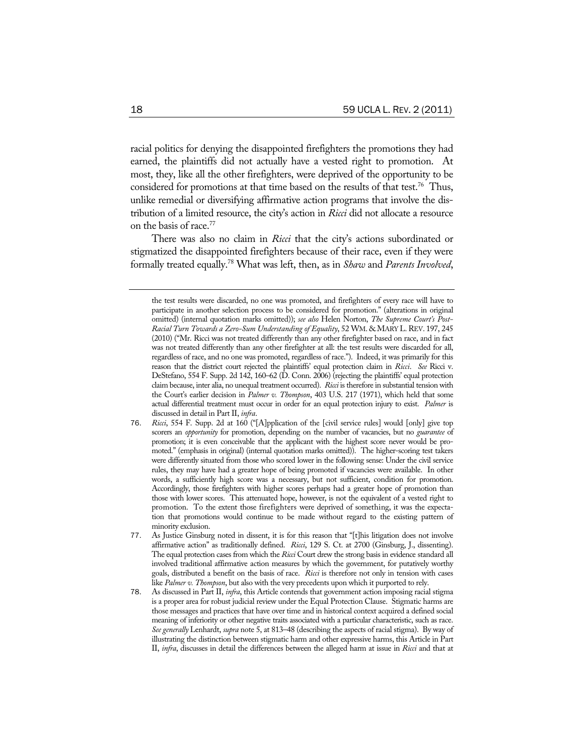racial politics for denying the disappointed firefighters the promotions they had earned, the plaintiffs did not actually have a vested right to promotion. At most, they, like all the other firefighters, were deprived of the opportunity to be considered for promotions at that time based on the results of that test.[76] Thus, unlike remedial or diversifying affirmative action programs that involve the distribution of a limited resource, the city's action in *Ricci* did not allocate a resource on the basis of race.[77]

There was also no claim in *Ricci* that the city's actions subordinated or stigmatized the disappointed firefighters because of their race, even if they were formally treated equally.[78] What was left, then, as in *Shaw* and *Parents Involved*,

---

the test results were discarded, no one was promoted, and firefighters of every race will have to participate in another selection process to be considered for promotion." (alterations in original omitted) (internal quotation marks omitted)); *see also* Helen Norton, *The Supreme Court's Post-Racial Turn Towards a Zero-Sum Understanding of Equality*, 52 WM. & MARY L. REV. 197, 245 (2010) ("Mr. Ricci was not treated differently than any other firefighter based on race, and in fact was not treated differently than any other firefighter at all: the test results were discarded for all, regardless of race, and no one was promoted, regardless of race."). Indeed, it was primarily for this reason that the district court rejected the plaintiffs' equal protection claim in *Ricci*. *See* Ricci v. DeStefano, 554 F. Supp. 2d 142, 160–62 (D. Conn. 2006) (rejecting the plaintiffs' equal protection claim because, inter alia, no unequal treatment occurred). *Ricci* is therefore in substantial tension with the Court's earlier decision in *Palmer v. Thompson*, 403 U.S. 217 (1971), which held that some actual differential treatment must occur in order for an equal protection injury to exist. *Palmer* is discussed in detail in Part II, *infra*.

76. *Ricci*, 554 F. Supp. 2d at 160 ("[A]pplication of the [civil service rules] would [only] give top scorers an *opportunity* for promotion, depending on the number of vacancies, but no *guarantee* of promotion; it is even conceivable that the applicant with the highest score never would be promoted." (emphasis in original) (internal quotation marks omitted)). The higher-scoring test takers were differently situated from those who scored lower in the following sense: Under the civil service rules, they may have had a greater hope of being promoted if vacancies were available. In other words, a sufficiently high score was a necessary, but not sufficient, condition for promotion. Accordingly, those firefighters with higher scores perhaps had a greater hope of promotion than those with lower scores. This attenuated hope, however, is not the equivalent of a vested right to promotion. To the extent those firefighters were deprived of something, it was the expectation that promotions would continue to be made without regard to the existing pattern of minority exclusion.

77. As Justice Ginsburg noted in dissent, it is for this reason that "[t]his litigation does not involve affirmative action" as traditionally defined. *Ricci*, 129 S. Ct. at 2700 (Ginsburg, J., dissenting). The equal protection cases from which the *Ricci* Court drew the strong basis in evidence standard all involved traditional affirmative action measures by which the government, for putatively worthy goals, distributed a benefit on the basis of race. *Ricci* is therefore not only in tension with cases like *Palmer v. Thompson*, but also with the very precedents upon which it purported to rely.

78. As discussed in Part II, *infra*, this Article contends that government action imposing racial stigma is a proper area for robust judicial review under the Equal Protection Clause. Stigmatic harms are those messages and practices that have over time and in historical context acquired a defined social meaning of inferiority or other negative traits associated with a particular characteristic, such as race. *See generally* Lenhardt, *supra* note 5, at 813–48 (describing the aspects of racial stigma). By way of illustrating the distinction between stigmatic harm and other expressive harms, this Article in Part II, *infra*, discusses in detail the differences between the alleged harm at issue in *Ricci* and that at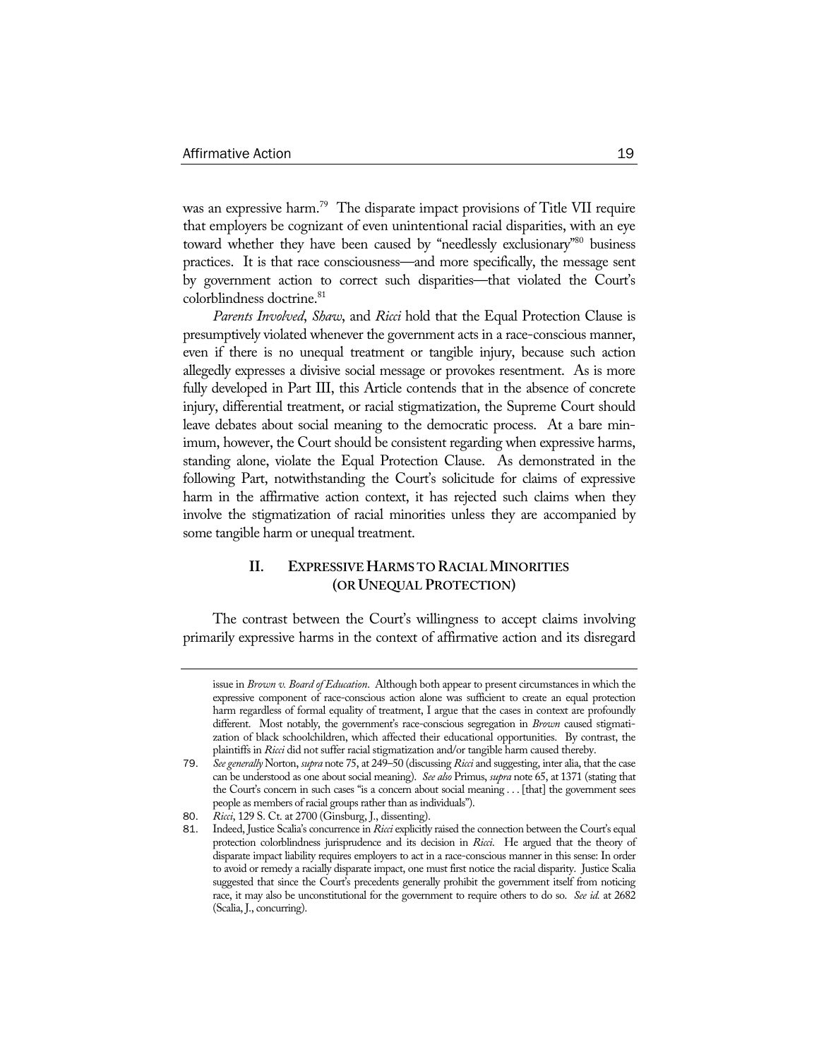was an expressive harm.[79] The disparate impact provisions of Title VII require that employers be cognizant of even unintentional racial disparities, with an eye toward whether they have been caused by "needlessly exclusionary"[80] business practices. It is that race consciousness—and more specifically, the message sent by government action to correct such disparities—that violated the Court's colorblindness doctrine.[81]

*Parents Involved*, *Shaw*, and *Ricci* hold that the Equal Protection Clause is presumptively violated whenever the government acts in a race-conscious manner, even if there is no unequal treatment or tangible injury, because such action allegedly expresses a divisive social message or provokes resentment. As is more fully developed in Part III, this Article contends that in the absence of concrete injury, differential treatment, or racial stigmatization, the Supreme Court should leave debates about social meaning to the democratic process. At a bare minimum, however, the Court should be consistent regarding when expressive harms, standing alone, violate the Equal Protection Clause. As demonstrated in the following Part, notwithstanding the Court's solicitude for claims of expressive harm in the affirmative action context, it has rejected such claims when they involve the stigmatization of racial minorities unless they are accompanied by some tangible harm or unequal treatment.

## II. EXPRESSIVE HARMS TO RACIAL MINORITIES (OR UNEQUAL PROTECTION)

The contrast between the Court's willingness to accept claims involving primarily expressive harms in the context of affirmative action and its disregard

---

issue in *Brown v. Board of Education*. Although both appear to present circumstances in which the expressive component of race-conscious action alone was sufficient to create an equal protection harm regardless of formal equality of treatment, I argue that the cases in context are profoundly different. Most notably, the government's race-conscious segregation in *Brown* caused stigmatization of black schoolchildren, which affected their educational opportunities. By contrast, the plaintiffs in *Ricci* did not suffer racial stigmatization and/or tangible harm caused thereby.

79. *See generally* Norton, *supra* note 75, at 249–50 (discussing *Ricci* and suggesting, inter alia, that the case can be understood as one about social meaning). *See also* Primus, *supra* note 65, at 1371 (stating that the Court's concern in such cases "is a concern about social meaning . . . [that] the government sees people as members of racial groups rather than as individuals").

80. *Ricci*, 129 S. Ct. at 2700 (Ginsburg, J., dissenting).

81. Indeed, Justice Scalia's concurrence in *Ricci* explicitly raised the connection between the Court's equal protection colorblindness jurisprudence and its decision in *Ricci*. He argued that the theory of disparate impact liability requires employers to act in a race-conscious manner in this sense: In order to avoid or remedy a racially disparate impact, one must first notice the racial disparity. Justice Scalia suggested that since the Court's precedents generally prohibit the government itself from noticing race, it may also be unconstitutional for the government to require others to do so. *See id.* at 2682 (Scalia, J., concurring).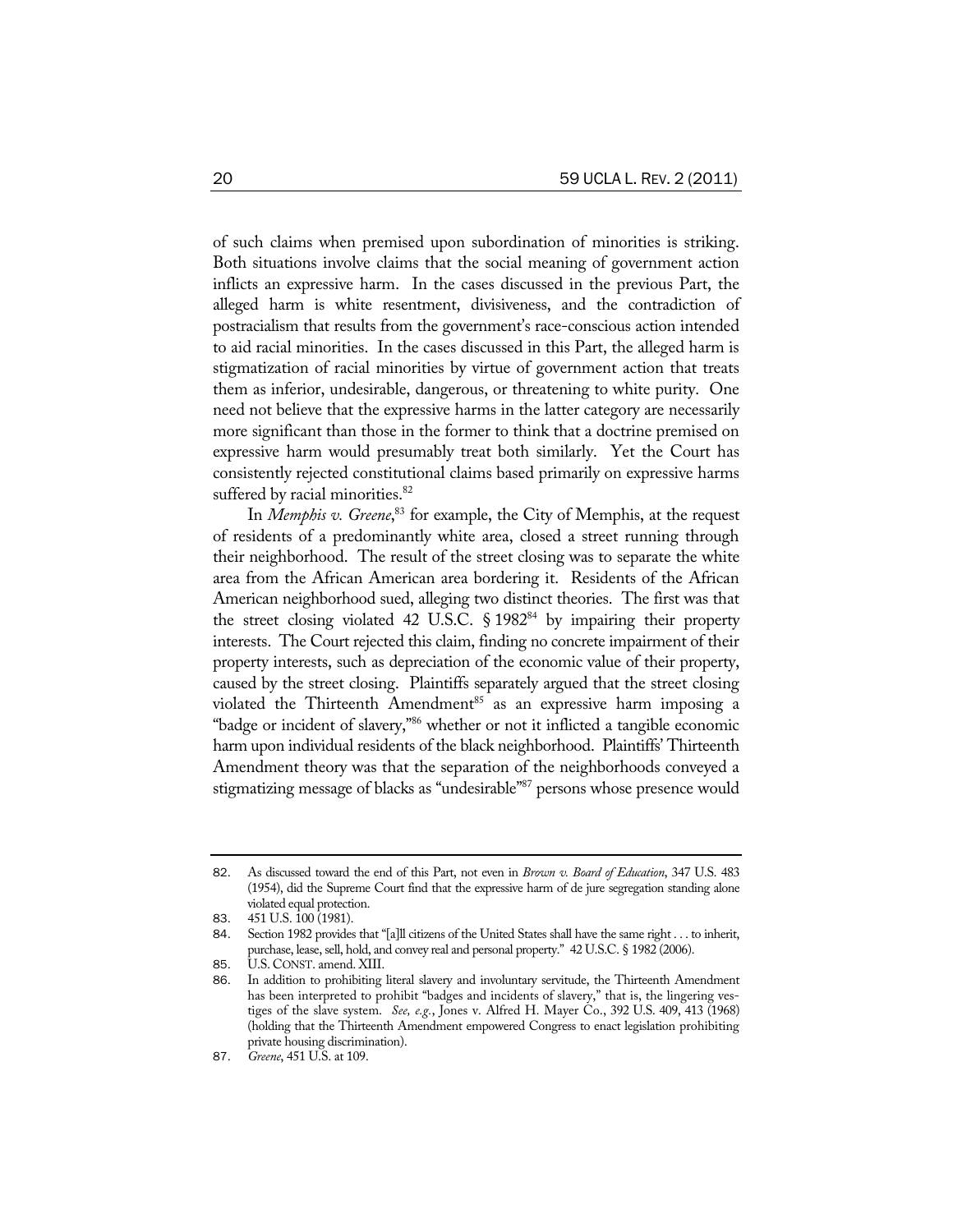of such claims when premised upon subordination of minorities is striking. Both situations involve claims that the social meaning of government action inflicts an expressive harm. In the cases discussed in the previous Part, the alleged harm is white resentment, divisiveness, and the contradiction of postracialism that results from the government's race-conscious action intended to aid racial minorities. In the cases discussed in this Part, the alleged harm is stigmatization of racial minorities by virtue of government action that treats them as inferior, undesirable, dangerous, or threatening to white purity. One need not believe that the expressive harms in the latter category are necessarily more significant than those in the former to think that a doctrine premised on expressive harm would presumably treat both similarly. Yet the Court has consistently rejected constitutional claims based primarily on expressive harms suffered by racial minorities.[82]

In *Memphis v. Greene*,[83] for example, the City of Memphis, at the request of residents of a predominantly white area, closed a street running through their neighborhood. The result of the street closing was to separate the white area from the African American area bordering it. Residents of the African American neighborhood sued, alleging two distinct theories. The first was that the street closing violated 42 U.S.C. § 1982[84] by impairing their property interests. The Court rejected this claim, finding no concrete impairment of their property interests, such as depreciation of the economic value of their property, caused by the street closing. Plaintiffs separately argued that the street closing violated the Thirteenth Amendment[85] as an expressive harm imposing a "badge or incident of slavery,"[86] whether or not it inflicted a tangible economic harm upon individual residents of the black neighborhood. Plaintiffs' Thirteenth Amendment theory was that the separation of the neighborhoods conveyed a stigmatizing message of blacks as "undesirable"[87] persons whose presence would

---

82. As discussed toward the end of this Part, not even in *Brown v. Board of Education*, 347 U.S. 483 (1954), did the Supreme Court find that the expressive harm of de jure segregation standing alone violated equal protection.

83. 451 U.S. 100 (1981).

84. Section 1982 provides that "[a]ll citizens of the United States shall have the same right . . . to inherit, purchase, lease, sell, hold, and convey real and personal property." 42 U.S.C. § 1982 (2006).

85. U.S. CONST. amend. XIII.

86. In addition to prohibiting literal slavery and involuntary servitude, the Thirteenth Amendment has been interpreted to prohibit "badges and incidents of slavery," that is, the lingering vestiges of the slave system. *See, e.g.*, Jones v. Alfred H. Mayer Co., 392 U.S. 409, 413 (1968) (holding that the Thirteenth Amendment empowered Congress to enact legislation prohibiting private housing discrimination).

87. *Greene*, 451 U.S. at 109.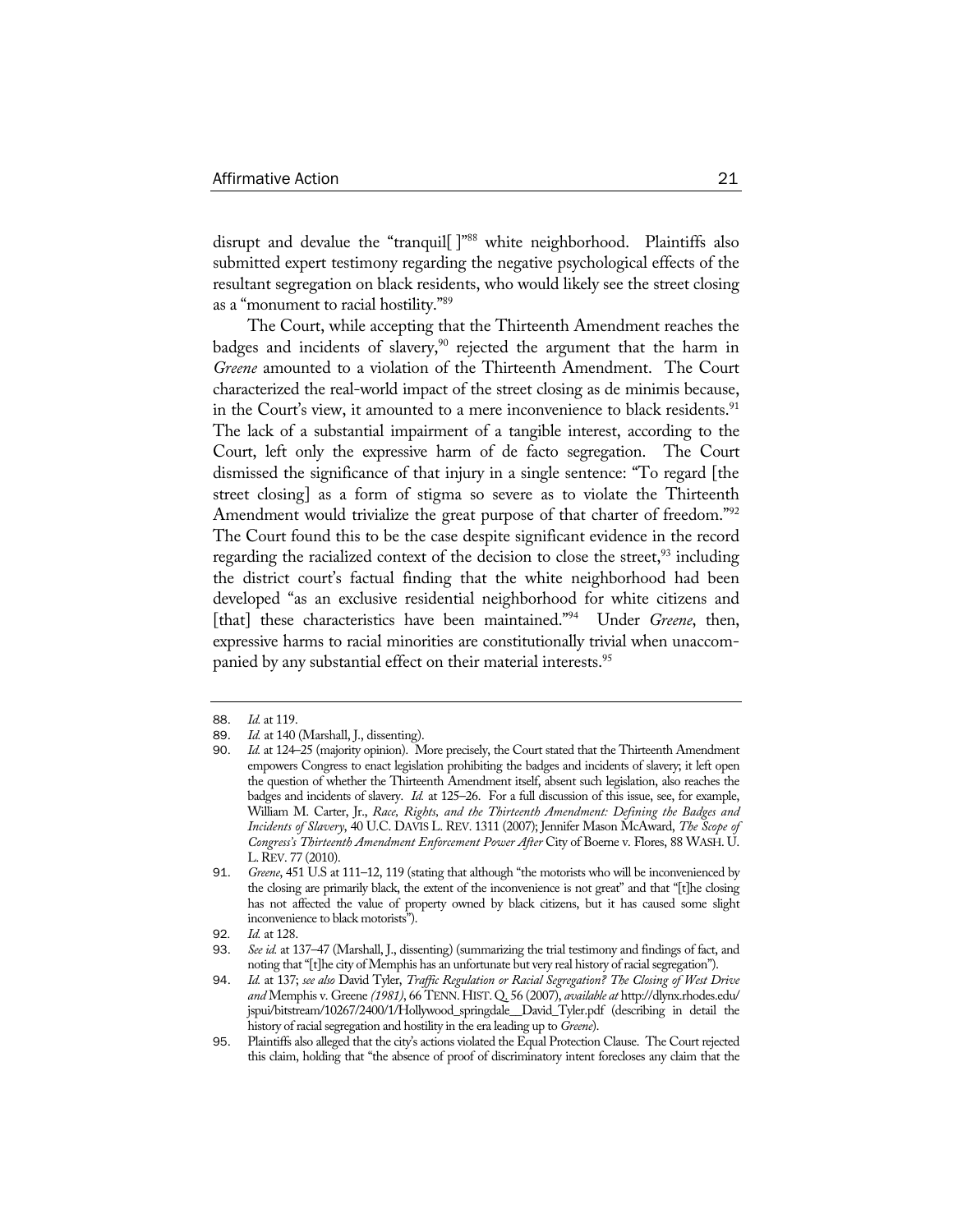disrupt and devalue the "tranquil[ ]"[88] white neighborhood. Plaintiffs also submitted expert testimony regarding the negative psychological effects of the resultant segregation on black residents, who would likely see the street closing as a "monument to racial hostility."[89]

The Court, while accepting that the Thirteenth Amendment reaches the badges and incidents of slavery,[90] rejected the argument that the harm in *Greene* amounted to a violation of the Thirteenth Amendment. The Court characterized the real-world impact of the street closing as de minimis because, in the Court's view, it amounted to a mere inconvenience to black residents.[91] The lack of a substantial impairment of a tangible interest, according to the Court, left only the expressive harm of de facto segregation. The Court dismissed the significance of that injury in a single sentence: "To regard [the street closing] as a form of stigma so severe as to violate the Thirteenth Amendment would trivialize the great purpose of that charter of freedom."[92] The Court found this to be the case despite significant evidence in the record regarding the racialized context of the decision to close the street,[93] including the district court's factual finding that the white neighborhood had been developed "as an exclusive residential neighborhood for white citizens and [that] these characteristics have been maintained."[94] Under *Greene*, then, expressive harms to racial minorities are constitutionally trivial when unaccompanied by any substantial effect on their material interests.[95]

---

88. *Id.* at 119.
89. *Id.* at 140 (Marshall, J., dissenting).
90. *Id.* at 124–25 (majority opinion). More precisely, the Court stated that the Thirteenth Amendment empowers Congress to enact legislation prohibiting the badges and incidents of slavery; it left open the question of whether the Thirteenth Amendment itself, absent such legislation, also reaches the badges and incidents of slavery. *Id.* at 125–26. For a full discussion of this issue, see, for example, William M. Carter, Jr., *Race, Rights, and the Thirteenth Amendment: Defining the Badges and Incidents of Slavery*, 40 U.C. DAVIS L. REV. 1311 (2007); Jennifer Mason McAward, *The Scope of Congress's Thirteenth Amendment Enforcement Power After* City of Boerne v. Flores, 88 WASH. U. L. REV. 77 (2010).
91. *Greene*, 451 U.S at 111–12, 119 (stating that although "the motorists who will be inconvenienced by the closing are primarily black, the extent of the inconvenience is not great" and that "[t]he closing has not affected the value of property owned by black citizens, but it has caused some slight inconvenience to black motorists").
92. *Id.* at 128.
93. *See id.* at 137–47 (Marshall, J., dissenting) (summarizing the trial testimony and findings of fact, and noting that "[t]he city of Memphis has an unfortunate but very real history of racial segregation").
94. *Id.* at 137; *see also* David Tyler, *Traffic Regulation or Racial Segregation? The Closing of West Drive and* Memphis v. Greene *(1981)*, 66 TENN. HIST. Q. 56 (2007), *available at* http://dlynx.rhodes.edu/jspui/bitstream/10267/2400/1/Hollywood_springdale__David_Tyler.pdf (describing in detail the history of racial segregation and hostility in the era leading up to *Greene*).
95. Plaintiffs also alleged that the city's actions violated the Equal Protection Clause. The Court rejected this claim, holding that "the absence of proof of discriminatory intent forecloses any claim that the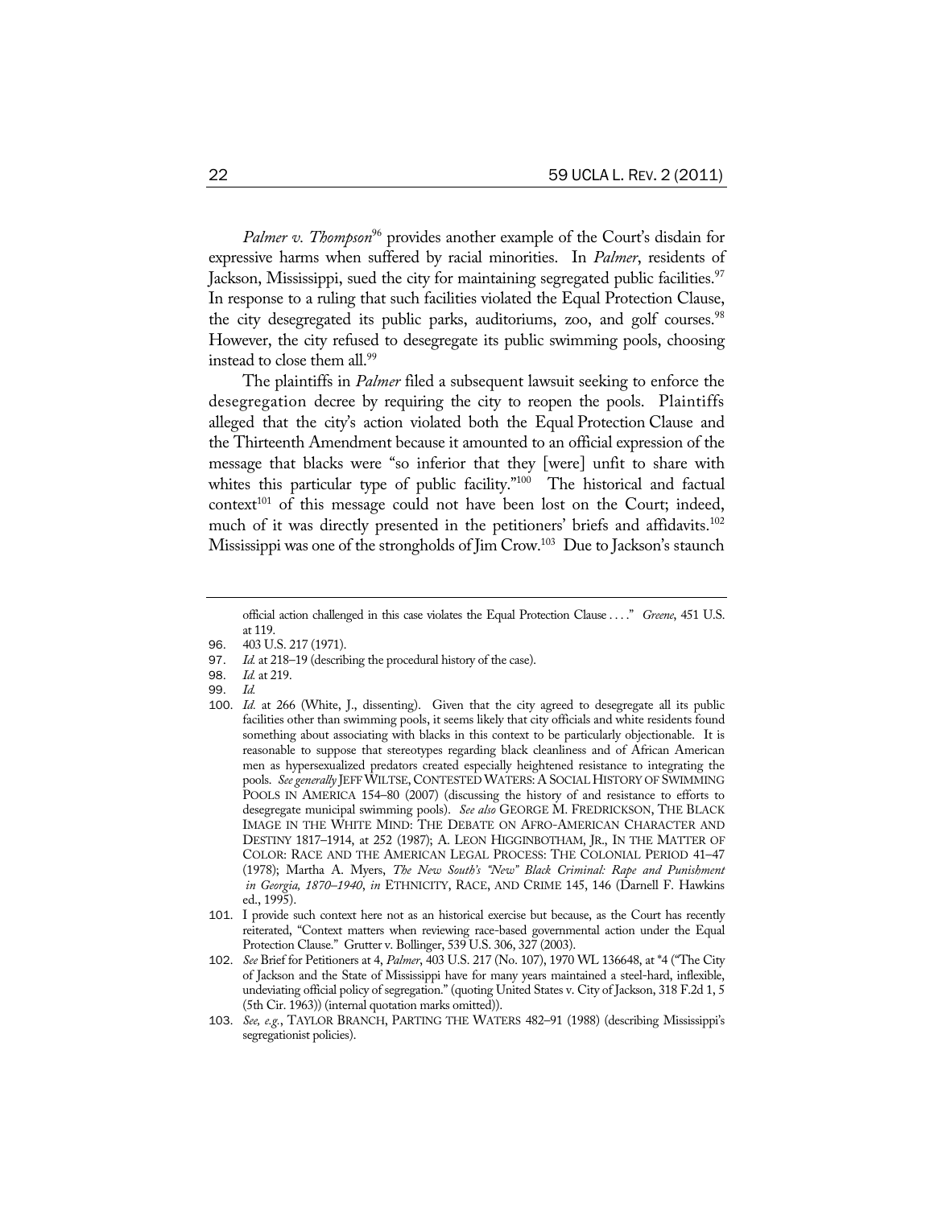*Palmer v. Thompson*[96] provides another example of the Court's disdain for expressive harms when suffered by racial minorities. In *Palmer*, residents of Jackson, Mississippi, sued the city for maintaining segregated public facilities.[97] In response to a ruling that such facilities violated the Equal Protection Clause, the city desegregated its public parks, auditoriums, zoo, and golf courses.[98] However, the city refused to desegregate its public swimming pools, choosing instead to close them all.[99]

The plaintiffs in *Palmer* filed a subsequent lawsuit seeking to enforce the desegregation decree by requiring the city to reopen the pools. Plaintiffs alleged that the city's action violated both the Equal Protection Clause and the Thirteenth Amendment because it amounted to an official expression of the message that blacks were "so inferior that they [were] unfit to share with whites this particular type of public facility."[100] The historical and factual context[101] of this message could not have been lost on the Court; indeed, much of it was directly presented in the petitioners' briefs and affidavits.[102] Mississippi was one of the strongholds of Jim Crow.[103] Due to Jackson's staunch

---

official action challenged in this case violates the Equal Protection Clause . . . ." *Greene*, 451 U.S. at 119.

96. 403 U.S. 217 (1971).

97. *Id.* at 218–19 (describing the procedural history of the case).

98. *Id.* at 219.

99. *Id.*

100. *Id.* at 266 (White, J., dissenting). Given that the city agreed to desegregate all its public facilities other than swimming pools, it seems likely that city officials and white residents found something about associating with blacks in this context to be particularly objectionable. It is reasonable to suppose that stereotypes regarding black cleanliness and of African American men as hypersexualized predators created especially heightened resistance to integrating the pools. *See generally* JEFF WILTSE, CONTESTED WATERS: A SOCIAL HISTORY OF SWIMMING POOLS IN AMERICA 154–80 (2007) (discussing the history of and resistance to efforts to desegregate municipal swimming pools). *See also* GEORGE M. FREDRICKSON, THE BLACK IMAGE IN THE WHITE MIND: THE DEBATE ON AFRO-AMERICAN CHARACTER AND DESTINY 1817–1914, at 252 (1987); A. LEON HIGGINBOTHAM, JR., IN THE MATTER OF COLOR: RACE AND THE AMERICAN LEGAL PROCESS: THE COLONIAL PERIOD 41–47 (1978); Martha A. Myers, *The New South's "New" Black Criminal: Rape and Punishment in Georgia, 1870–1940*, *in* ETHNICITY, RACE, AND CRIME 145, 146 (Darnell F. Hawkins ed., 1995).

101. I provide such context here not as an historical exercise but because, as the Court has recently reiterated, "Context matters when reviewing race-based governmental action under the Equal Protection Clause." Grutter v. Bollinger, 539 U.S. 306, 327 (2003).

102. *See* Brief for Petitioners at 4, *Palmer*, 403 U.S. 217 (No. 107), 1970 WL 136648, at *4 ("The City of Jackson and the State of Mississippi have for many years maintained a steel-hard, inflexible, undeviating official policy of segregation." (quoting United States v. City of Jackson, 318 F.2d 1, 5 (5th Cir. 1963)) (internal quotation marks omitted)).

103. *See, e.g.*, TAYLOR BRANCH, PARTING THE WATERS 482–91 (1988) (describing Mississippi's segregationist policies).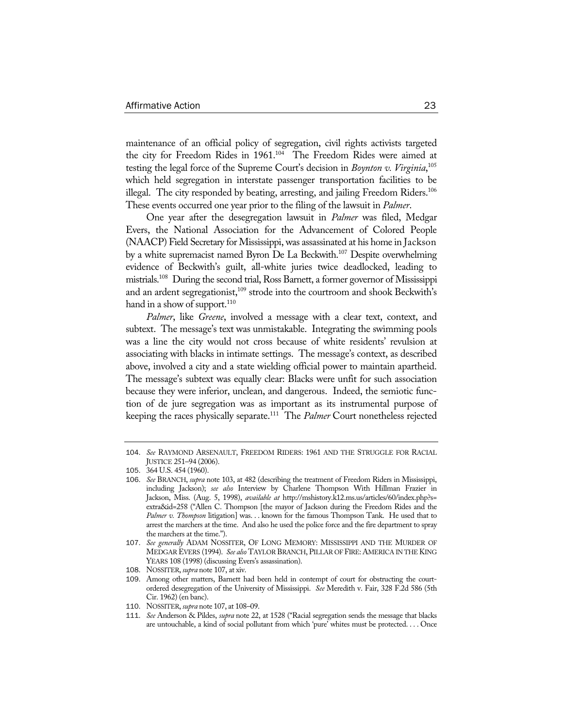maintenance of an official policy of segregation, civil rights activists targeted the city for Freedom Rides in 1961.[104] The Freedom Rides were aimed at testing the legal force of the Supreme Court's decision in *Boynton v. Virginia*,[105] which held segregation in interstate passenger transportation facilities to be illegal. The city responded by beating, arresting, and jailing Freedom Riders.[106] These events occurred one year prior to the filing of the lawsuit in *Palmer*.

One year after the desegregation lawsuit in *Palmer* was filed, Medgar Evers, the National Association for the Advancement of Colored People (NAACP) Field Secretary for Mississippi, was assassinated at his home in Jackson by a white supremacist named Byron De La Beckwith.[107] Despite overwhelming evidence of Beckwith's guilt, all-white juries twice deadlocked, leading to mistrials.[108] During the second trial, Ross Barnett, a former governor of Mississippi and an ardent segregationist,[109] strode into the courtroom and shook Beckwith's hand in a show of support.[110]

*Palmer*, like *Greene*, involved a message with a clear text, context, and subtext. The message's text was unmistakable. Integrating the swimming pools was a line the city would not cross because of white residents' revulsion at associating with blacks in intimate settings. The message's context, as described above, involved a city and a state wielding official power to maintain apartheid. The message's subtext was equally clear: Blacks were unfit for such association because they were inferior, unclean, and dangerous. Indeed, the semiotic function of de jure segregation was as important as its instrumental purpose of keeping the races physically separate.[111] The *Palmer* Court nonetheless rejected

---

104. *See* RAYMOND ARSENAULT, FREEDOM RIDERS: 1961 AND THE STRUGGLE FOR RACIAL JUSTICE 251–94 (2006).

105. 364 U.S. 454 (1960).

106. *See* BRANCH, *supra* note 103, at 482 (describing the treatment of Freedom Riders in Mississippi, including Jackson); *see also* Interview by Charlene Thompson With Hillman Frazier in Jackson, Miss. (Aug. 5, 1998), *available at* http://mshistory.k12.ms.us/articles/60/index.php?s=extra&id=258 ("Allen C. Thompson [the mayor of Jackson during the Freedom Rides and the *Palmer v. Thompson* litigation] was. . . known for the famous Thompson Tank. He used that to arrest the marchers at the time. And also he used the police force and the fire department to spray the marchers at the time.").

107. *See generally* ADAM NOSSITER, OF LONG MEMORY: MISSISSIPPI AND THE MURDER OF MEDGAR EVERS (1994). *See also* TAYLOR BRANCH, PILLAR OF FIRE: AMERICA IN THE KING YEARS 108 (1998) (discussing Evers's assassination).

108. NOSSITER, *supra* note 107, at xiv.

109. Among other matters, Barnett had been held in contempt of court for obstructing the court-ordered desegregation of the University of Mississippi. *See* Meredith v. Fair, 328 F.2d 586 (5th Cir. 1962) (en banc).

110. NOSSITER, *supra* note 107, at 108–09.

111. *See* Anderson & Pildes, *supra* note 22, at 1528 ("Racial segregation sends the message that blacks are untouchable, a kind of social pollutant from which 'pure' whites must be protected. . . . Once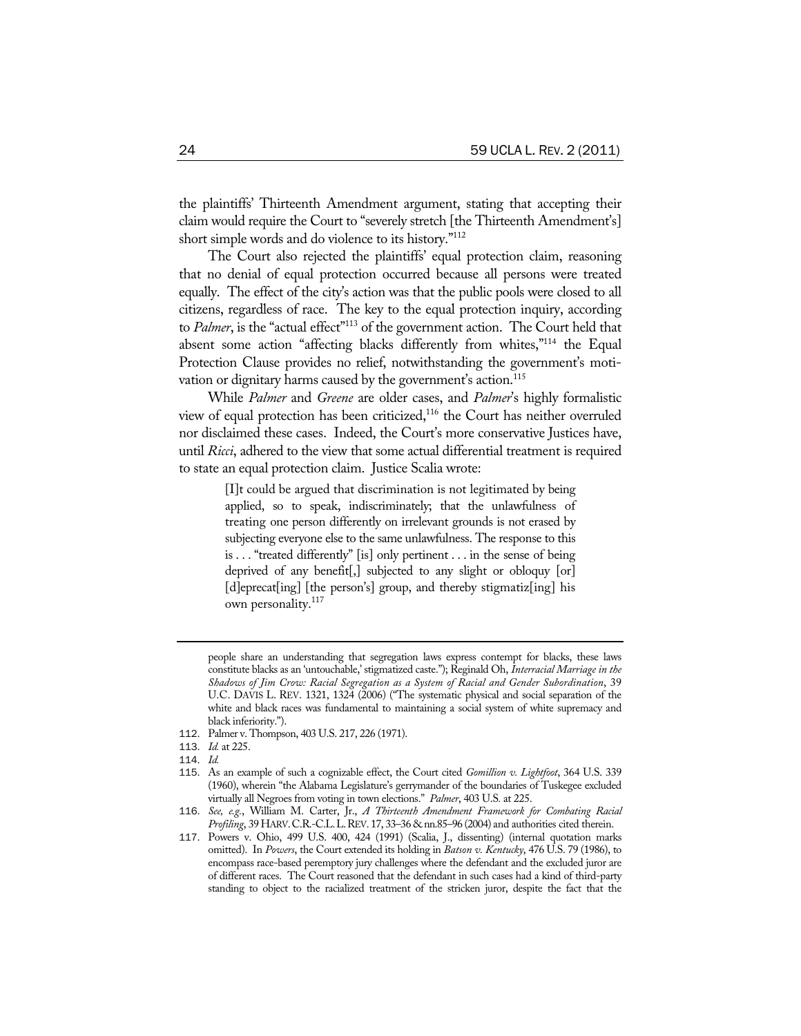the plaintiffs' Thirteenth Amendment argument, stating that accepting their claim would require the Court to "severely stretch [the Thirteenth Amendment's] short simple words and do violence to its history."[112]

The Court also rejected the plaintiffs' equal protection claim, reasoning that no denial of equal protection occurred because all persons were treated equally. The effect of the city's action was that the public pools were closed to all citizens, regardless of race. The key to the equal protection inquiry, according to *Palmer*, is the "actual effect"[113] of the government action. The Court held that absent some action "affecting blacks differently from whites,"[114] the Equal Protection Clause provides no relief, notwithstanding the government's motivation or dignitary harms caused by the government's action.[115]

While *Palmer* and *Greene* are older cases, and *Palmer*'s highly formalistic view of equal protection has been criticized,[116] the Court has neither overruled nor disclaimed these cases. Indeed, the Court's more conservative Justices have, until *Ricci*, adhered to the view that some actual differential treatment is required to state an equal protection claim. Justice Scalia wrote:

> [I]t could be argued that discrimination is not legitimated by being applied, so to speak, indiscriminately; that the unlawfulness of treating one person differently on irrelevant grounds is not erased by subjecting everyone else to the same unlawfulness. The response to this is . . . "treated differently" [is] only pertinent . . . in the sense of being deprived of any benefit[,] subjected to any slight or obloquy [or] [d]eprecat[ing] [the person's] group, and thereby stigmatiz[ing] his own personality.[117]

---

people share an understanding that segregation laws express contempt for blacks, these laws constitute blacks as an 'untouchable,' stigmatized caste."); Reginald Oh, *Interracial Marriage in the Shadows of Jim Crow: Racial Segregation as a System of Racial and Gender Subordination*, 39 U.C. DAVIS L. REV. 1321, 1324 (2006) ("The systematic physical and social separation of the white and black races was fundamental to maintaining a social system of white supremacy and black inferiority.").

112. Palmer v. Thompson, 403 U.S. 217, 226 (1971).

113. *Id.* at 225.

114. *Id.*

115. As an example of such a cognizable effect, the Court cited *Gomillion v. Lightfoot*, 364 U.S. 339 (1960), wherein "the Alabama Legislature's gerrymander of the boundaries of Tuskegee excluded virtually all Negroes from voting in town elections." *Palmer*, 403 U.S. at 225.

116. *See, e.g.*, William M. Carter, Jr., *A Thirteenth Amendment Framework for Combating Racial Profiling*, 39 HARV. C.R.-C.L. L. REV. 17, 33–36 & nn.85–96 (2004) and authorities cited therein.

117. Powers v. Ohio, 499 U.S. 400, 424 (1991) (Scalia, J., dissenting) (internal quotation marks omitted). In *Powers*, the Court extended its holding in *Batson v. Kentucky*, 476 U.S. 79 (1986), to encompass race-based peremptory jury challenges where the defendant and the excluded juror are of different races. The Court reasoned that the defendant in such cases had a kind of third-party standing to object to the racialized treatment of the stricken juror, despite the fact that the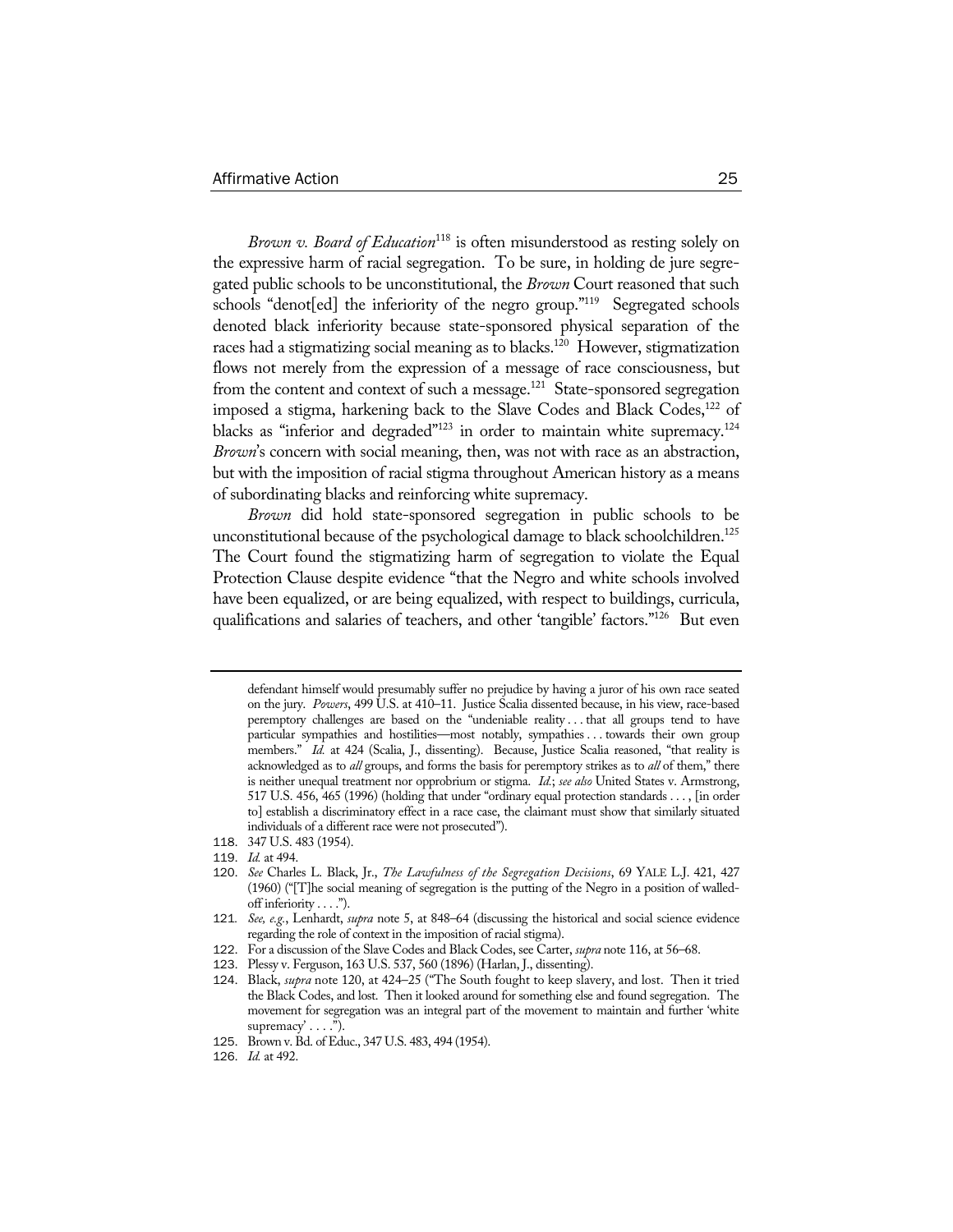*Brown v. Board of Education*[118] is often misunderstood as resting solely on the expressive harm of racial segregation. To be sure, in holding de jure segregated public schools to be unconstitutional, the *Brown* Court reasoned that such schools "denot[ed] the inferiority of the negro group."[119] Segregated schools denoted black inferiority because state-sponsored physical separation of the races had a stigmatizing social meaning as to blacks.[120] However, stigmatization flows not merely from the expression of a message of race consciousness, but from the content and context of such a message.[121] State-sponsored segregation imposed a stigma, harkening back to the Slave Codes and Black Codes,[122] of blacks as "inferior and degraded"[123] in order to maintain white supremacy.[124] *Brown*'s concern with social meaning, then, was not with race as an abstraction, but with the imposition of racial stigma throughout American history as a means of subordinating blacks and reinforcing white supremacy.

*Brown* did hold state-sponsored segregation in public schools to be unconstitutional because of the psychological damage to black schoolchildren.[125] The Court found the stigmatizing harm of segregation to violate the Equal Protection Clause despite evidence "that the Negro and white schools involved have been equalized, or are being equalized, with respect to buildings, curricula, qualifications and salaries of teachers, and other 'tangible' factors."[126] But even

---

defendant himself would presumably suffer no prejudice by having a juror of his own race seated on the jury. *Powers*, 499 U.S. at 410–11. Justice Scalia dissented because, in his view, race-based peremptory challenges are based on the "undeniable reality . . . that all groups tend to have particular sympathies and hostilities—most notably, sympathies . . . towards their own group members." *Id.* at 424 (Scalia, J., dissenting). Because, Justice Scalia reasoned, "that reality is acknowledged as to *all* groups, and forms the basis for peremptory strikes as to *all* of them," there is neither unequal treatment nor opprobrium or stigma. *Id.*; *see also* United States v. Armstrong, 517 U.S. 456, 465 (1996) (holding that under "ordinary equal protection standards . . . , [in order to] establish a discriminatory effect in a race case, the claimant must show that similarly situated individuals of a different race were not prosecuted").

118. 347 U.S. 483 (1954).

119. *Id.* at 494.

120. *See* Charles L. Black, Jr., *The Lawfulness of the Segregation Decisions*, 69 YALE L.J. 421, 427 (1960) ("[T]he social meaning of segregation is the putting of the Negro in a position of walled-off inferiority . . . .").

121. *See, e.g.*, Lenhardt, *supra* note 5, at 848–64 (discussing the historical and social science evidence regarding the role of context in the imposition of racial stigma).

122. For a discussion of the Slave Codes and Black Codes, see Carter, *supra* note 116, at 56–68.

123. Plessy v. Ferguson, 163 U.S. 537, 560 (1896) (Harlan, J., dissenting).

124. Black, *supra* note 120, at 424–25 ("The South fought to keep slavery, and lost. Then it tried the Black Codes, and lost. Then it looked around for something else and found segregation. The movement for segregation was an integral part of the movement to maintain and further 'white supremacy' . . . .").

125. Brown v. Bd. of Educ., 347 U.S. 483, 494 (1954).

126. *Id.* at 492.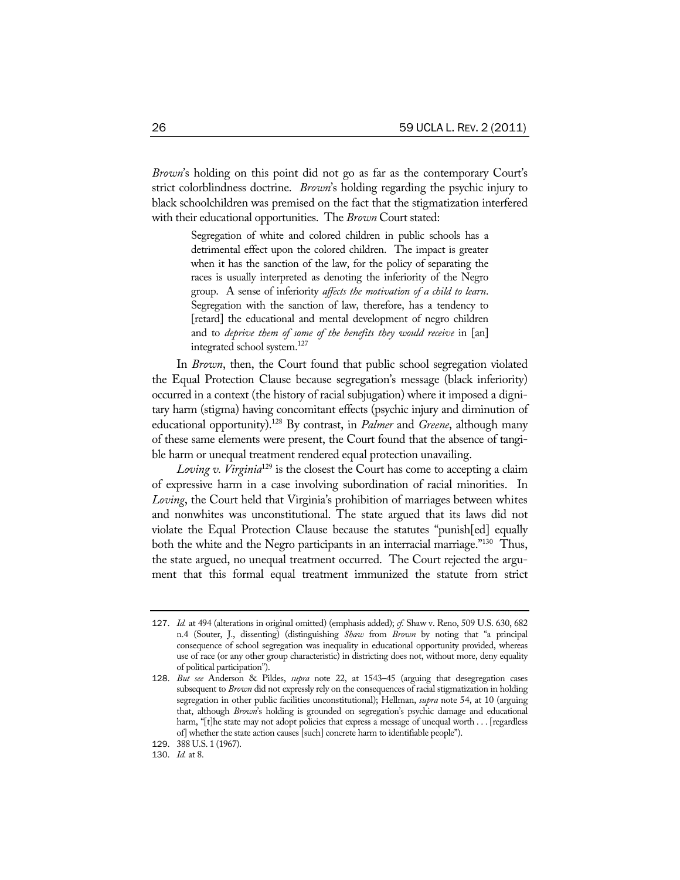*Brown*'s holding on this point did not go as far as the contemporary Court's strict colorblindness doctrine. *Brown*'s holding regarding the psychic injury to black schoolchildren was premised on the fact that the stigmatization interfered with their educational opportunities. The *Brown* Court stated:

> Segregation of white and colored children in public schools has a detrimental effect upon the colored children. The impact is greater when it has the sanction of the law, for the policy of separating the races is usually interpreted as denoting the inferiority of the Negro group. A sense of inferiority *affects the motivation of a child to learn*. Segregation with the sanction of law, therefore, has a tendency to [retard] the educational and mental development of negro children and to *deprive them of some of the benefits they would receive* in [an] integrated school system.[127]

In *Brown*, then, the Court found that public school segregation violated the Equal Protection Clause because segregation's message (black inferiority) occurred in a context (the history of racial subjugation) where it imposed a dignitary harm (stigma) having concomitant effects (psychic injury and diminution of educational opportunity).[128] By contrast, in *Palmer* and *Greene*, although many of these same elements were present, the Court found that the absence of tangible harm or unequal treatment rendered equal protection unavailing.

*Loving v. Virginia*[129] is the closest the Court has come to accepting a claim of expressive harm in a case involving subordination of racial minorities. In *Loving*, the Court held that Virginia's prohibition of marriages between whites and nonwhites was unconstitutional. The state argued that its laws did not violate the Equal Protection Clause because the statutes "punish[ed] equally both the white and the Negro participants in an interracial marriage."[130] Thus, the state argued, no unequal treatment occurred. The Court rejected the argument that this formal equal treatment immunized the statute from strict

---

127. *Id.* at 494 (alterations in original omitted) (emphasis added); *cf.* Shaw v. Reno, 509 U.S. 630, 682 n.4 (Souter, J., dissenting) (distinguishing *Shaw* from *Brown* by noting that "a principal consequence of school segregation was inequality in educational opportunity provided, whereas use of race (or any other group characteristic) in districting does not, without more, deny equality of political participation").

128. *But see* Anderson & Pildes, *supra* note 22, at 1543–45 (arguing that desegregation cases subsequent to *Brown* did not expressly rely on the consequences of racial stigmatization in holding segregation in other public facilities unconstitutional); Hellman, *supra* note 54, at 10 (arguing that, although *Brown*'s holding is grounded on segregation's psychic damage and educational harm, "[t]he state may not adopt policies that express a message of unequal worth . . . [regardless of] whether the state action causes [such] concrete harm to identifiable people").

129. 388 U.S. 1 (1967).

130. *Id.* at 8.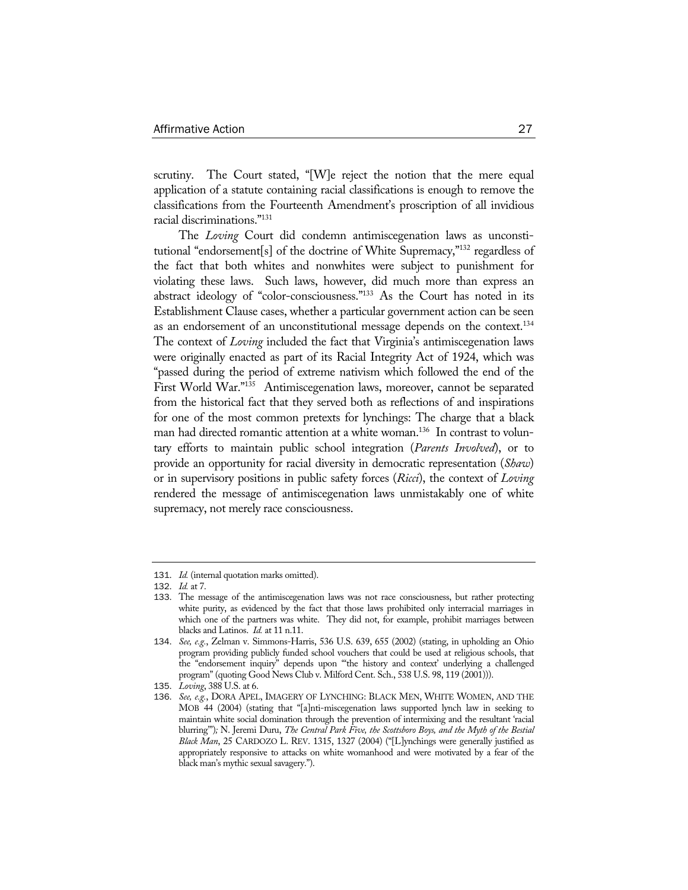scrutiny. The Court stated, "[W]e reject the notion that the mere equal application of a statute containing racial classifications is enough to remove the classifications from the Fourteenth Amendment's proscription of all invidious racial discriminations."[131]

The *Loving* Court did condemn antimiscegenation laws as unconstitutional "endorsement[s] of the doctrine of White Supremacy,"[132] regardless of the fact that both whites and nonwhites were subject to punishment for violating these laws. Such laws, however, did much more than express an abstract ideology of "color-consciousness."[133] As the Court has noted in its Establishment Clause cases, whether a particular government action can be seen as an endorsement of an unconstitutional message depends on the context.[134] The context of *Loving* included the fact that Virginia's antimiscegenation laws were originally enacted as part of its Racial Integrity Act of 1924, which was "passed during the period of extreme nativism which followed the end of the First World War."[135] Antimiscegenation laws, moreover, cannot be separated from the historical fact that they served both as reflections of and inspirations for one of the most common pretexts for lynchings: The charge that a black man had directed romantic attention at a white woman.[136] In contrast to voluntary efforts to maintain public school integration (*Parents Involved*), or to provide an opportunity for racial diversity in democratic representation (*Shaw*) or in supervisory positions in public safety forces (*Ricci*), the context of *Loving* rendered the message of antimiscegenation laws unmistakably one of white supremacy, not merely race consciousness.

---

131. *Id.* (internal quotation marks omitted).

132. *Id.* at 7.

133. The message of the antimiscegenation laws was not race consciousness, but rather protecting white purity, as evidenced by the fact that those laws prohibited only interracial marriages in which one of the partners was white. They did not, for example, prohibit marriages between blacks and Latinos. *Id.* at 11 n.11.

134. *See, e.g.*, Zelman v. Simmons-Harris, 536 U.S. 639, 655 (2002) (stating, in upholding an Ohio program providing publicly funded school vouchers that could be used at religious schools, that the "endorsement inquiry" depends upon "'the history and context' underlying a challenged program" (quoting Good News Club v. Milford Cent. Sch., 538 U.S. 98, 119 (2001))).

135. *Loving*, 388 U.S. at 6.

136. *See, e.g.*, DORA APEL, IMAGERY OF LYNCHING: BLACK MEN, WHITE WOMEN, AND THE MOB 44 (2004) (stating that "[a]nti-miscegenation laws supported lynch law in seeking to maintain white social domination through the prevention of intermixing and the resultant 'racial blurring'"); N. Jeremi Duru, *The Central Park Five, the Scottsboro Boys, and the Myth of the Bestial Black Man*, 25 CARDOZO L. REV. 1315, 1327 (2004) ("[L]ynchings were generally justified as appropriately responsive to attacks on white womanhood and were motivated by a fear of the black man's mythic sexual savagery.").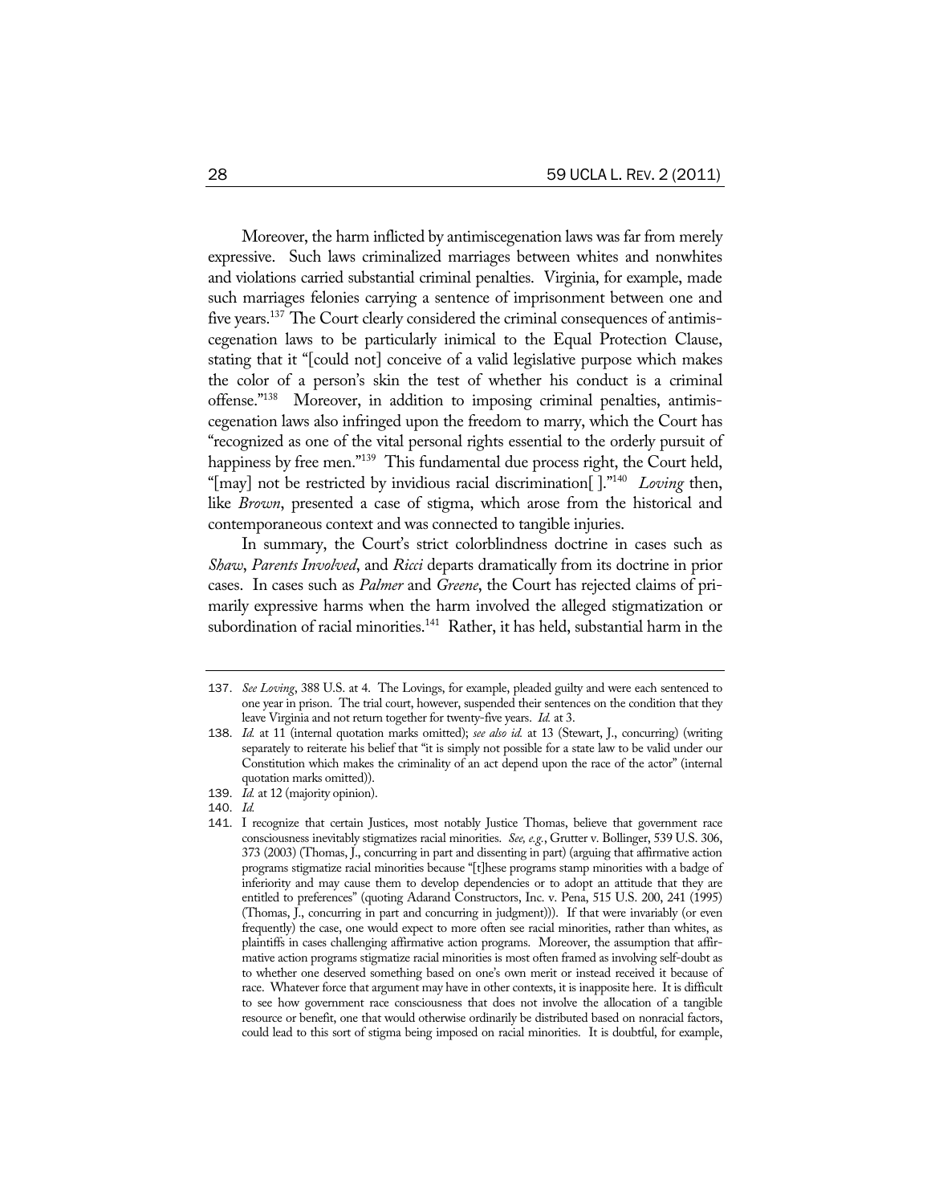Moreover, the harm inflicted by antimiscegenation laws was far from merely expressive. Such laws criminalized marriages between whites and nonwhites and violations carried substantial criminal penalties. Virginia, for example, made such marriages felonies carrying a sentence of imprisonment between one and five years.[137] The Court clearly considered the criminal consequences of antimiscegenation laws to be particularly inimical to the Equal Protection Clause, stating that it "[could not] conceive of a valid legislative purpose which makes the color of a person's skin the test of whether his conduct is a criminal offense."[138] Moreover, in addition to imposing criminal penalties, antimiscegenation laws also infringed upon the freedom to marry, which the Court has "recognized as one of the vital personal rights essential to the orderly pursuit of happiness by free men."[139] This fundamental due process right, the Court held, "[may] not be restricted by invidious racial discrimination[ ]."[140] *Loving* then, like *Brown*, presented a case of stigma, which arose from the historical and contemporaneous context and was connected to tangible injuries.

In summary, the Court's strict colorblindness doctrine in cases such as *Shaw*, *Parents Involved*, and *Ricci* departs dramatically from its doctrine in prior cases. In cases such as *Palmer* and *Greene*, the Court has rejected claims of primarily expressive harms when the harm involved the alleged stigmatization or subordination of racial minorities.[141] Rather, it has held, substantial harm in the

---

137. *See Loving*, 388 U.S. at 4. The Lovings, for example, pleaded guilty and were each sentenced to one year in prison. The trial court, however, suspended their sentences on the condition that they leave Virginia and not return together for twenty-five years. *Id.* at 3.

138. *Id.* at 11 (internal quotation marks omitted); *see also id.* at 13 (Stewart, J., concurring) (writing separately to reiterate his belief that "it is simply not possible for a state law to be valid under our Constitution which makes the criminality of an act depend upon the race of the actor" (internal quotation marks omitted)).

139. *Id.* at 12 (majority opinion).

140. *Id.*

141. I recognize that certain Justices, most notably Justice Thomas, believe that government race consciousness inevitably stigmatizes racial minorities. *See, e.g.*, Grutter v. Bollinger, 539 U.S. 306, 373 (2003) (Thomas, J., concurring in part and dissenting in part) (arguing that affirmative action programs stigmatize racial minorities because "[t]hese programs stamp minorities with a badge of inferiority and may cause them to develop dependencies or to adopt an attitude that they are entitled to preferences" (quoting Adarand Constructors, Inc. v. Pena, 515 U.S. 200, 241 (1995) (Thomas, J., concurring in part and concurring in judgment))). If that were invariably (or even frequently) the case, one would expect to more often see racial minorities, rather than whites, as plaintiffs in cases challenging affirmative action programs. Moreover, the assumption that affirmative action programs stigmatize racial minorities is most often framed as involving self-doubt as to whether one deserved something based on one's own merit or instead received it because of race. Whatever force that argument may have in other contexts, it is inapposite here. It is difficult to see how government race consciousness that does not involve the allocation of a tangible resource or benefit, one that would otherwise ordinarily be distributed based on nonracial factors, could lead to this sort of stigma being imposed on racial minorities. It is doubtful, for example,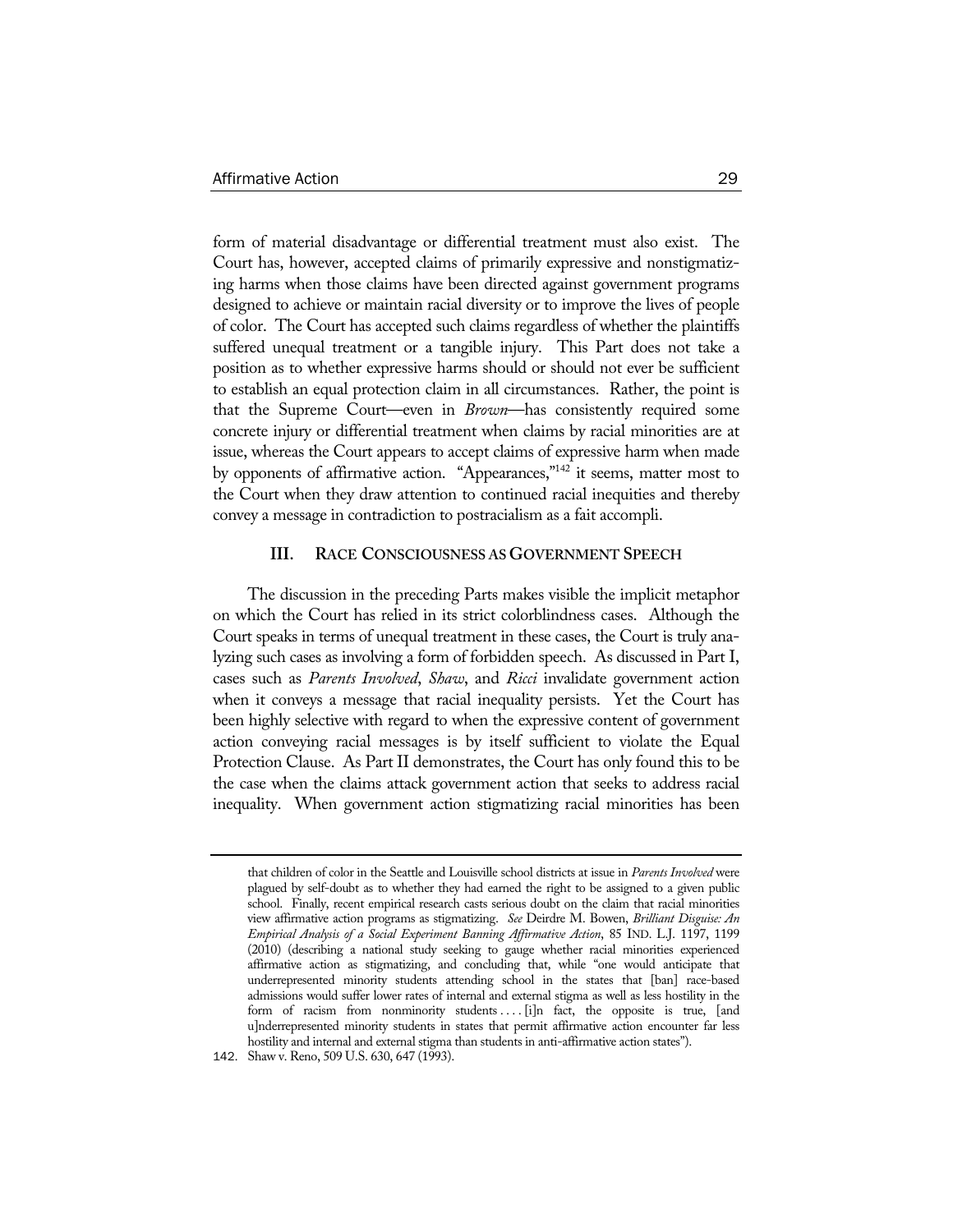form of material disadvantage or differential treatment must also exist. The Court has, however, accepted claims of primarily expressive and nonstigmatizing harms when those claims have been directed against government programs designed to achieve or maintain racial diversity or to improve the lives of people of color. The Court has accepted such claims regardless of whether the plaintiffs suffered unequal treatment or a tangible injury. This Part does not take a position as to whether expressive harms should or should not ever be sufficient to establish an equal protection claim in all circumstances. Rather, the point is that the Supreme Court—even in *Brown*—has consistently required some concrete injury or differential treatment when claims by racial minorities are at issue, whereas the Court appears to accept claims of expressive harm when made by opponents of affirmative action. "Appearances,"[142] it seems, matter most to the Court when they draw attention to continued racial inequities and thereby convey a message in contradiction to postracialism as a fait accompli.

## III. RACE CONSCIOUSNESS AS GOVERNMENT SPEECH

The discussion in the preceding Parts makes visible the implicit metaphor on which the Court has relied in its strict colorblindness cases. Although the Court speaks in terms of unequal treatment in these cases, the Court is truly analyzing such cases as involving a form of forbidden speech. As discussed in Part I, cases such as *Parents Involved*, *Shaw*, and *Ricci* invalidate government action when it conveys a message that racial inequality persists. Yet the Court has been highly selective with regard to when the expressive content of government action conveying racial messages is by itself sufficient to violate the Equal Protection Clause. As Part II demonstrates, the Court has only found this to be the case when the claims attack government action that seeks to address racial inequality. When government action stigmatizing racial minorities has been

---

that children of color in the Seattle and Louisville school districts at issue in *Parents Involved* were plagued by self-doubt as to whether they had earned the right to be assigned to a given public school. Finally, recent empirical research casts serious doubt on the claim that racial minorities view affirmative action programs as stigmatizing. *See* Deirdre M. Bowen, *Brilliant Disguise: An Empirical Analysis of a Social Experiment Banning Affirmative Action*, 85 IND. L.J. 1197, 1199 (2010) (describing a national study seeking to gauge whether racial minorities experienced affirmative action as stigmatizing, and concluding that, while "one would anticipate that underrepresented minority students attending school in the states that [ban] race-based admissions would suffer lower rates of internal and external stigma as well as less hostility in the form of racism from nonminority students . . . . [i]n fact, the opposite is true, [and u]nderrepresented minority students in states that permit affirmative action encounter far less hostility and internal and external stigma than students in anti-affirmative action states").

142. Shaw v. Reno, 509 U.S. 630, 647 (1993).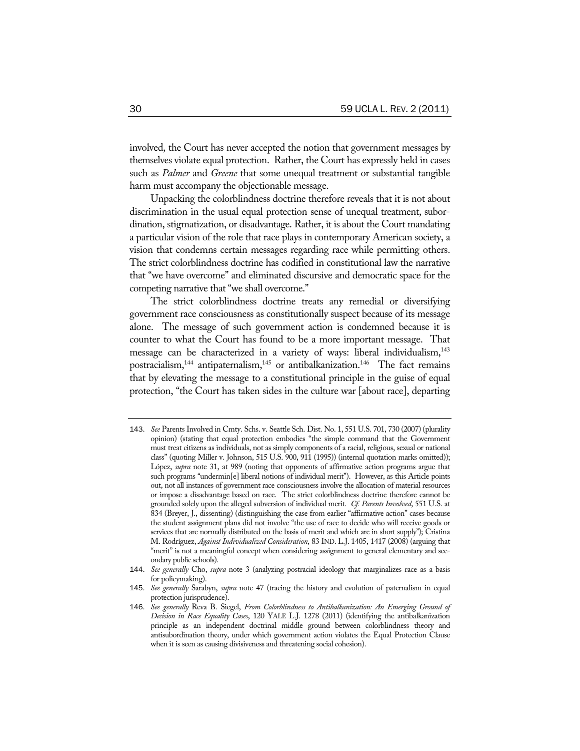involved, the Court has never accepted the notion that government messages by themselves violate equal protection. Rather, the Court has expressly held in cases such as *Palmer* and *Greene* that some unequal treatment or substantial tangible harm must accompany the objectionable message.

Unpacking the colorblindness doctrine therefore reveals that it is not about discrimination in the usual equal protection sense of unequal treatment, subordination, stigmatization, or disadvantage. Rather, it is about the Court mandating a particular vision of the role that race plays in contemporary American society, a vision that condemns certain messages regarding race while permitting others. The strict colorblindness doctrine has codified in constitutional law the narrative that "we have overcome" and eliminated discursive and democratic space for the competing narrative that "we shall overcome."

The strict colorblindness doctrine treats any remedial or diversifying government race consciousness as constitutionally suspect because of its message alone. The message of such government action is condemned because it is counter to what the Court has found to be a more important message. That message can be characterized in a variety of ways: liberal individualism,[143] postracialism,[144] antipaternalism,[145] or antibalkanization.[146] The fact remains that by elevating the message to a constitutional principle in the guise of equal protection, "the Court has taken sides in the culture war [about race], departing

---

143. *See* Parents Involved in Cmty. Schs. v. Seattle Sch. Dist. No. 1, 551 U.S. 701, 730 (2007) (plurality opinion) (stating that equal protection embodies "the simple command that the Government must treat citizens as individuals, not as simply components of a racial, religious, sexual or national class" (quoting Miller v. Johnson, 515 U.S. 900, 911 (1995)) (internal quotation marks omitted)); López, *supra* note 31, at 989 (noting that opponents of affirmative action programs argue that such programs "undermin[e] liberal notions of individual merit"). However, as this Article points out, not all instances of government race consciousness involve the allocation of material resources or impose a disadvantage based on race. The strict colorblindness doctrine therefore cannot be grounded solely upon the alleged subversion of individual merit. *Cf. Parents Involved*, 551 U.S. at 834 (Breyer, J., dissenting) (distinguishing the case from earlier "affirmative action" cases because the student assignment plans did not involve "the use of race to decide who will receive goods or services that are normally distributed on the basis of merit and which are in short supply"); Cristina M. Rodríguez, *Against Individualized Consideration*, 83 IND. L.J. 1405, 1417 (2008) (arguing that "merit" is not a meaningful concept when considering assignment to general elementary and secondary public schools).

144. *See generally* Cho, *supra* note 3 (analyzing postracial ideology that marginalizes race as a basis for policymaking).

145. *See generally* Sarabyn, *supra* note 47 (tracing the history and evolution of paternalism in equal protection jurisprudence).

146. *See generally* Reva B. Siegel, *From Colorblindness to Antibalkanization: An Emerging Ground of Decision in Race Equality Cases*, 120 YALE L.J. 1278 (2011) (identifying the antibalkanization principle as an independent doctrinal middle ground between colorblindness theory and antisubordination theory, under which government action violates the Equal Protection Clause when it is seen as causing divisiveness and threatening social cohesion).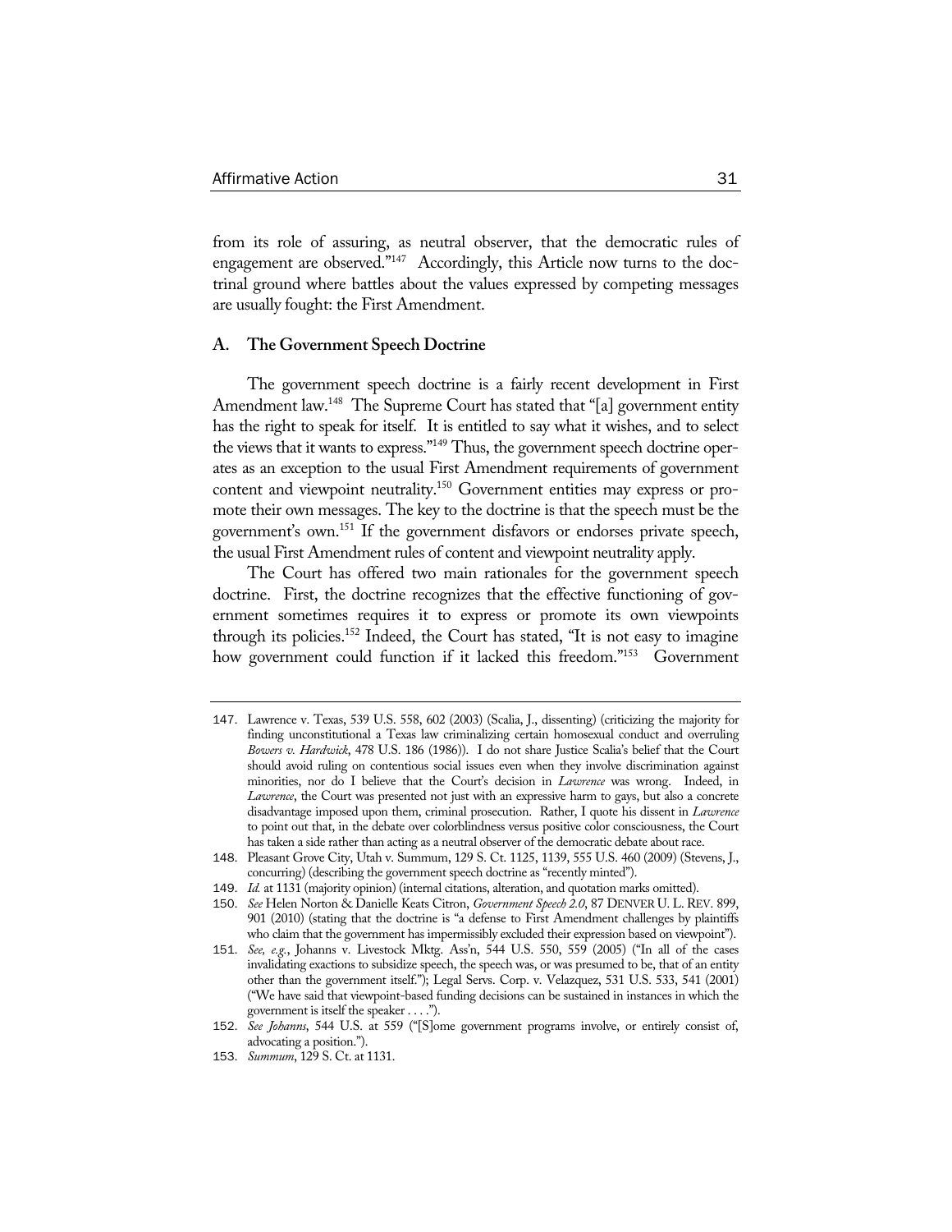from its role of assuring, as neutral observer, that the democratic rules of engagement are observed."[147] Accordingly, this Article now turns to the doctrinal ground where battles about the values expressed by competing messages are usually fought: the First Amendment.

### A. The Government Speech Doctrine

The government speech doctrine is a fairly recent development in First Amendment law.[148] The Supreme Court has stated that "[a] government entity has the right to speak for itself. It is entitled to say what it wishes, and to select the views that it wants to express."[149] Thus, the government speech doctrine operates as an exception to the usual First Amendment requirements of government content and viewpoint neutrality.[150] Government entities may express or promote their own messages. The key to the doctrine is that the speech must be the government's own.[151] If the government disfavors or endorses private speech, the usual First Amendment rules of content and viewpoint neutrality apply.

The Court has offered two main rationales for the government speech doctrine. First, the doctrine recognizes that the effective functioning of government sometimes requires it to express or promote its own viewpoints through its policies.[152] Indeed, the Court has stated, "It is not easy to imagine how government could function if it lacked this freedom."[153] Government

---

147. Lawrence v. Texas, 539 U.S. 558, 602 (2003) (Scalia, J., dissenting) (criticizing the majority for finding unconstitutional a Texas law criminalizing certain homosexual conduct and overruling *Bowers v. Hardwick*, 478 U.S. 186 (1986)). I do not share Justice Scalia's belief that the Court should avoid ruling on contentious social issues even when they involve discrimination against minorities, nor do I believe that the Court's decision in *Lawrence* was wrong. Indeed, in *Lawrence*, the Court was presented not just with an expressive harm to gays, but also a concrete disadvantage imposed upon them, criminal prosecution. Rather, I quote his dissent in *Lawrence* to point out that, in the debate over colorblindness versus positive color consciousness, the Court has taken a side rather than acting as a neutral observer of the democratic debate about race.

148. Pleasant Grove City, Utah v. Summum, 129 S. Ct. 1125, 1139, 555 U.S. 460 (2009) (Stevens, J., concurring) (describing the government speech doctrine as "recently minted").

149. *Id.* at 1131 (majority opinion) (internal citations, alteration, and quotation marks omitted).

150. *See* Helen Norton & Danielle Keats Citron, *Government Speech 2.0*, 87 DENVER U. L. REV. 899, 901 (2010) (stating that the doctrine is "a defense to First Amendment challenges by plaintiffs who claim that the government has impermissibly excluded their expression based on viewpoint").

151. *See, e.g.*, Johanns v. Livestock Mktg. Ass'n, 544 U.S. 550, 559 (2005) ("In all of the cases invalidating exactions to subsidize speech, the speech was, or was presumed to be, that of an entity other than the government itself."); Legal Servs. Corp. v. Velazquez, 531 U.S. 533, 541 (2001) ("We have said that viewpoint-based funding decisions can be sustained in instances in which the government is itself the speaker . . . .").

152. *See Johanns*, 544 U.S. at 559 ("[S]ome government programs involve, or entirely consist of, advocating a position.").

153. *Summum*, 129 S. Ct. at 1131.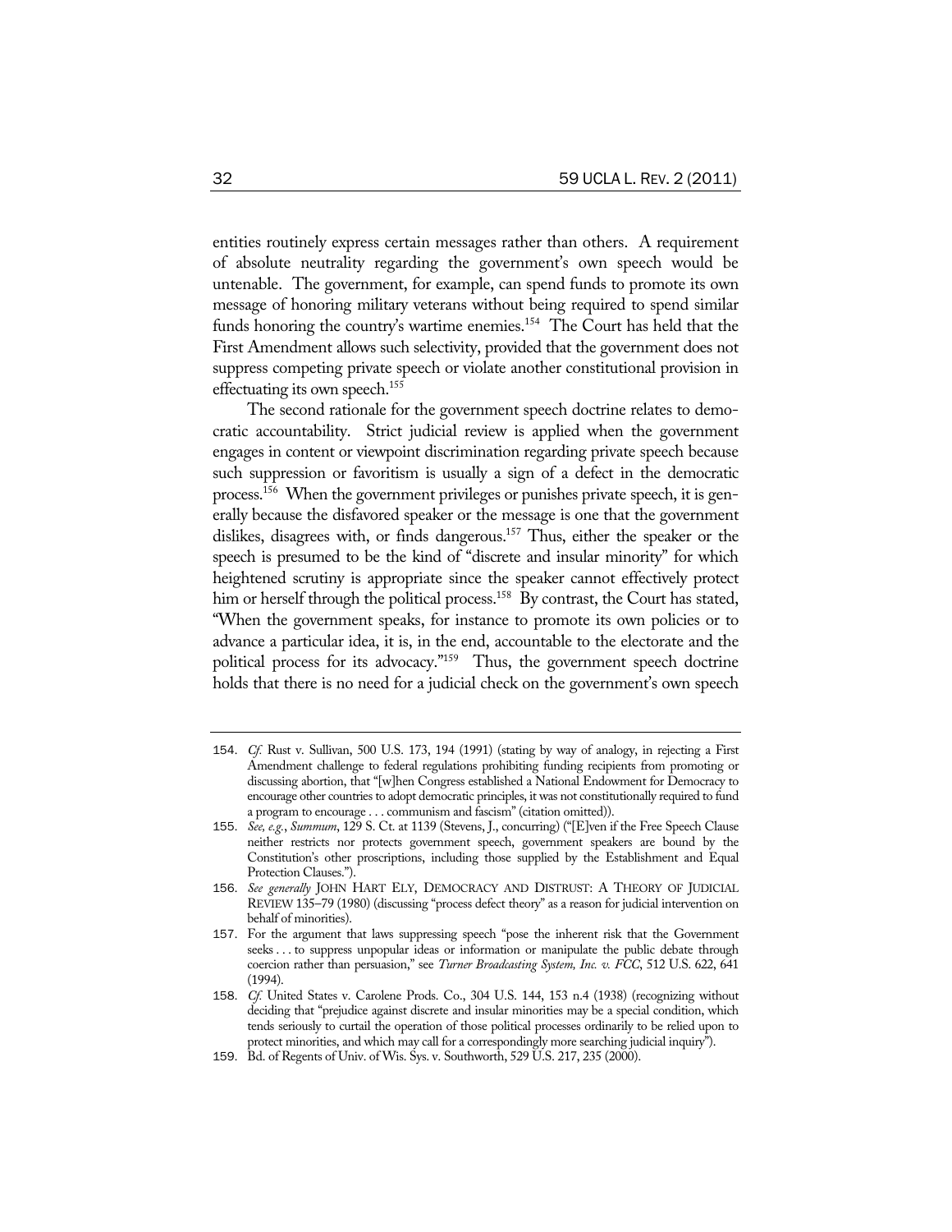entities routinely express certain messages rather than others. A requirement of absolute neutrality regarding the government's own speech would be untenable. The government, for example, can spend funds to promote its own message of honoring military veterans without being required to spend similar funds honoring the country's wartime enemies.[154] The Court has held that the First Amendment allows such selectivity, provided that the government does not suppress competing private speech or violate another constitutional provision in effectuating its own speech.[155]

The second rationale for the government speech doctrine relates to democratic accountability. Strict judicial review is applied when the government engages in content or viewpoint discrimination regarding private speech because such suppression or favoritism is usually a sign of a defect in the democratic process.[156] When the government privileges or punishes private speech, it is generally because the disfavored speaker or the message is one that the government dislikes, disagrees with, or finds dangerous.[157] Thus, either the speaker or the speech is presumed to be the kind of "discrete and insular minority" for which heightened scrutiny is appropriate since the speaker cannot effectively protect him or herself through the political process.[158] By contrast, the Court has stated, "When the government speaks, for instance to promote its own policies or to advance a particular idea, it is, in the end, accountable to the electorate and the political process for its advocacy."[159] Thus, the government speech doctrine holds that there is no need for a judicial check on the government's own speech

---

154. *Cf.* Rust v. Sullivan, 500 U.S. 173, 194 (1991) (stating by way of analogy, in rejecting a First Amendment challenge to federal regulations prohibiting funding recipients from promoting or discussing abortion, that "[w]hen Congress established a National Endowment for Democracy to encourage other countries to adopt democratic principles, it was not constitutionally required to fund a program to encourage . . . communism and fascism" (citation omitted)).

155. *See, e.g.*, *Summum*, 129 S. Ct. at 1139 (Stevens, J., concurring) ("[E]ven if the Free Speech Clause neither restricts nor protects government speech, government speakers are bound by the Constitution's other proscriptions, including those supplied by the Establishment and Equal Protection Clauses.").

156. *See generally* JOHN HART ELY, DEMOCRACY AND DISTRUST: A THEORY OF JUDICIAL REVIEW 135–79 (1980) (discussing "process defect theory" as a reason for judicial intervention on behalf of minorities).

157. For the argument that laws suppressing speech "pose the inherent risk that the Government seeks . . . to suppress unpopular ideas or information or manipulate the public debate through coercion rather than persuasion," see *Turner Broadcasting System, Inc. v. FCC*, 512 U.S. 622, 641 (1994).

158. *Cf.* United States v. Carolene Prods. Co., 304 U.S. 144, 153 n.4 (1938) (recognizing without deciding that "prejudice against discrete and insular minorities may be a special condition, which tends seriously to curtail the operation of those political processes ordinarily to be relied upon to protect minorities, and which may call for a correspondingly more searching judicial inquiry").

159. Bd. of Regents of Univ. of Wis. Sys. v. Southworth, 529 U.S. 217, 235 (2000).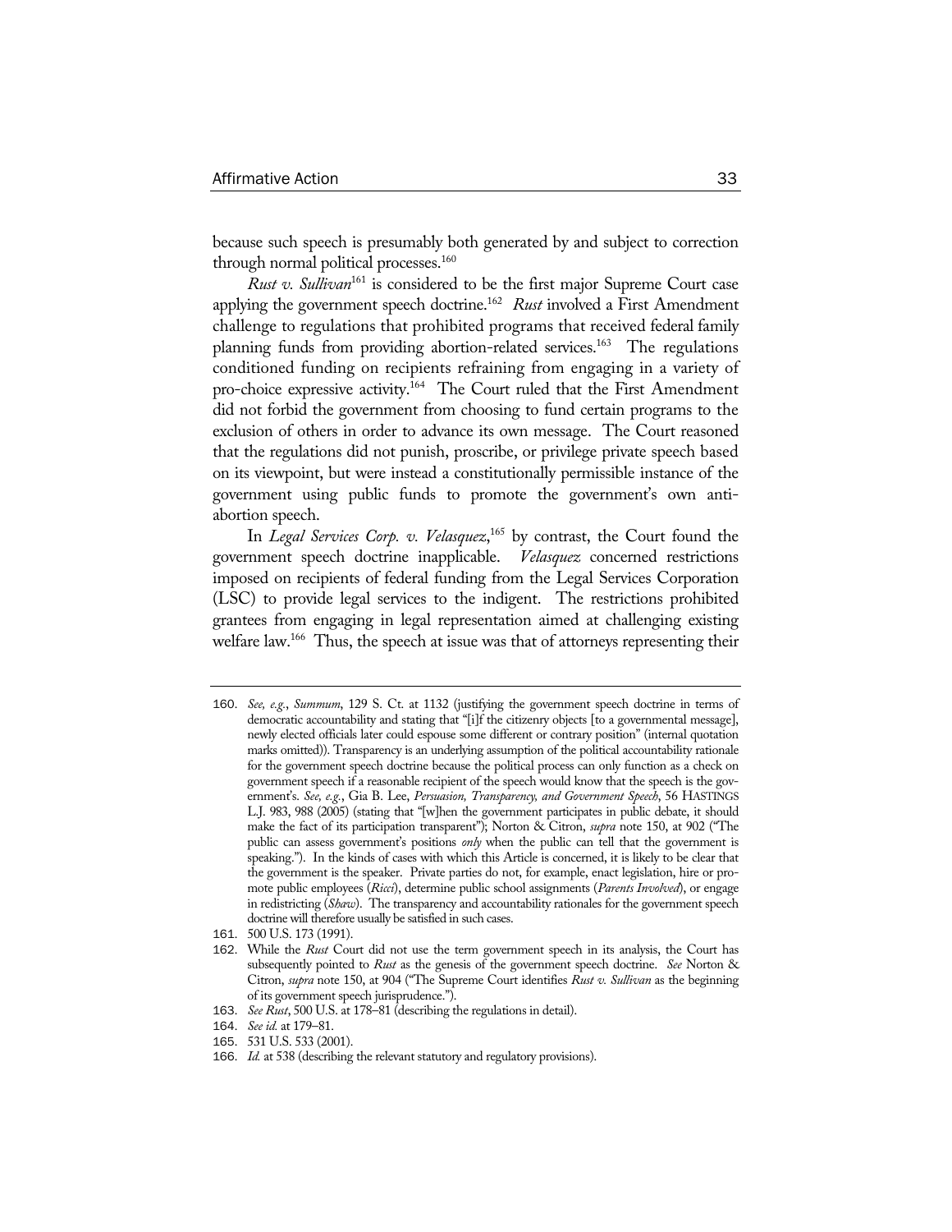because such speech is presumably both generated by and subject to correction through normal political processes.[160]

*Rust v. Sullivan*[161] is considered to be the first major Supreme Court case applying the government speech doctrine.[162] *Rust* involved a First Amendment challenge to regulations that prohibited programs that received federal family planning funds from providing abortion-related services.[163] The regulations conditioned funding on recipients refraining from engaging in a variety of pro-choice expressive activity.[164] The Court ruled that the First Amendment did not forbid the government from choosing to fund certain programs to the exclusion of others in order to advance its own message. The Court reasoned that the regulations did not punish, proscribe, or privilege private speech based on its viewpoint, but were instead a constitutionally permissible instance of the government using public funds to promote the government's own anti-abortion speech.

In *Legal Services Corp. v. Velasquez*,[165] by contrast, the Court found the government speech doctrine inapplicable. *Velasquez* concerned restrictions imposed on recipients of federal funding from the Legal Services Corporation (LSC) to provide legal services to the indigent. The restrictions prohibited grantees from engaging in legal representation aimed at challenging existing welfare law.[166] Thus, the speech at issue was that of attorneys representing their

---

160. *See, e.g.*, *Summum*, 129 S. Ct. at 1132 (justifying the government speech doctrine in terms of democratic accountability and stating that "[i]f the citizenry objects [to a governmental message], newly elected officials later could espouse some different or contrary position" (internal quotation marks omitted)). Transparency is an underlying assumption of the political accountability rationale for the government speech doctrine because the political process can only function as a check on government speech if a reasonable recipient of the speech would know that the speech is the government's. *See, e.g.*, Gia B. Lee, *Persuasion, Transparency, and Government Speech*, 56 HASTINGS L.J. 983, 988 (2005) (stating that "[w]hen the government participates in public debate, it should make the fact of its participation transparent"); Norton & Citron, *supra* note 150, at 902 ("The public can assess government's positions *only* when the public can tell that the government is speaking."). In the kinds of cases with which this Article is concerned, it is likely to be clear that the government is the speaker. Private parties do not, for example, enact legislation, hire or promote public employees (*Ricci*), determine public school assignments (*Parents Involved*), or engage in redistricting (*Shaw*). The transparency and accountability rationales for the government speech doctrine will therefore usually be satisfied in such cases.

161. 500 U.S. 173 (1991).

162. While the *Rust* Court did not use the term government speech in its analysis, the Court has subsequently pointed to *Rust* as the genesis of the government speech doctrine. *See* Norton & Citron, *supra* note 150, at 904 ("The Supreme Court identifies *Rust v. Sullivan* as the beginning of its government speech jurisprudence.").

163. *See Rust*, 500 U.S. at 178–81 (describing the regulations in detail).

164. *See id.* at 179–81.

165. 531 U.S. 533 (2001).

166. *Id.* at 538 (describing the relevant statutory and regulatory provisions).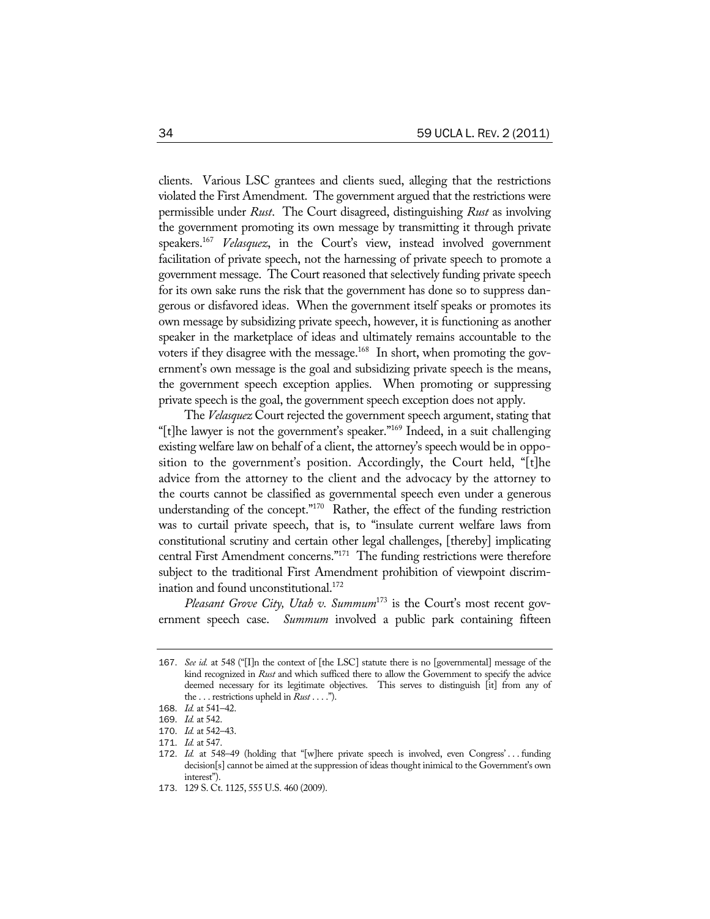clients. Various LSC grantees and clients sued, alleging that the restrictions violated the First Amendment. The government argued that the restrictions were permissible under *Rust*. The Court disagreed, distinguishing *Rust* as involving the government promoting its own message by transmitting it through private speakers.[167] *Velasquez*, in the Court's view, instead involved government facilitation of private speech, not the harnessing of private speech to promote a government message. The Court reasoned that selectively funding private speech for its own sake runs the risk that the government has done so to suppress dangerous or disfavored ideas. When the government itself speaks or promotes its own message by subsidizing private speech, however, it is functioning as another speaker in the marketplace of ideas and ultimately remains accountable to the voters if they disagree with the message.[168] In short, when promoting the government's own message is the goal and subsidizing private speech is the means, the government speech exception applies. When promoting or suppressing private speech is the goal, the government speech exception does not apply.

The *Velasquez* Court rejected the government speech argument, stating that "[t]he lawyer is not the government's speaker."[169] Indeed, in a suit challenging existing welfare law on behalf of a client, the attorney's speech would be in opposition to the government's position. Accordingly, the Court held, "[t]he advice from the attorney to the client and the advocacy by the attorney to the courts cannot be classified as governmental speech even under a generous understanding of the concept."[170] Rather, the effect of the funding restriction was to curtail private speech, that is, to "insulate current welfare laws from constitutional scrutiny and certain other legal challenges, [thereby] implicating central First Amendment concerns."[171] The funding restrictions were therefore subject to the traditional First Amendment prohibition of viewpoint discrimination and found unconstitutional.[172]

*Pleasant Grove City, Utah v. Summum*[173] is the Court's most recent government speech case. *Summum* involved a public park containing fifteen

---

167. *See id.* at 548 ("[I]n the context of [the LSC] statute there is no [governmental] message of the kind recognized in *Rust* and which sufficed there to allow the Government to specify the advice deemed necessary for its legitimate objectives. This serves to distinguish [it] from any of the . . . restrictions upheld in *Rust* . . . .").

168. *Id.* at 541–42.

169. *Id.* at 542.

170. *Id.* at 542–43.

171. *Id.* at 547.

172. *Id.* at 548–49 (holding that "[w]here private speech is involved, even Congress' . . . funding decision[s] cannot be aimed at the suppression of ideas thought inimical to the Government's own interest").

173. 129 S. Ct. 1125, 555 U.S. 460 (2009).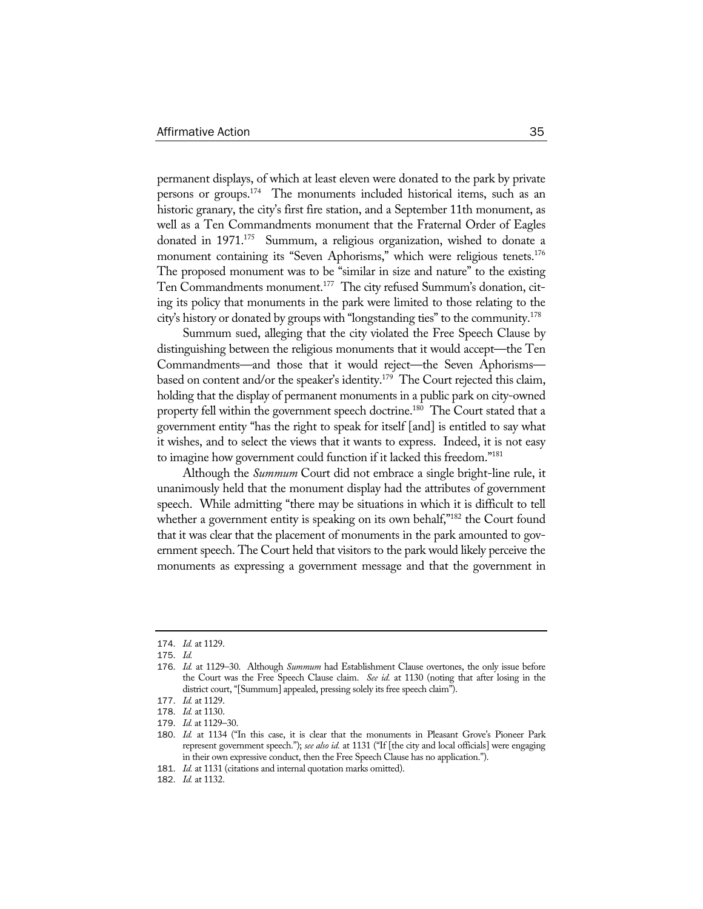permanent displays, of which at least eleven were donated to the park by private persons or groups.[174] The monuments included historical items, such as an historic granary, the city's first fire station, and a September 11th monument, as well as a Ten Commandments monument that the Fraternal Order of Eagles donated in 1971.[175] Summum, a religious organization, wished to donate a monument containing its "Seven Aphorisms," which were religious tenets.[176] The proposed monument was to be "similar in size and nature" to the existing Ten Commandments monument.[177] The city refused Summum's donation, citing its policy that monuments in the park were limited to those relating to the city's history or donated by groups with "longstanding ties" to the community.[178]

Summum sued, alleging that the city violated the Free Speech Clause by distinguishing between the religious monuments that it would accept—the Ten Commandments—and those that it would reject—the Seven Aphorisms—based on content and/or the speaker's identity.[179] The Court rejected this claim, holding that the display of permanent monuments in a public park on city-owned property fell within the government speech doctrine.[180] The Court stated that a government entity "has the right to speak for itself [and] is entitled to say what it wishes, and to select the views that it wants to express. Indeed, it is not easy to imagine how government could function if it lacked this freedom."[181]

Although the *Summum* Court did not embrace a single bright-line rule, it unanimously held that the monument display had the attributes of government speech. While admitting "there may be situations in which it is difficult to tell whether a government entity is speaking on its own behalf,"[182] the Court found that it was clear that the placement of monuments in the park amounted to government speech. The Court held that visitors to the park would likely perceive the monuments as expressing a government message and that the government in

---

174. *Id.* at 1129.

175. *Id.*

176. *Id.* at 1129–30. Although *Summum* had Establishment Clause overtones, the only issue before the Court was the Free Speech Clause claim. *See id.* at 1130 (noting that after losing in the district court, "[Summum] appealed, pressing solely its free speech claim").

177. *Id.* at 1129.

178. *Id.* at 1130.

179. *Id.* at 1129–30.

180. *Id.* at 1134 ("In this case, it is clear that the monuments in Pleasant Grove's Pioneer Park represent government speech."); *see also id.* at 1131 ("If [the city and local officials] were engaging in their own expressive conduct, then the Free Speech Clause has no application.").

181. *Id.* at 1131 (citations and internal quotation marks omitted).

182. *Id.* at 1132.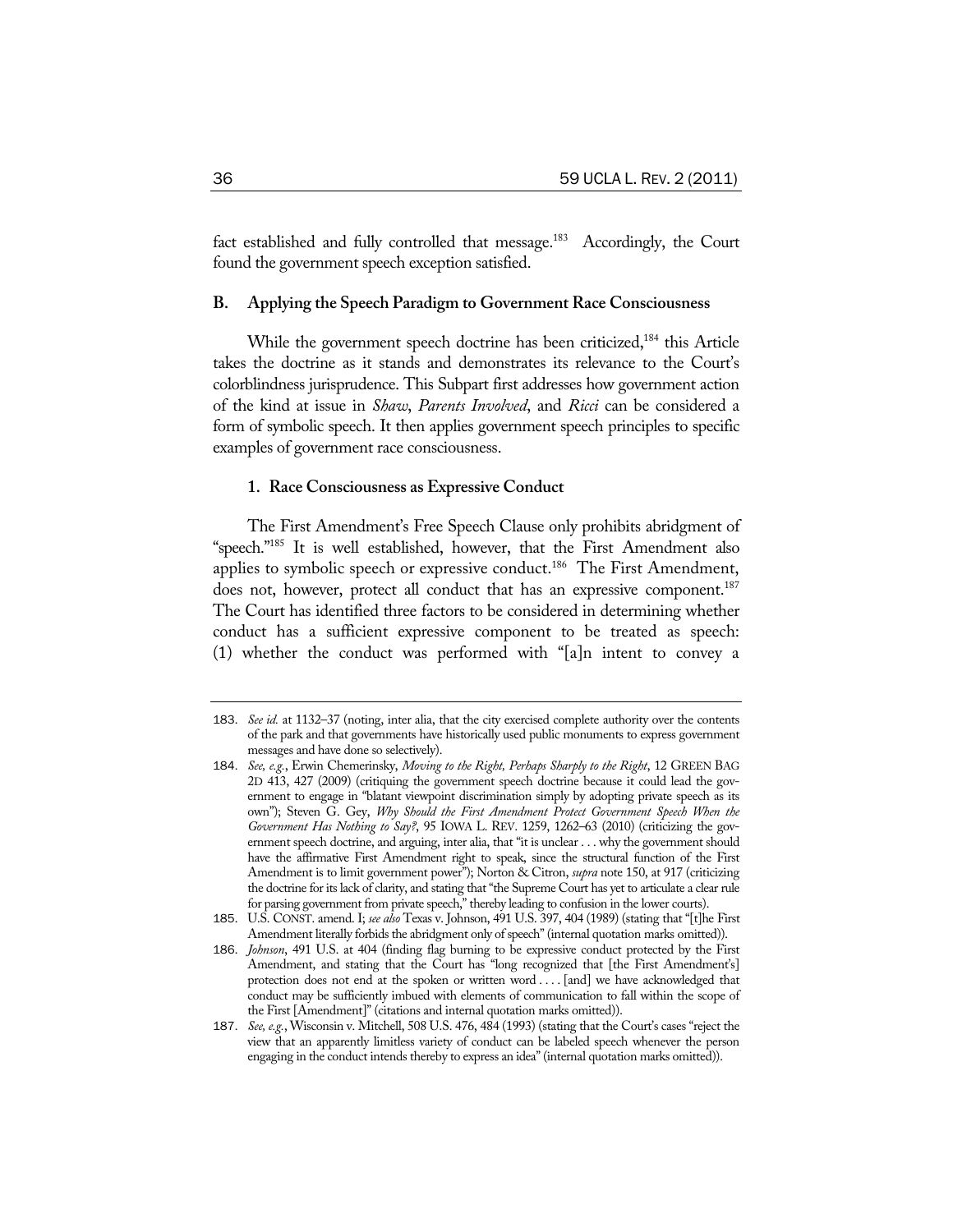fact established and fully controlled that message.[183] Accordingly, the Court found the government speech exception satisfied.

## B. Applying the Speech Paradigm to Government Race Consciousness

While the government speech doctrine has been criticized,[184] this Article takes the doctrine as it stands and demonstrates its relevance to the Court's colorblindness jurisprudence. This Subpart first addresses how government action of the kind at issue in *Shaw*, *Parents Involved*, and *Ricci* can be considered a form of symbolic speech. It then applies government speech principles to specific examples of government race consciousness.

### 1. Race Consciousness as Expressive Conduct

The First Amendment's Free Speech Clause only prohibits abridgment of "speech."[185] It is well established, however, that the First Amendment also applies to symbolic speech or expressive conduct.[186] The First Amendment, does not, however, protect all conduct that has an expressive component.[187] The Court has identified three factors to be considered in determining whether conduct has a sufficient expressive component to be treated as speech: (1) whether the conduct was performed with "[a]n intent to convey a

---

183. *See id.* at 1132–37 (noting, inter alia, that the city exercised complete authority over the contents of the park and that governments have historically used public monuments to express government messages and have done so selectively).

184. *See, e.g.*, Erwin Chemerinsky, *Moving to the Right, Perhaps Sharply to the Right*, 12 GREEN BAG 2D 413, 427 (2009) (critiquing the government speech doctrine because it could lead the government to engage in "blatant viewpoint discrimination simply by adopting private speech as its own"); Steven G. Gey, *Why Should the First Amendment Protect Government Speech When the Government Has Nothing to Say?*, 95 IOWA L. REV. 1259, 1262–63 (2010) (criticizing the government speech doctrine, and arguing, inter alia, that "it is unclear . . . why the government should have the affirmative First Amendment right to speak, since the structural function of the First Amendment is to limit government power"); Norton & Citron, *supra* note 150, at 917 (criticizing the doctrine for its lack of clarity, and stating that "the Supreme Court has yet to articulate a clear rule for parsing government from private speech," thereby leading to confusion in the lower courts).

185. U.S. CONST. amend. I; *see also* Texas v. Johnson, 491 U.S. 397, 404 (1989) (stating that "[t]he First Amendment literally forbids the abridgment only of speech" (internal quotation marks omitted)).

186. *Johnson*, 491 U.S. at 404 (finding flag burning to be expressive conduct protected by the First Amendment, and stating that the Court has "long recognized that [the First Amendment's] protection does not end at the spoken or written word . . . . [and] we have acknowledged that conduct may be sufficiently imbued with elements of communication to fall within the scope of the First [Amendment]" (citations and internal quotation marks omitted)).

187. *See, e.g.*, Wisconsin v. Mitchell, 508 U.S. 476, 484 (1993) (stating that the Court's cases "reject the view that an apparently limitless variety of conduct can be labeled speech whenever the person engaging in the conduct intends thereby to express an idea" (internal quotation marks omitted)).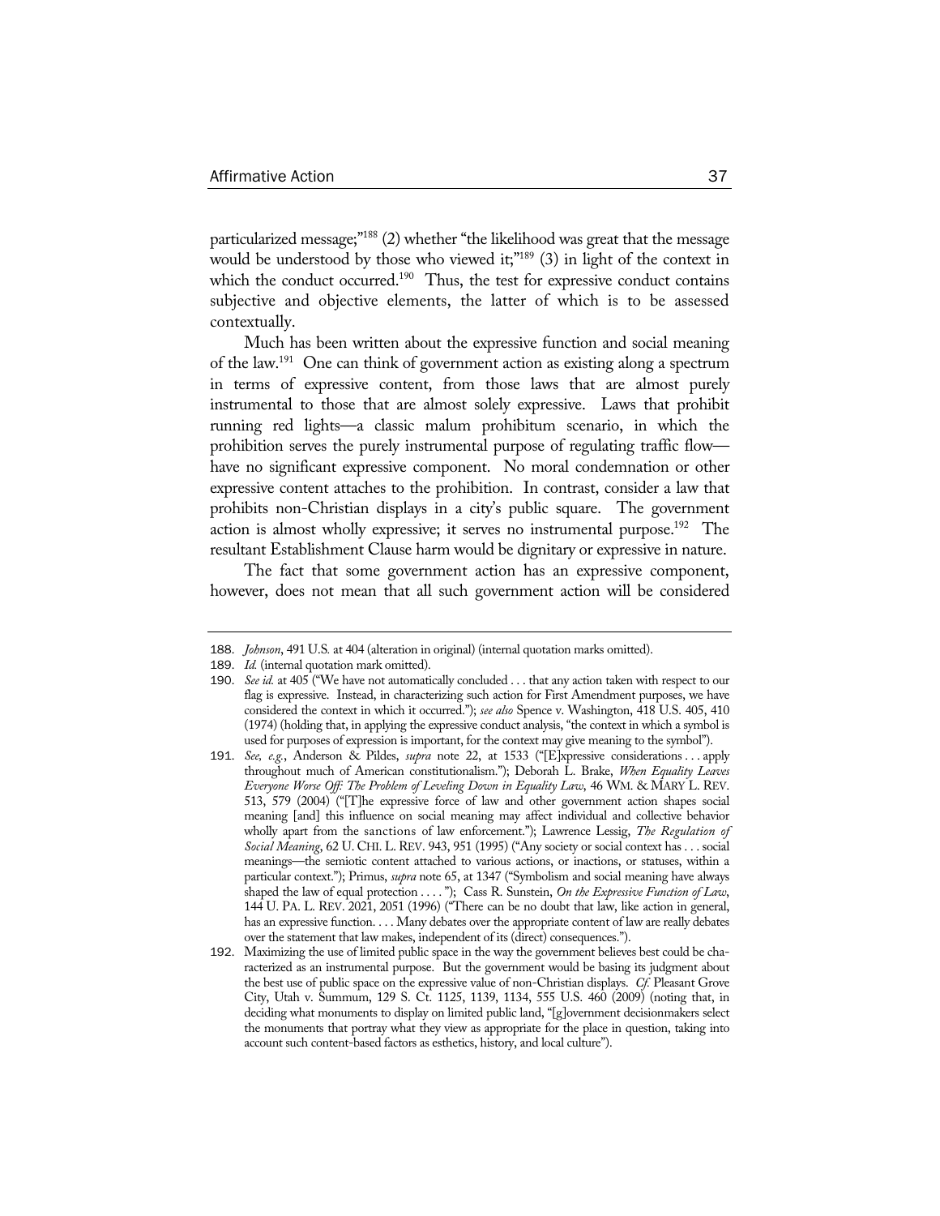particularized message;"[188] (2) whether "the likelihood was great that the message would be understood by those who viewed it;"[189] (3) in light of the context in which the conduct occurred.[190] Thus, the test for expressive conduct contains subjective and objective elements, the latter of which is to be assessed contextually.

Much has been written about the expressive function and social meaning of the law.[191] One can think of government action as existing along a spectrum in terms of expressive content, from those laws that are almost purely instrumental to those that are almost solely expressive. Laws that prohibit running red lights—a classic malum prohibitum scenario, in which the prohibition serves the purely instrumental purpose of regulating traffic flow—have no significant expressive component. No moral condemnation or other expressive content attaches to the prohibition. In contrast, consider a law that prohibits non-Christian displays in a city's public square. The government action is almost wholly expressive; it serves no instrumental purpose.[192] The resultant Establishment Clause harm would be dignitary or expressive in nature.

The fact that some government action has an expressive component, however, does not mean that all such government action will be considered

---

188. *Johnson*, 491 U.S. at 404 (alteration in original) (internal quotation marks omitted).

189. *Id.* (internal quotation mark omitted).

190. *See id.* at 405 ("We have not automatically concluded . . . that any action taken with respect to our flag is expressive. Instead, in characterizing such action for First Amendment purposes, we have considered the context in which it occurred."); *see also* Spence v. Washington, 418 U.S. 405, 410 (1974) (holding that, in applying the expressive conduct analysis, "the context in which a symbol is used for purposes of expression is important, for the context may give meaning to the symbol").

191. *See, e.g.*, Anderson & Pildes, *supra* note 22, at 1533 ("[E]xpressive considerations . . . apply throughout much of American constitutionalism."); Deborah L. Brake, *When Equality Leaves Everyone Worse Off: The Problem of Leveling Down in Equality Law*, 46 WM. & MARY L. REV. 513, 579 (2004) ("[T]he expressive force of law and other government action shapes social meaning [and] this influence on social meaning may affect individual and collective behavior wholly apart from the sanctions of law enforcement."); Lawrence Lessig, *The Regulation of Social Meaning*, 62 U. CHI. L. REV. 943, 951 (1995) ("Any society or social context has . . . social meanings—the semiotic content attached to various actions, or inactions, or statuses, within a particular context."); Primus, *supra* note 65, at 1347 ("Symbolism and social meaning have always shaped the law of equal protection . . . ."); Cass R. Sunstein, *On the Expressive Function of Law*, 144 U. PA. L. REV. 2021, 2051 (1996) ("There can be no doubt that law, like action in general, has an expressive function. . . . Many debates over the appropriate content of law are really debates over the statement that law makes, independent of its (direct) consequences.").

192. Maximizing the use of limited public space in the way the government believes best could be characterized as an instrumental purpose. But the government would be basing its judgment about the best use of public space on the expressive value of non-Christian displays. *Cf.* Pleasant Grove City, Utah v. Summum, 129 S. Ct. 1125, 1139, 1134, 555 U.S. 460 (2009) (noting that, in deciding what monuments to display on limited public land, "[g]overnment decisionmakers select the monuments that portray what they view as appropriate for the place in question, taking into account such content-based factors as esthetics, history, and local culture").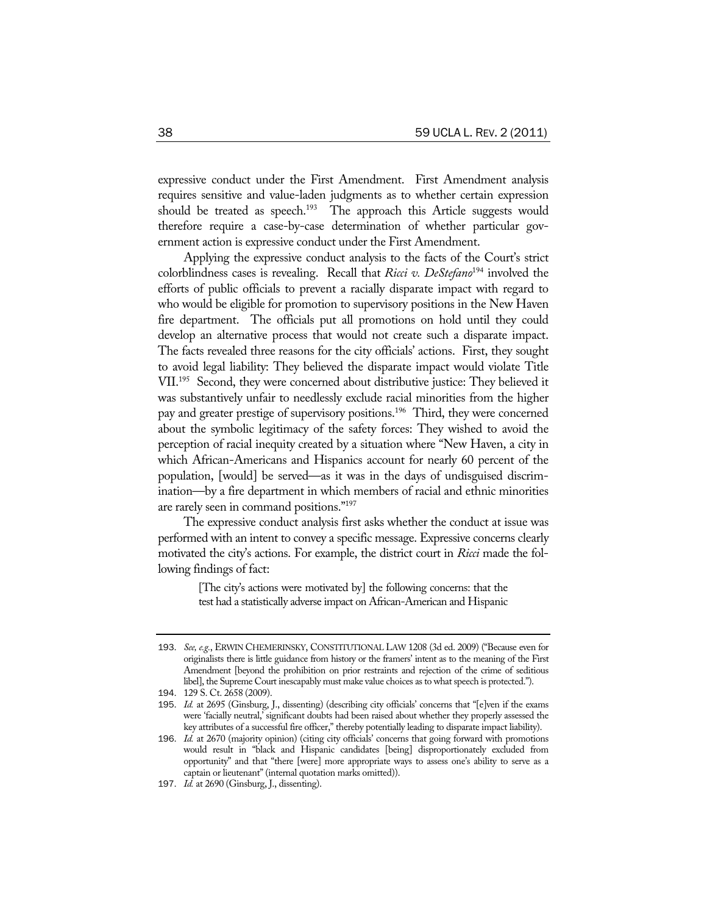expressive conduct under the First Amendment. First Amendment analysis requires sensitive and value-laden judgments as to whether certain expression should be treated as speech.[193] The approach this Article suggests would therefore require a case-by-case determination of whether particular government action is expressive conduct under the First Amendment.

Applying the expressive conduct analysis to the facts of the Court's strict colorblindness cases is revealing. Recall that *Ricci v. DeStefano*[194] involved the efforts of public officials to prevent a racially disparate impact with regard to who would be eligible for promotion to supervisory positions in the New Haven fire department. The officials put all promotions on hold until they could develop an alternative process that would not create such a disparate impact. The facts revealed three reasons for the city officials' actions. First, they sought to avoid legal liability: They believed the disparate impact would violate Title VII.[195] Second, they were concerned about distributive justice: They believed it was substantively unfair to needlessly exclude racial minorities from the higher pay and greater prestige of supervisory positions.[196] Third, they were concerned about the symbolic legitimacy of the safety forces: They wished to avoid the perception of racial inequity created by a situation where "New Haven, a city in which African-Americans and Hispanics account for nearly 60 percent of the population, [would] be served—as it was in the days of undisguised discrimination—by a fire department in which members of racial and ethnic minorities are rarely seen in command positions."[197]

The expressive conduct analysis first asks whether the conduct at issue was performed with an intent to convey a specific message. Expressive concerns clearly motivated the city's actions. For example, the district court in *Ricci* made the following findings of fact:

> [The city's actions were motivated by] the following concerns: that the test had a statistically adverse impact on African-American and Hispanic

---

193. *See, e.g.*, ERWIN CHEMERINSKY, CONSTITUTIONAL LAW 1208 (3d ed. 2009) ("Because even for originalists there is little guidance from history or the framers' intent as to the meaning of the First Amendment [beyond the prohibition on prior restraints and rejection of the crime of seditious libel], the Supreme Court inescapably must make value choices as to what speech is protected.").

194. 129 S. Ct. 2658 (2009).

195. *Id.* at 2695 (Ginsburg, J., dissenting) (describing city officials' concerns that "[e]ven if the exams were 'facially neutral,' significant doubts had been raised about whether they properly assessed the key attributes of a successful fire officer," thereby potentially leading to disparate impact liability).

196. *Id.* at 2670 (majority opinion) (citing city officials' concerns that going forward with promotions would result in "black and Hispanic candidates [being] disproportionately excluded from opportunity" and that "there [were] more appropriate ways to assess one's ability to serve as a captain or lieutenant" (internal quotation marks omitted)).

197. *Id.* at 2690 (Ginsburg, J., dissenting).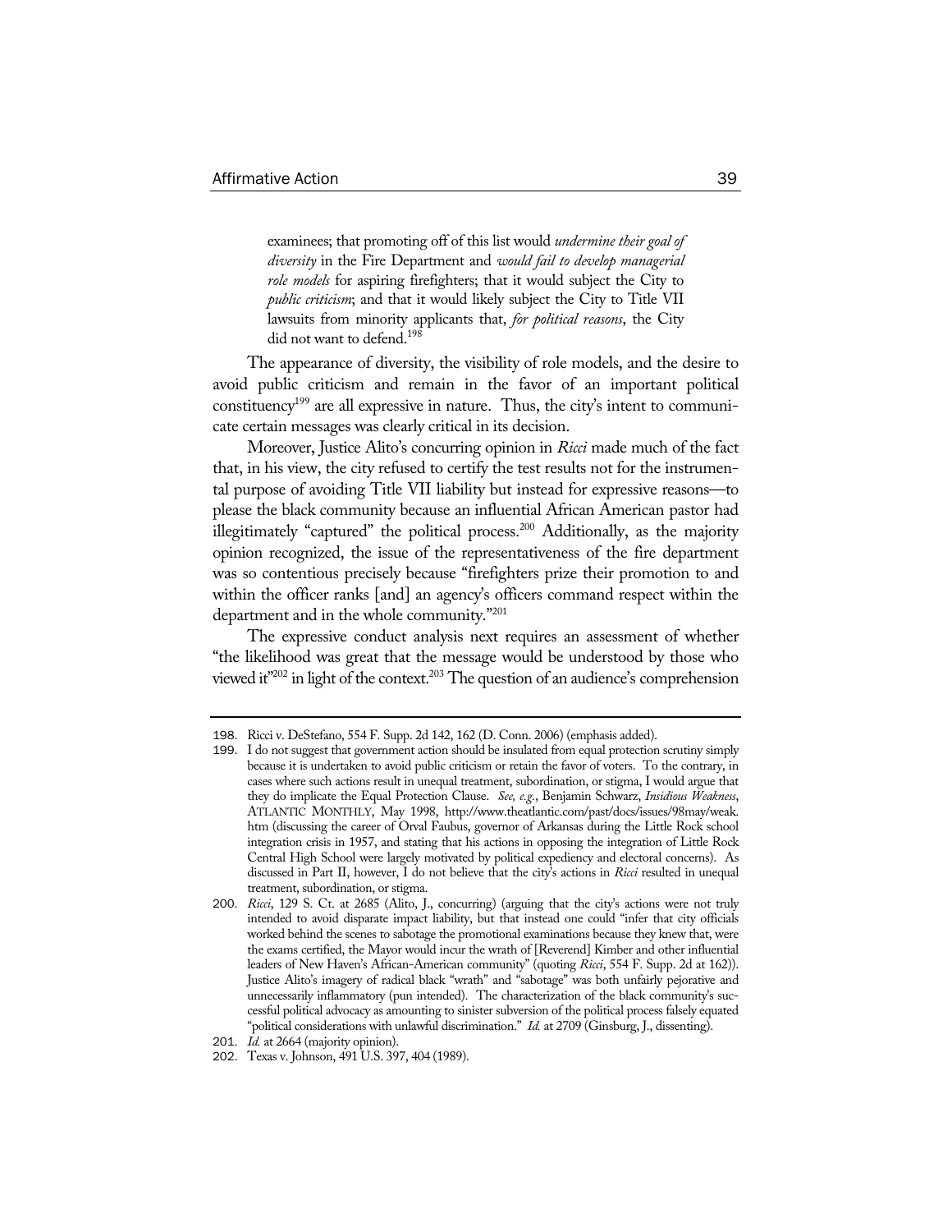examinees; that promoting off of this list would *undermine their goal of diversity* in the Fire Department and *would fail to develop managerial role models* for aspiring firefighters; that it would subject the City to *public criticism*; and that it would likely subject the City to Title VII lawsuits from minority applicants that, *for political reasons*, the City did not want to defend.[198]

The appearance of diversity, the visibility of role models, and the desire to avoid public criticism and remain in the favor of an important political constituency[199] are all expressive in nature. Thus, the city's intent to communicate certain messages was clearly critical in its decision.

Moreover, Justice Alito's concurring opinion in *Ricci* made much of the fact that, in his view, the city refused to certify the test results not for the instrumental purpose of avoiding Title VII liability but instead for expressive reasons—to please the black community because an influential African American pastor had illegitimately "captured" the political process.[200] Additionally, as the majority opinion recognized, the issue of the representativeness of the fire department was so contentious precisely because "firefighters prize their promotion to and within the officer ranks [and] an agency's officers command respect within the department and in the whole community."[201]

The expressive conduct analysis next requires an assessment of whether "the likelihood was great that the message would be understood by those who viewed it"[202] in light of the context.[203] The question of an audience's comprehension

---

198. Ricci v. DeStefano, 554 F. Supp. 2d 142, 162 (D. Conn. 2006) (emphasis added).

199. I do not suggest that government action should be insulated from equal protection scrutiny simply because it is undertaken to avoid public criticism or retain the favor of voters. To the contrary, in cases where such actions result in unequal treatment, subordination, or stigma, I would argue that they do implicate the Equal Protection Clause. *See, e.g.*, Benjamin Schwarz, *Insidious Weakness*, ATLANTIC MONTHLY, May 1998, http://www.theatlantic.com/past/docs/issues/98may/weak.htm (discussing the career of Orval Faubus, governor of Arkansas during the Little Rock school integration crisis in 1957, and stating that his actions in opposing the integration of Little Rock Central High School were largely motivated by political expediency and electoral concerns). As discussed in Part II, however, I do not believe that the city's actions in *Ricci* resulted in unequal treatment, subordination, or stigma.

200. *Ricci*, 129 S. Ct. at 2685 (Alito, J., concurring) (arguing that the city's actions were not truly intended to avoid disparate impact liability, but that instead one could "infer that city officials worked behind the scenes to sabotage the promotional examinations because they knew that, were the exams certified, the Mayor would incur the wrath of [Reverend] Kimber and other influential leaders of New Haven's African-American community" (quoting *Ricci*, 554 F. Supp. 2d at 162)). Justice Alito's imagery of radical black "wrath" and "sabotage" was both unfairly pejorative and unnecessarily inflammatory (pun intended). The characterization of the black community's successful political advocacy as amounting to sinister subversion of the political process falsely equated "political considerations with unlawful discrimination." *Id.* at 2709 (Ginsburg, J., dissenting).

201. *Id.* at 2664 (majority opinion).

202. Texas v. Johnson, 491 U.S. 397, 404 (1989).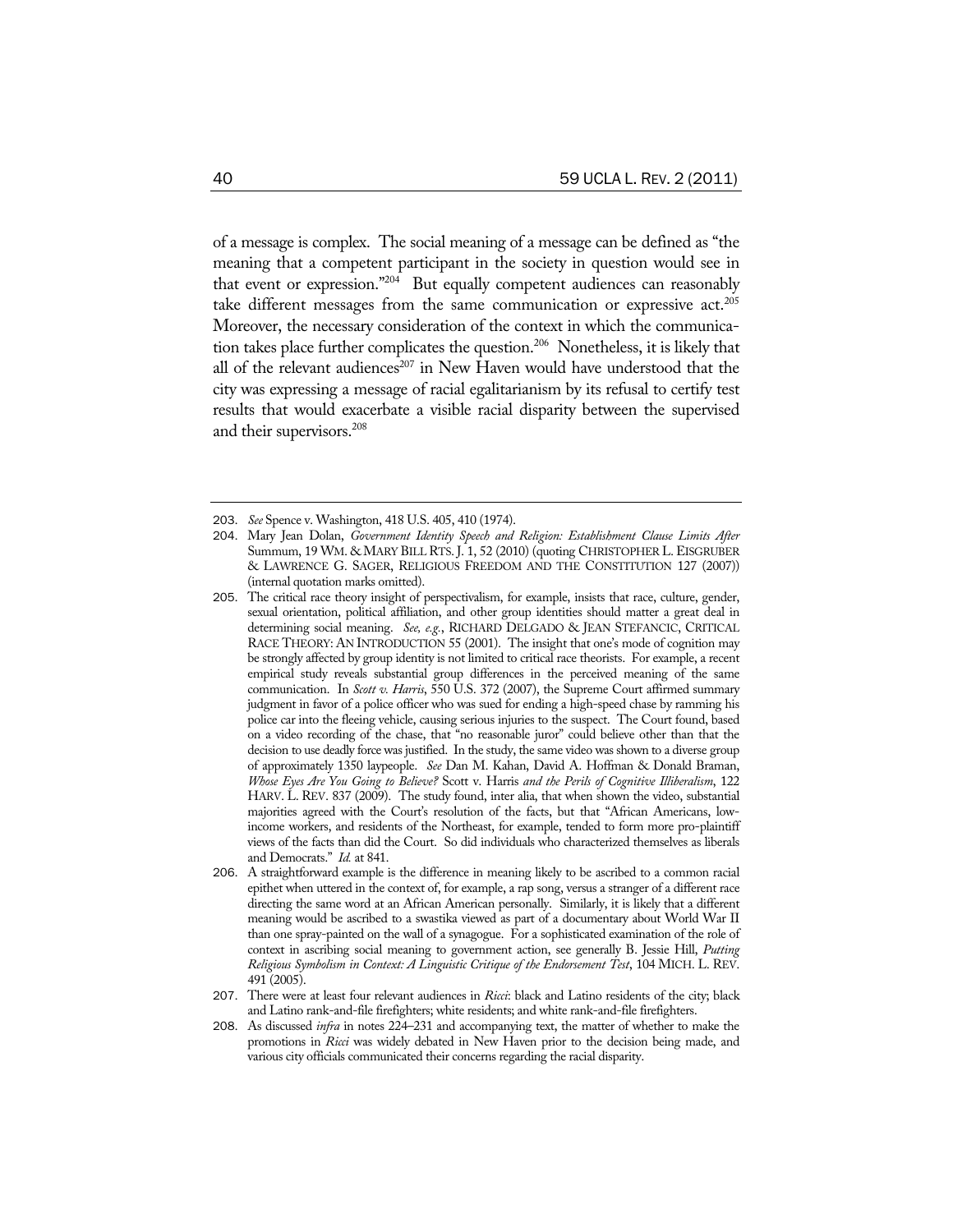of a message is complex. The social meaning of a message can be defined as "the meaning that a competent participant in the society in question would see in that event or expression."[204] But equally competent audiences can reasonably take different messages from the same communication or expressive act.[205] Moreover, the necessary consideration of the context in which the communication takes place further complicates the question.[206] Nonetheless, it is likely that all of the relevant audiences[207] in New Haven would have understood that the city was expressing a message of racial egalitarianism by its refusal to certify test results that would exacerbate a visible racial disparity between the supervised and their supervisors.[208]

---

203. *See* Spence v. Washington, 418 U.S. 405, 410 (1974).

204. Mary Jean Dolan, *Government Identity Speech and Religion: Establishment Clause Limits After* Summum, 19 WM. & MARY BILL RTS. J. 1, 52 (2010) (quoting CHRISTOPHER L. EISGRUBER & LAWRENCE G. SAGER, RELIGIOUS FREEDOM AND THE CONSTITUTION 127 (2007)) (internal quotation marks omitted).

205. The critical race theory insight of perspectivalism, for example, insists that race, culture, gender, sexual orientation, political affiliation, and other group identities should matter a great deal in determining social meaning. *See, e.g.*, RICHARD DELGADO & JEAN STEFANCIC, CRITICAL RACE THEORY: AN INTRODUCTION 55 (2001). The insight that one's mode of cognition may be strongly affected by group identity is not limited to critical race theorists. For example, a recent empirical study reveals substantial group differences in the perceived meaning of the same communication. In *Scott v. Harris*, 550 U.S. 372 (2007), the Supreme Court affirmed summary judgment in favor of a police officer who was sued for ending a high-speed chase by ramming his police car into the fleeing vehicle, causing serious injuries to the suspect. The Court found, based on a video recording of the chase, that "no reasonable juror" could believe other than that the decision to use deadly force was justified. In the study, the same video was shown to a diverse group of approximately 1350 laypeople. *See* Dan M. Kahan, David A. Hoffman & Donald Braman, *Whose Eyes Are You Going to Believe?* Scott v. Harris *and the Perils of Cognitive Illiberalism*, 122 HARV. L. REV. 837 (2009). The study found, inter alia, that when shown the video, substantial majorities agreed with the Court's resolution of the facts, but that "African Americans, low-income workers, and residents of the Northeast, for example, tended to form more pro-plaintiff views of the facts than did the Court. So did individuals who characterized themselves as liberals and Democrats." *Id.* at 841.

206. A straightforward example is the difference in meaning likely to be ascribed to a common racial epithet when uttered in the context of, for example, a rap song, versus a stranger of a different race directing the same word at an African American personally. Similarly, it is likely that a different meaning would be ascribed to a swastika viewed as part of a documentary about World War II than one spray-painted on the wall of a synagogue. For a sophisticated examination of the role of context in ascribing social meaning to government action, see generally B. Jessie Hill, *Putting Religious Symbolism in Context: A Linguistic Critique of the Endorsement Test*, 104 MICH. L. REV. 491 (2005).

207. There were at least four relevant audiences in *Ricci*: black and Latino residents of the city; black and Latino rank-and-file firefighters; white residents; and white rank-and-file firefighters.

208. As discussed *infra* in notes 224–231 and accompanying text, the matter of whether to make the promotions in *Ricci* was widely debated in New Haven prior to the decision being made, and various city officials communicated their concerns regarding the racial disparity.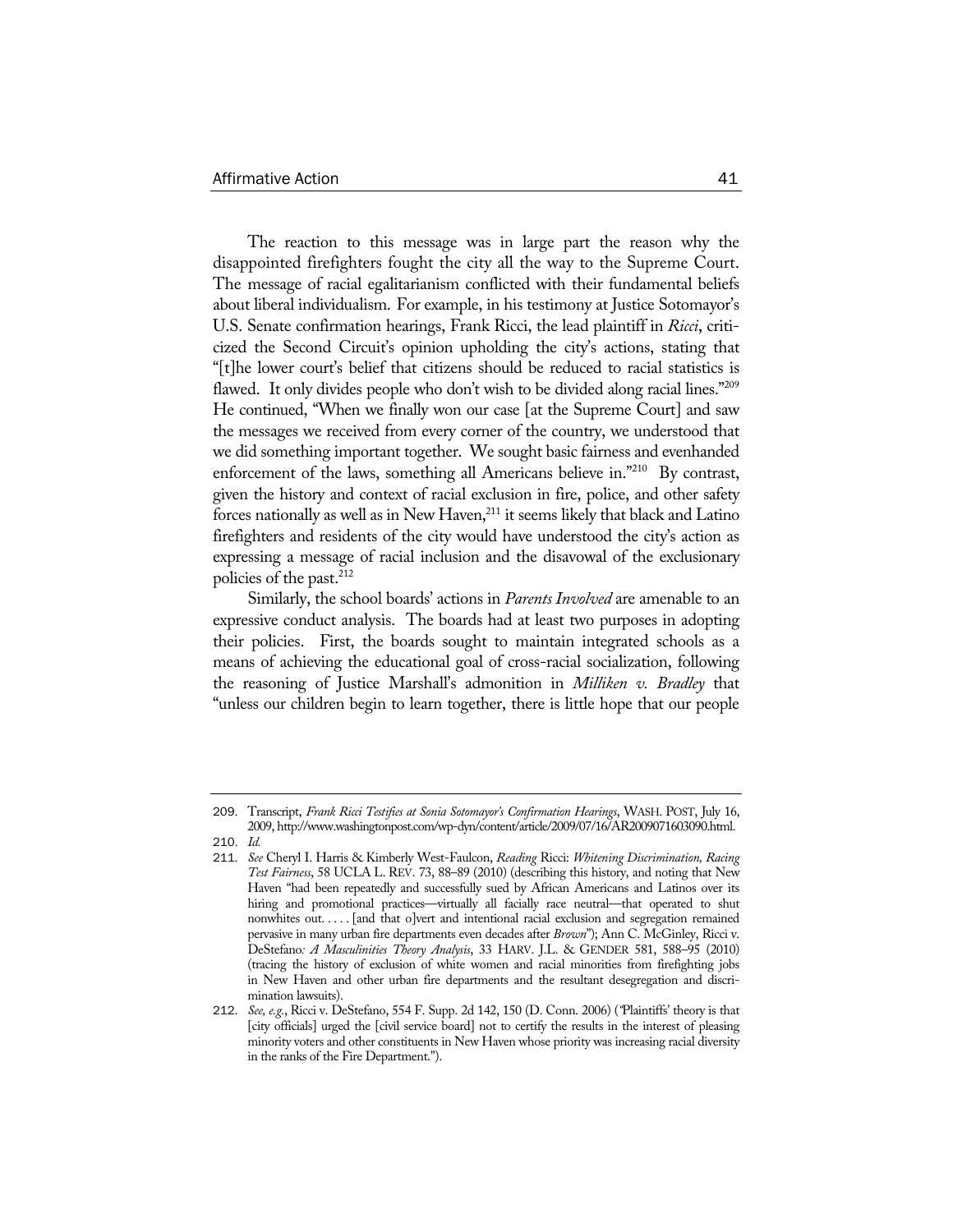The reaction to this message was in large part the reason why the disappointed firefighters fought the city all the way to the Supreme Court. The message of racial egalitarianism conflicted with their fundamental beliefs about liberal individualism. For example, in his testimony at Justice Sotomayor's U.S. Senate confirmation hearings, Frank Ricci, the lead plaintiff in *Ricci*, criticized the Second Circuit's opinion upholding the city's actions, stating that "[t]he lower court's belief that citizens should be reduced to racial statistics is flawed. It only divides people who don't wish to be divided along racial lines."[209] He continued, "When we finally won our case [at the Supreme Court] and saw the messages we received from every corner of the country, we understood that we did something important together. We sought basic fairness and evenhanded enforcement of the laws, something all Americans believe in."[210] By contrast, given the history and context of racial exclusion in fire, police, and other safety forces nationally as well as in New Haven,[211] it seems likely that black and Latino firefighters and residents of the city would have understood the city's action as expressing a message of racial inclusion and the disavowal of the exclusionary policies of the past.[212]

Similarly, the school boards' actions in *Parents Involved* are amenable to an expressive conduct analysis. The boards had at least two purposes in adopting their policies. First, the boards sought to maintain integrated schools as a means of achieving the educational goal of cross-racial socialization, following the reasoning of Justice Marshall's admonition in *Milliken v. Bradley* that "unless our children begin to learn together, there is little hope that our people

---

209. Transcript, *Frank Ricci Testifies at Sonia Sotomayor's Confirmation Hearings*, WASH. POST, July 16, 2009, http://www.washingtonpost.com/wp-dyn/content/article/2009/07/16/AR2009071603090.html.

210. *Id.*

211. *See* Cheryl I. Harris & Kimberly West-Faulcon, *Reading* Ricci: *Whitening Discrimination, Racing Test Fairness*, 58 UCLA L. REV. 73, 88–89 (2010) (describing this history, and noting that New Haven "had been repeatedly and successfully sued by African Americans and Latinos over its hiring and promotional practices—virtually all facially race neutral—that operated to shut nonwhites out. . . . . [and that o]vert and intentional racial exclusion and segregation remained pervasive in many urban fire departments even decades after *Brown*"); Ann C. McGinley, Ricci v. DeStefano*: A Masculinities Theory Analysis*, 33 HARV. J.L. & GENDER 581, 588–95 (2010) (tracing the history of exclusion of white women and racial minorities from firefighting jobs in New Haven and other urban fire departments and the resultant desegregation and discrimination lawsuits).

212. *See, e.g.*, Ricci v. DeStefano, 554 F. Supp. 2d 142, 150 (D. Conn. 2006) ("Plaintiffs' theory is that [city officials] urged the [civil service board] not to certify the results in the interest of pleasing minority voters and other constituents in New Haven whose priority was increasing racial diversity in the ranks of the Fire Department.").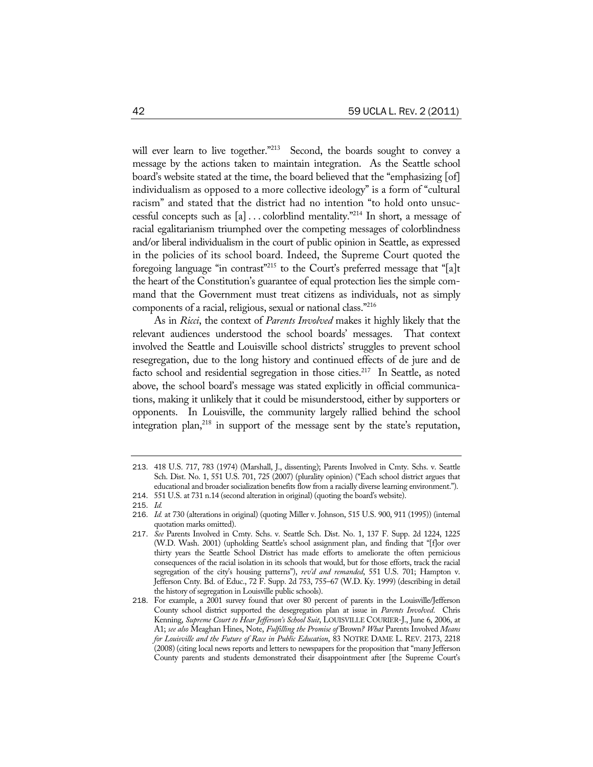will ever learn to live together."[213] Second, the boards sought to convey a message by the actions taken to maintain integration. As the Seattle school board's website stated at the time, the board believed that the "emphasizing [of] individualism as opposed to a more collective ideology" is a form of "cultural racism" and stated that the district had no intention "to hold onto unsuccessful concepts such as [a] . . . colorblind mentality."[214] In short, a message of racial egalitarianism triumphed over the competing messages of colorblindness and/or liberal individualism in the court of public opinion in Seattle, as expressed in the policies of its school board. Indeed, the Supreme Court quoted the foregoing language "in contrast"[215] to the Court's preferred message that "[a]t the heart of the Constitution's guarantee of equal protection lies the simple command that the Government must treat citizens as individuals, not as simply components of a racial, religious, sexual or national class."[216]

As in *Ricci*, the context of *Parents Involved* makes it highly likely that the relevant audiences understood the school boards' messages. That context involved the Seattle and Louisville school districts' struggles to prevent school resegregation, due to the long history and continued effects of de jure and de facto school and residential segregation in those cities.[217] In Seattle, as noted above, the school board's message was stated explicitly in official communications, making it unlikely that it could be misunderstood, either by supporters or opponents. In Louisville, the community largely rallied behind the school integration plan,[218] in support of the message sent by the state's reputation,

---

213. 418 U.S. 717, 783 (1974) (Marshall, J., dissenting); Parents Involved in Cmty. Schs. v. Seattle Sch. Dist. No. 1, 551 U.S. 701, 725 (2007) (plurality opinion) ("Each school district argues that educational and broader socialization benefits flow from a racially diverse learning environment.").

214. 551 U.S. at 731 n.14 (second alteration in original) (quoting the board's website).

215. *Id.*

216. *Id.* at 730 (alterations in original) (quoting Miller v. Johnson, 515 U.S. 900, 911 (1995)) (internal quotation marks omitted).

217. *See* Parents Involved in Cmty. Schs. v. Seattle Sch. Dist. No. 1, 137 F. Supp. 2d 1224, 1225 (W.D. Wash. 2001) (upholding Seattle's school assignment plan, and finding that "[f]or over thirty years the Seattle School District has made efforts to ameliorate the often pernicious consequences of the racial isolation in its schools that would, but for those efforts, track the racial segregation of the city's housing patterns"), *rev'd and remanded*, 551 U.S. 701; Hampton v. Jefferson Cnty. Bd. of Educ., 72 F. Supp. 2d 753, 755–67 (W.D. Ky. 1999) (describing in detail the history of segregation in Louisville public schools).

218. For example, a 2001 survey found that over 80 percent of parents in the Louisville/Jefferson County school district supported the desegregation plan at issue in *Parents Involved*. Chris Kenning, *Supreme Court to Hear Jefferson's School Suit*, LOUISVILLE COURIER-J., June 6, 2006, at A1; *see also* Meaghan Hines, Note, *Fulfilling the Promise of* Brown*? What* Parents Involved *Means for Louisville and the Future of Race in Public Education*, 83 NOTRE DAME L. REV. 2173, 2218 (2008) (citing local news reports and letters to newspapers for the proposition that "many Jefferson County parents and students demonstrated their disappointment after [the Supreme Court's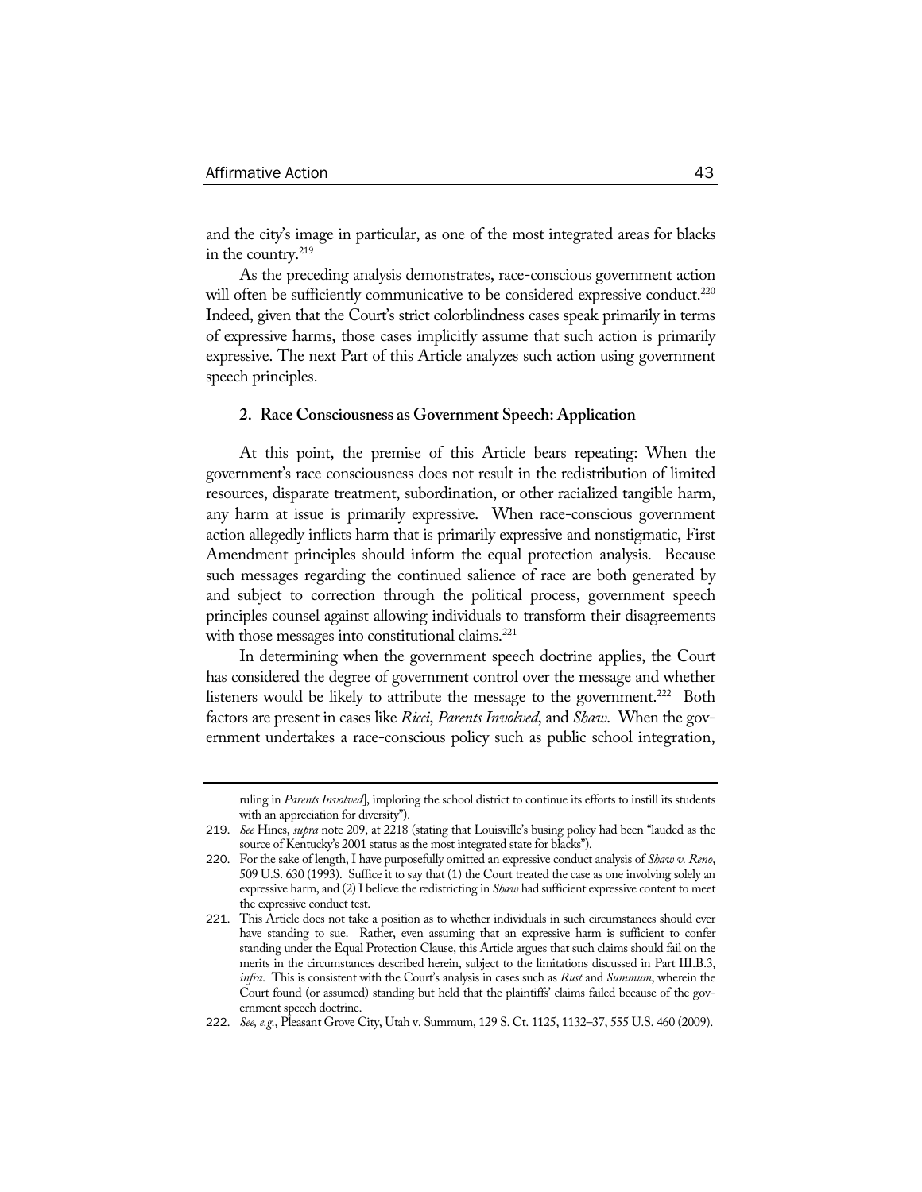and the city's image in particular, as one of the most integrated areas for blacks in the country.[219]

As the preceding analysis demonstrates, race-conscious government action will often be sufficiently communicative to be considered expressive conduct.[220] Indeed, given that the Court's strict colorblindness cases speak primarily in terms of expressive harms, those cases implicitly assume that such action is primarily expressive. The next Part of this Article analyzes such action using government speech principles.

#### 2. Race Consciousness as Government Speech: Application

At this point, the premise of this Article bears repeating: When the government's race consciousness does not result in the redistribution of limited resources, disparate treatment, subordination, or other racialized tangible harm, any harm at issue is primarily expressive. When race-conscious government action allegedly inflicts harm that is primarily expressive and nonstigmatic, First Amendment principles should inform the equal protection analysis. Because such messages regarding the continued salience of race are both generated by and subject to correction through the political process, government speech principles counsel against allowing individuals to transform their disagreements with those messages into constitutional claims.[221]

In determining when the government speech doctrine applies, the Court has considered the degree of government control over the message and whether listeners would be likely to attribute the message to the government.[222] Both factors are present in cases like *Ricci*, *Parents Involved*, and *Shaw*. When the government undertakes a race-conscious policy such as public school integration,

---

ruling in *Parents Involved*], imploring the school district to continue its efforts to instill its students with an appreciation for diversity").

219. *See* Hines, *supra* note 209, at 2218 (stating that Louisville's busing policy had been "lauded as the source of Kentucky's 2001 status as the most integrated state for blacks").

220. For the sake of length, I have purposefully omitted an expressive conduct analysis of *Shaw v. Reno*, 509 U.S. 630 (1993). Suffice it to say that (1) the Court treated the case as one involving solely an expressive harm, and (2) I believe the redistricting in *Shaw* had sufficient expressive content to meet the expressive conduct test.

221. This Article does not take a position as to whether individuals in such circumstances should ever have standing to sue. Rather, even assuming that an expressive harm is sufficient to confer standing under the Equal Protection Clause, this Article argues that such claims should fail on the merits in the circumstances described herein, subject to the limitations discussed in Part III.B.3, *infra*. This is consistent with the Court's analysis in cases such as *Rust* and *Summum*, wherein the Court found (or assumed) standing but held that the plaintiffs' claims failed because of the government speech doctrine.

222. *See, e.g.*, Pleasant Grove City, Utah v. Summum, 129 S. Ct. 1125, 1132–37, 555 U.S. 460 (2009).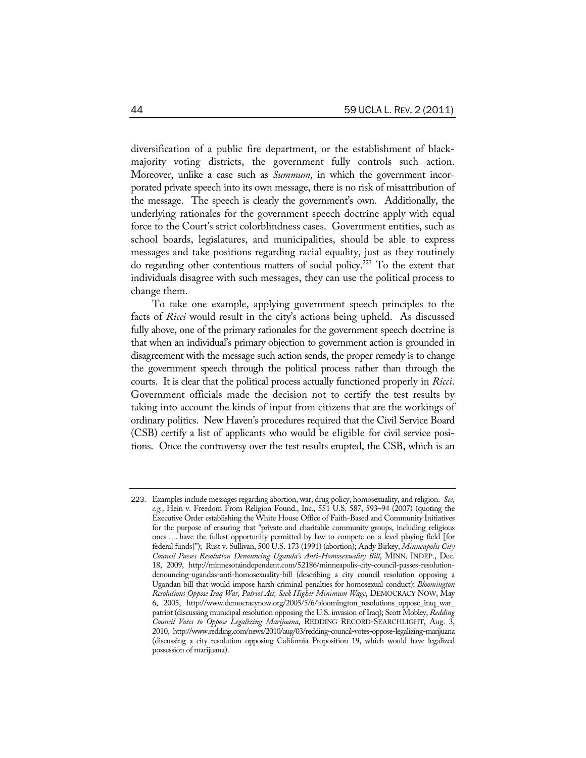diversification of a public fire department, or the establishment of black-majority voting districts, the government fully controls such action. Moreover, unlike a case such as *Summum*, in which the government incorporated private speech into its own message, there is no risk of misattribution of the message. The speech is clearly the government's own. Additionally, the underlying rationales for the government speech doctrine apply with equal force to the Court's strict colorblindness cases. Government entities, such as school boards, legislatures, and municipalities, should be able to express messages and take positions regarding racial equality, just as they routinely do regarding other contentious matters of social policy.[223] To the extent that individuals disagree with such messages, they can use the political process to change them.

To take one example, applying government speech principles to the facts of *Ricci* would result in the city's actions being upheld. As discussed fully above, one of the primary rationales for the government speech doctrine is that when an individual's primary objection to government action is grounded in disagreement with the message such action sends, the proper remedy is to change the government speech through the political process rather than through the courts. It is clear that the political process actually functioned properly in *Ricci*. Government officials made the decision not to certify the test results by taking into account the kinds of input from citizens that are the workings of ordinary politics. New Haven's procedures required that the Civil Service Board (CSB) certify a list of applicants who would be eligible for civil service positions. Once the controversy over the test results erupted, the CSB, which is an

---

223. Examples include messages regarding abortion, war, drug policy, homosexuality, and religion. *See, e.g.*, Hein v. Freedom From Religion Found., Inc., 551 U.S. 587, 593–94 (2007) (quoting the Executive Order establishing the White House Office of Faith-Based and Community Initiatives for the purpose of ensuring that "private and charitable community groups, including religious ones . . . have the fullest opportunity permitted by law to compete on a level playing field [for federal funds]"); Rust v. Sullivan, 500 U.S. 173 (1991) (abortion); Andy Birkey, *Minneapolis City Council Passes Resolution Denouncing Uganda's Anti-Homosexuality Bill*, MINN. INDEP., Dec. 18, 2009, http://minnesotaindependent.com/52186/minneapolis-city-council-passes-resolution-denouncing-ugandas-anti-homosexuality-bill (describing a city council resolution opposing a Ugandan bill that would impose harsh criminal penalties for homosexual conduct); *Bloomington Resolutions Oppose Iraq War, Patriot Act, Seek Higher Minimum Wage*, DEMOCRACY NOW, May 6, 2005, http://www.democracynow.org/2005/5/6/bloomington_resolutions_oppose_iraq_war_patriot (discussing municipal resolution opposing the U.S. invasion of Iraq); Scott Mobley, *Redding Council Votes to Oppose Legalizing Marijuana*, REDDING RECORD-SEARCHLIGHT, Aug. 3, 2010, http://www.redding.com/news/2010/aug/03/redding-council-votes-oppose-legalizing-marijuana (discussing a city resolution opposing California Proposition 19, which would have legalized possession of marijuana).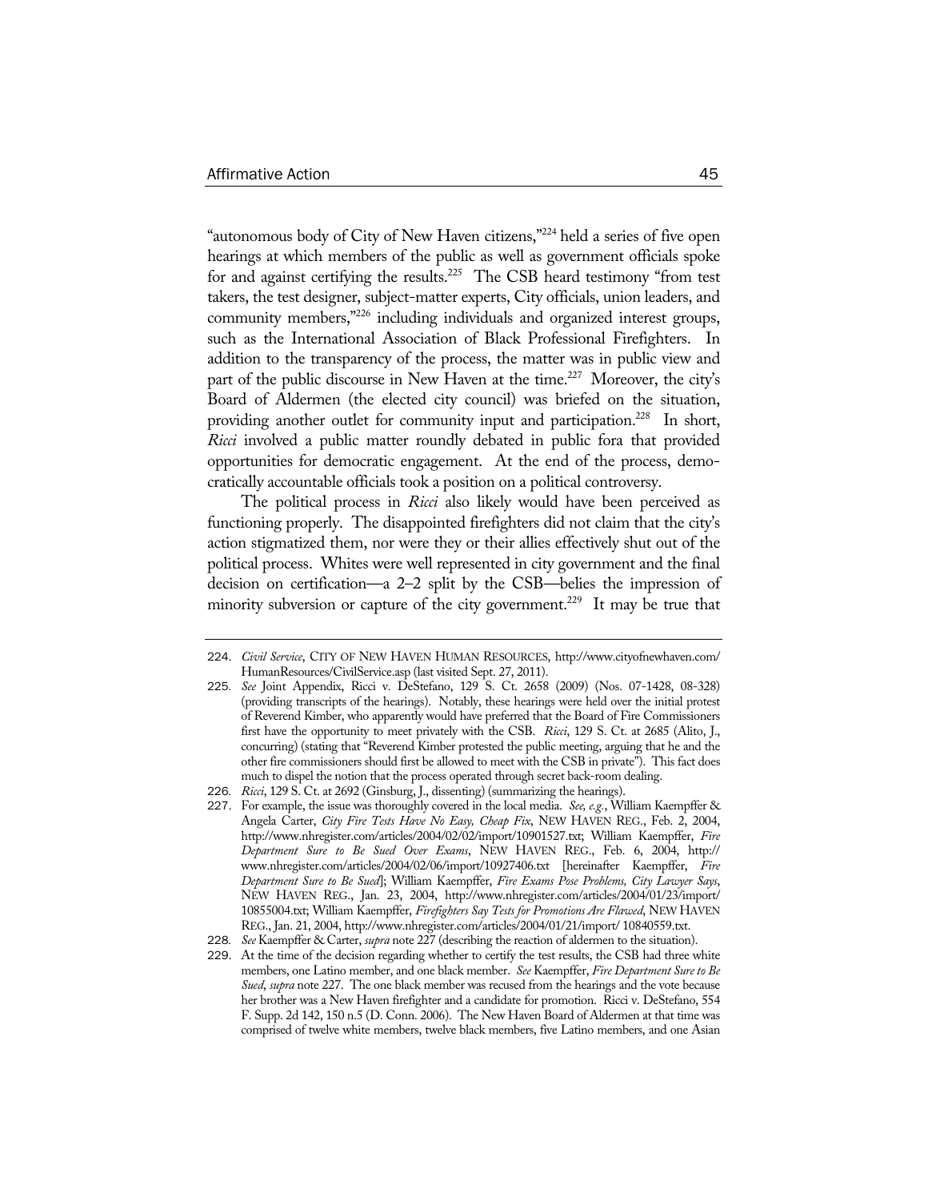"autonomous body of City of New Haven citizens,"[224] held a series of five open hearings at which members of the public as well as government officials spoke for and against certifying the results.[225] The CSB heard testimony "from test takers, the test designer, subject-matter experts, City officials, union leaders, and community members,"[226] including individuals and organized interest groups, such as the International Association of Black Professional Firefighters. In addition to the transparency of the process, the matter was in public view and part of the public discourse in New Haven at the time.[227] Moreover, the city's Board of Aldermen (the elected city council) was briefed on the situation, providing another outlet for community input and participation.[228] In short, *Ricci* involved a public matter roundly debated in public fora that provided opportunities for democratic engagement. At the end of the process, democratically accountable officials took a position on a political controversy.

The political process in *Ricci* also likely would have been perceived as functioning properly. The disappointed firefighters did not claim that the city's action stigmatized them, nor were they or their allies effectively shut out of the political process. Whites were well represented in city government and the final decision on certification—a 2–2 split by the CSB—belies the impression of minority subversion or capture of the city government.[229] It may be true that

---

224. *Civil Service*, CITY OF NEW HAVEN HUMAN RESOURCES, http://www.cityofnewhaven.com/HumanResources/CivilService.asp (last visited Sept. 27, 2011).

225. *See* Joint Appendix, Ricci v. DeStefano, 129 S. Ct. 2658 (2009) (Nos. 07-1428, 08-328) (providing transcripts of the hearings). Notably, these hearings were held over the initial protest of Reverend Kimber, who apparently would have preferred that the Board of Fire Commissioners first have the opportunity to meet privately with the CSB. *Ricci*, 129 S. Ct. at 2685 (Alito, J., concurring) (stating that "Reverend Kimber protested the public meeting, arguing that he and the other fire commissioners should first be allowed to meet with the CSB in private"). This fact does much to dispel the notion that the process operated through secret back-room dealing.

226. *Ricci*, 129 S. Ct. at 2692 (Ginsburg, J., dissenting) (summarizing the hearings).

227. For example, the issue was thoroughly covered in the local media. *See, e.g.*, William Kaempffer & Angela Carter, *City Fire Tests Have No Easy, Cheap Fix*, NEW HAVEN REG., Feb. 2, 2004, http://www.nhregister.com/articles/2004/02/02/import/10901527.txt; William Kaempffer, *Fire Department Sure to Be Sued Over Exams*, NEW HAVEN REG., Feb. 6, 2004, http://www.nhregister.com/articles/2004/02/06/import/10927406.txt [hereinafter Kaempffer, *Fire Department Sure to Be Sued*]; William Kaempffer, *Fire Exams Pose Problems, City Lawyer Says*, NEW HAVEN REG., Jan. 23, 2004, http://www.nhregister.com/articles/2004/01/23/import/10855004.txt; William Kaempffer, *Firefighters Say Tests for Promotions Are Flawed*, NEW HAVEN REG., Jan. 21, 2004, http://www.nhregister.com/articles/2004/01/21/import/ 10840559.txt.

228. *See* Kaempffer & Carter, *supra* note 227 (describing the reaction of aldermen to the situation).

229. At the time of the decision regarding whether to certify the test results, the CSB had three white members, one Latino member, and one black member. *See* Kaempffer, *Fire Department Sure to Be Sued*, *supra* note 227. The one black member was recused from the hearings and the vote because her brother was a New Haven firefighter and a candidate for promotion. Ricci v. DeStefano, 554 F. Supp. 2d 142, 150 n.5 (D. Conn. 2006). The New Haven Board of Aldermen at that time was comprised of twelve white members, twelve black members, five Latino members, and one Asian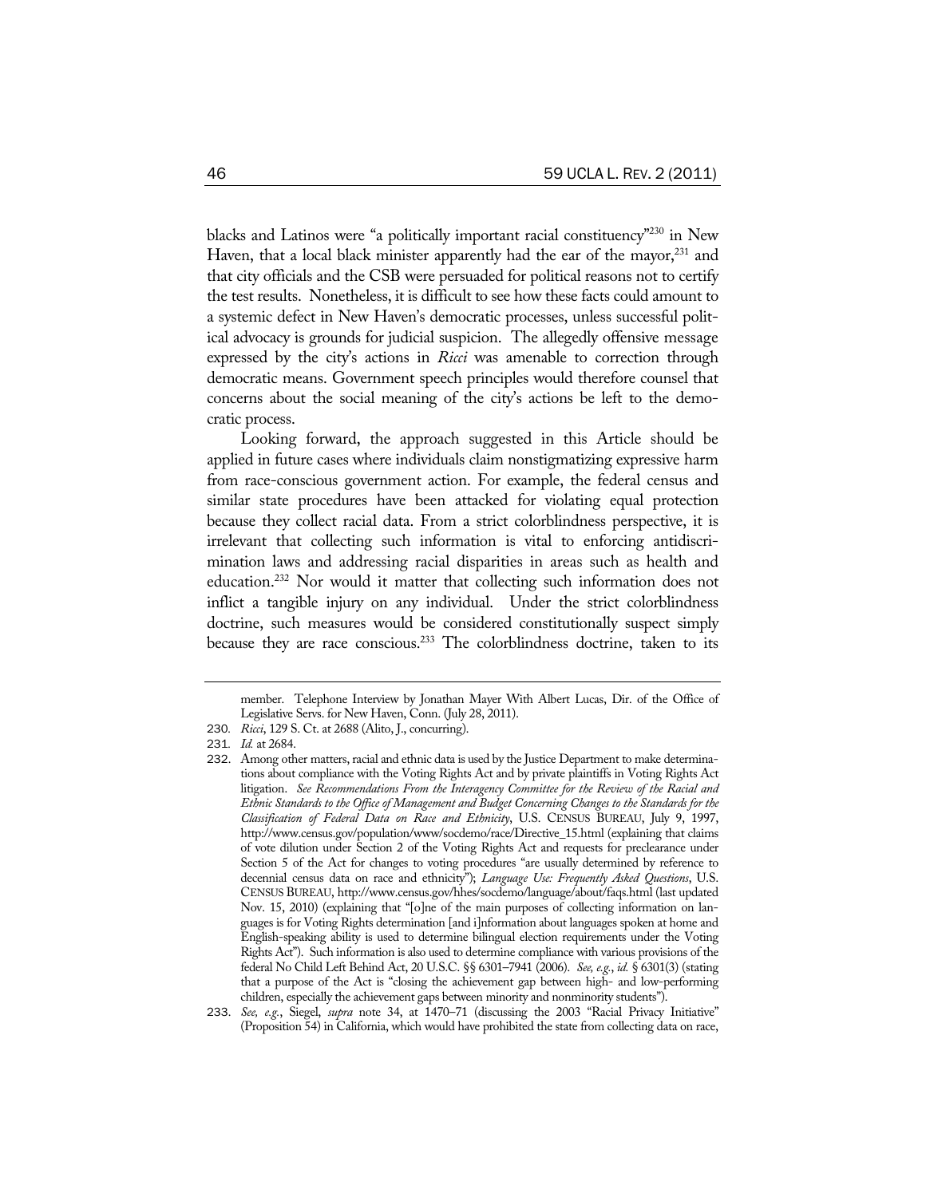blacks and Latinos were "a politically important racial constituency"[230] in New Haven, that a local black minister apparently had the ear of the mayor,[231] and that city officials and the CSB were persuaded for political reasons not to certify the test results. Nonetheless, it is difficult to see how these facts could amount to a systemic defect in New Haven's democratic processes, unless successful political advocacy is grounds for judicial suspicion. The allegedly offensive message expressed by the city's actions in *Ricci* was amenable to correction through democratic means. Government speech principles would therefore counsel that concerns about the social meaning of the city's actions be left to the democratic process.

Looking forward, the approach suggested in this Article should be applied in future cases where individuals claim nonstigmatizing expressive harm from race-conscious government action. For example, the federal census and similar state procedures have been attacked for violating equal protection because they collect racial data. From a strict colorblindness perspective, it is irrelevant that collecting such information is vital to enforcing antidiscrimination laws and addressing racial disparities in areas such as health and education.[232] Nor would it matter that collecting such information does not inflict a tangible injury on any individual. Under the strict colorblindness doctrine, such measures would be considered constitutionally suspect simply because they are race conscious.[233] The colorblindness doctrine, taken to its

---

member. Telephone Interview by Jonathan Mayer With Albert Lucas, Dir. of the Office of Legislative Servs. for New Haven, Conn. (July 28, 2011).

230. *Ricci*, 129 S. Ct. at 2688 (Alito, J., concurring).

231. *Id.* at 2684.

232. Among other matters, racial and ethnic data is used by the Justice Department to make determinations about compliance with the Voting Rights Act and by private plaintiffs in Voting Rights Act litigation. *See Recommendations From the Interagency Committee for the Review of the Racial and Ethnic Standards to the Office of Management and Budget Concerning Changes to the Standards for the Classification of Federal Data on Race and Ethnicity*, U.S. CENSUS BUREAU, July 9, 1997, http://www.census.gov/population/www/socdemo/race/Directive_15.html (explaining that claims of vote dilution under Section 2 of the Voting Rights Act and requests for preclearance under Section 5 of the Act for changes to voting procedures "are usually determined by reference to decennial census data on race and ethnicity"); *Language Use: Frequently Asked Questions*, U.S. CENSUS BUREAU, http://www.census.gov/hhes/socdemo/language/about/faqs.html (last updated Nov. 15, 2010) (explaining that "[o]ne of the main purposes of collecting information on languages is for Voting Rights determination [and i]nformation about languages spoken at home and English-speaking ability is used to determine bilingual election requirements under the Voting Rights Act"). Such information is also used to determine compliance with various provisions of the federal No Child Left Behind Act, 20 U.S.C. §§ 6301–7941 (2006). *See, e.g.*, *id.* § 6301(3) (stating that a purpose of the Act is "closing the achievement gap between high- and low-performing children, especially the achievement gaps between minority and nonminority students").

233. *See, e.g.*, Siegel, *supra* note 34, at 1470–71 (discussing the 2003 "Racial Privacy Initiative" (Proposition 54) in California, which would have prohibited the state from collecting data on race,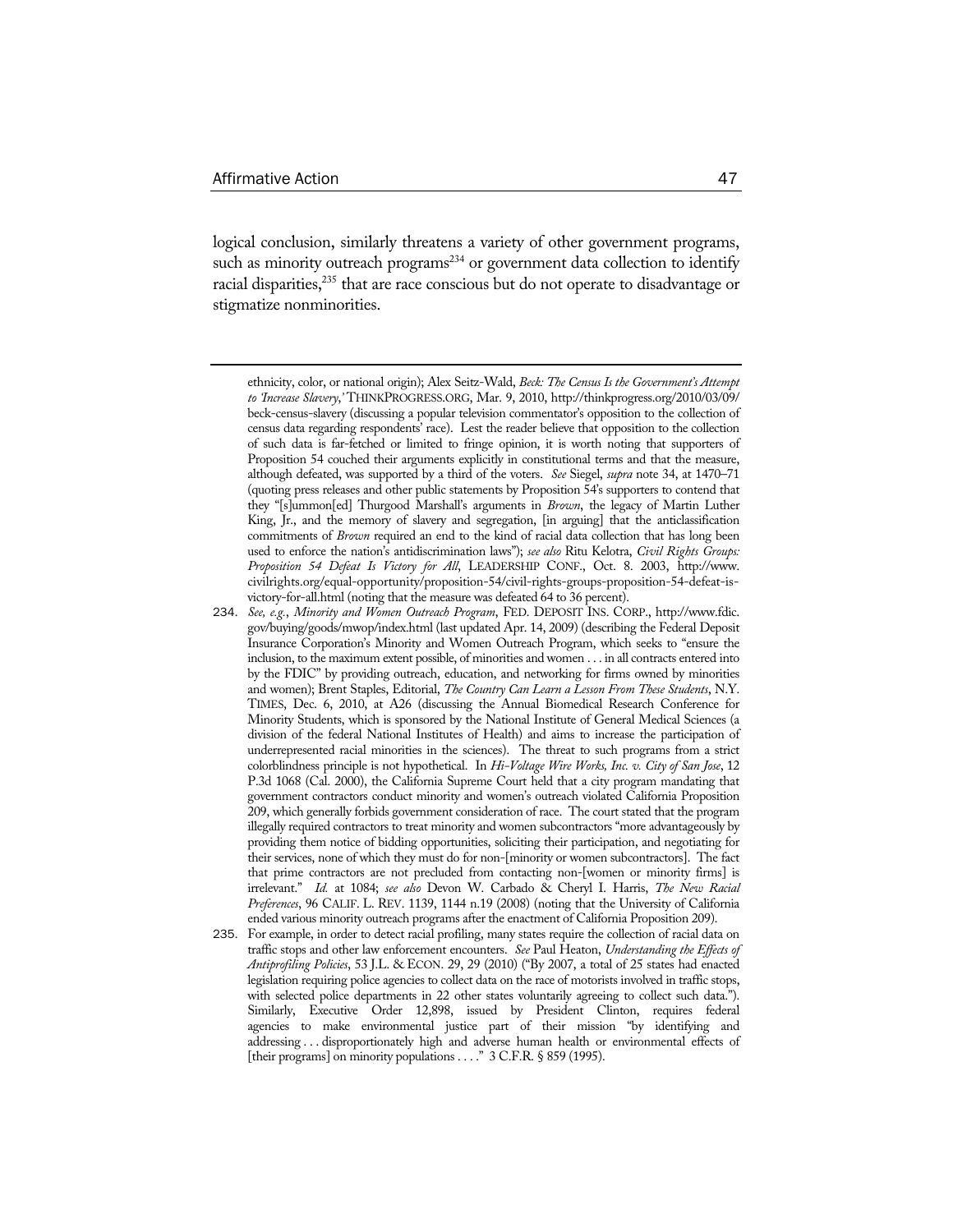logical conclusion, similarly threatens a variety of other government programs, such as minority outreach programs[234] or government data collection to identify racial disparities,[235] that are race conscious but do not operate to disadvantage or stigmatize nonminorities.

---

ethnicity, color, or national origin); Alex Seitz-Wald, *Beck: The Census Is the Government's Attempt to 'Increase Slavery*,' THINKPROGRESS.ORG, Mar. 9, 2010, http://thinkprogress.org/2010/03/09/beck-census-slavery (discussing a popular television commentator's opposition to the collection of census data regarding respondents' race). Lest the reader believe that opposition to the collection of such data is far-fetched or limited to fringe opinion, it is worth noting that supporters of Proposition 54 couched their arguments explicitly in constitutional terms and that the measure, although defeated, was supported by a third of the voters. *See* Siegel, *supra* note 34, at 1470–71 (quoting press releases and other public statements by Proposition 54's supporters to contend that they "[s]ummon[ed] Thurgood Marshall's arguments in *Brown*, the legacy of Martin Luther King, Jr., and the memory of slavery and segregation, [in arguing] that the anticlassification commitments of *Brown* required an end to the kind of racial data collection that has long been used to enforce the nation's antidiscrimination laws"); *see also* Ritu Kelotra, *Civil Rights Groups: Proposition 54 Defeat Is Victory for All*, LEADERSHIP CONF., Oct. 8. 2003, http://www.civilrights.org/equal-opportunity/proposition-54/civil-rights-groups-proposition-54-defeat-is-victory-for-all.html (noting that the measure was defeated 64 to 36 percent).

234. *See, e.g.*, *Minority and Women Outreach Program*, FED. DEPOSIT INS. CORP., http://www.fdic.gov/buying/goods/mwop/index.html (last updated Apr. 14, 2009) (describing the Federal Deposit Insurance Corporation's Minority and Women Outreach Program, which seeks to "ensure the inclusion, to the maximum extent possible, of minorities and women . . . in all contracts entered into by the FDIC" by providing outreach, education, and networking for firms owned by minorities and women); Brent Staples, Editorial, *The Country Can Learn a Lesson From These Students*, N.Y. TIMES, Dec. 6, 2010, at A26 (discussing the Annual Biomedical Research Conference for Minority Students, which is sponsored by the National Institute of General Medical Sciences (a division of the federal National Institutes of Health) and aims to increase the participation of underrepresented racial minorities in the sciences). The threat to such programs from a strict colorblindness principle is not hypothetical. In *Hi-Voltage Wire Works, Inc. v. City of San Jose*, 12 P.3d 1068 (Cal. 2000), the California Supreme Court held that a city program mandating that government contractors conduct minority and women's outreach violated California Proposition 209, which generally forbids government consideration of race. The court stated that the program illegally required contractors to treat minority and women subcontractors "more advantageously by providing them notice of bidding opportunities, soliciting their participation, and negotiating for their services, none of which they must do for non-[minority or women subcontractors]. The fact that prime contractors are not precluded from contacting non-[women or minority firms] is irrelevant." *Id.* at 1084; *see also* Devon W. Carbado & Cheryl I. Harris, *The New Racial Preferences*, 96 CALIF. L. REV. 1139, 1144 n.19 (2008) (noting that the University of California ended various minority outreach programs after the enactment of California Proposition 209).

235. For example, in order to detect racial profiling, many states require the collection of racial data on traffic stops and other law enforcement encounters. *See* Paul Heaton, *Understanding the Effects of Antiprofiling Policies*, 53 J.L. & ECON. 29, 29 (2010) ("By 2007, a total of 25 states had enacted legislation requiring police agencies to collect data on the race of motorists involved in traffic stops, with selected police departments in 22 other states voluntarily agreeing to collect such data."). Similarly, Executive Order 12,898, issued by President Clinton, requires federal agencies to make environmental justice part of their mission "by identifying and addressing . . . disproportionately high and adverse human health or environmental effects of [their programs] on minority populations . . . ." 3 C.F.R. § 859 (1995).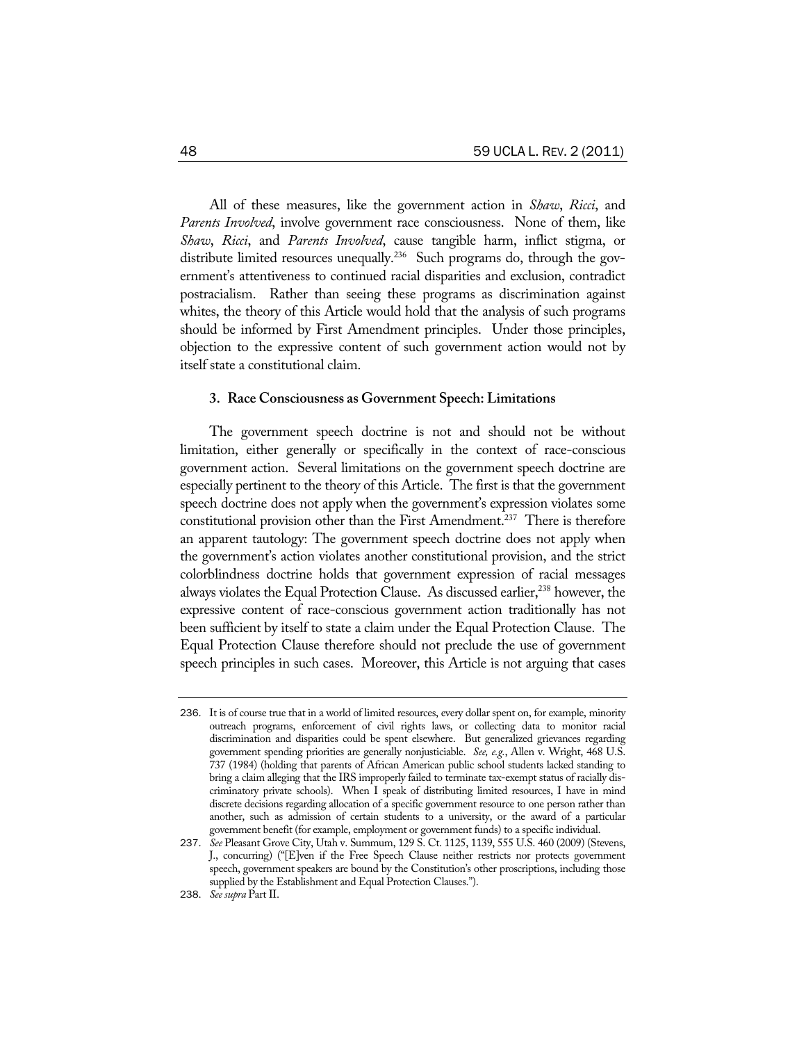All of these measures, like the government action in *Shaw*, *Ricci*, and *Parents Involved*, involve government race consciousness. None of them, like *Shaw*, *Ricci*, and *Parents Involved*, cause tangible harm, inflict stigma, or distribute limited resources unequally.[236] Such programs do, through the government's attentiveness to continued racial disparities and exclusion, contradict postracialism. Rather than seeing these programs as discrimination against whites, the theory of this Article would hold that the analysis of such programs should be informed by First Amendment principles. Under those principles, objection to the expressive content of such government action would not by itself state a constitutional claim.

### 3. Race Consciousness as Government Speech: Limitations

The government speech doctrine is not and should not be without limitation, either generally or specifically in the context of race-conscious government action. Several limitations on the government speech doctrine are especially pertinent to the theory of this Article. The first is that the government speech doctrine does not apply when the government's expression violates some constitutional provision other than the First Amendment.[237] There is therefore an apparent tautology: The government speech doctrine does not apply when the government's action violates another constitutional provision, and the strict colorblindness doctrine holds that government expression of racial messages always violates the Equal Protection Clause. As discussed earlier,[238] however, the expressive content of race-conscious government action traditionally has not been sufficient by itself to state a claim under the Equal Protection Clause. The Equal Protection Clause therefore should not preclude the use of government speech principles in such cases. Moreover, this Article is not arguing that cases

---

236. It is of course true that in a world of limited resources, every dollar spent on, for example, minority outreach programs, enforcement of civil rights laws, or collecting data to monitor racial discrimination and disparities could be spent elsewhere. But generalized grievances regarding government spending priorities are generally nonjusticiable. *See, e.g.*, Allen v. Wright, 468 U.S. 737 (1984) (holding that parents of African American public school students lacked standing to bring a claim alleging that the IRS improperly failed to terminate tax-exempt status of racially discriminatory private schools). When I speak of distributing limited resources, I have in mind discrete decisions regarding allocation of a specific government resource to one person rather than another, such as admission of certain students to a university, or the award of a particular government benefit (for example, employment or government funds) to a specific individual.

237. *See* Pleasant Grove City, Utah v. Summum, 129 S. Ct. 1125, 1139, 555 U.S. 460 (2009) (Stevens, J., concurring) ("[E]ven if the Free Speech Clause neither restricts nor protects government speech, government speakers are bound by the Constitution's other proscriptions, including those supplied by the Establishment and Equal Protection Clauses.").

238. *See supra* Part II.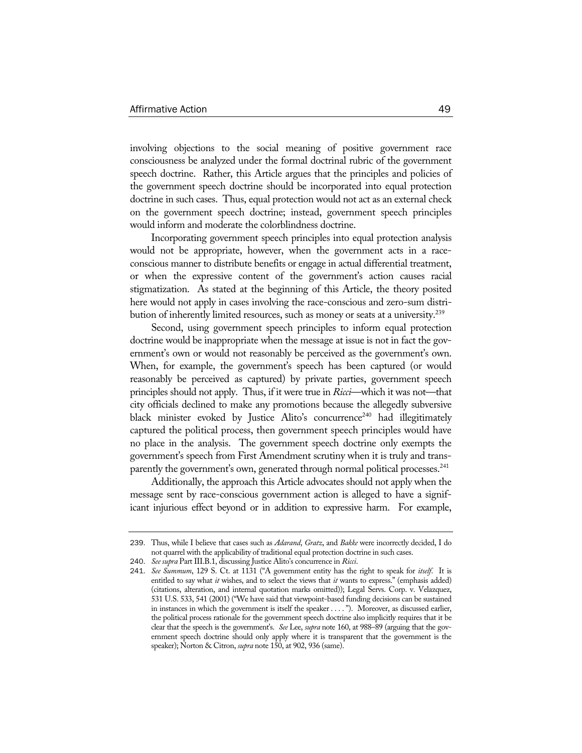involving objections to the social meaning of positive government race consciousness be analyzed under the formal doctrinal rubric of the government speech doctrine. Rather, this Article argues that the principles and policies of the government speech doctrine should be incorporated into equal protection doctrine in such cases. Thus, equal protection would not act as an external check on the government speech doctrine; instead, government speech principles would inform and moderate the colorblindness doctrine.

Incorporating government speech principles into equal protection analysis would not be appropriate, however, when the government acts in a race-conscious manner to distribute benefits or engage in actual differential treatment, or when the expressive content of the government's action causes racial stigmatization. As stated at the beginning of this Article, the theory posited here would not apply in cases involving the race-conscious and zero-sum distribution of inherently limited resources, such as money or seats at a university.[239]

Second, using government speech principles to inform equal protection doctrine would be inappropriate when the message at issue is not in fact the government's own or would not reasonably be perceived as the government's own. When, for example, the government's speech has been captured (or would reasonably be perceived as captured) by private parties, government speech principles should not apply. Thus, if it were true in *Ricci*—which it was not—that city officials declined to make any promotions because the allegedly subversive black minister evoked by Justice Alito's concurrence[240] had illegitimately captured the political process, then government speech principles would have no place in the analysis. The government speech doctrine only exempts the government's speech from First Amendment scrutiny when it is truly and transparently the government's own, generated through normal political processes.[241]

Additionally, the approach this Article advocates should not apply when the message sent by race-conscious government action is alleged to have a significant injurious effect beyond or in addition to expressive harm. For example,

---

239. Thus, while I believe that cases such as *Adarand*, *Gratz*, and *Bakke* were incorrectly decided, I do not quarrel with the applicability of traditional equal protection doctrine in such cases.

240. *See supra* Part III.B.1, discussing Justice Alito's concurrence in *Ricci*.

241. *See Summum*, 129 S. Ct. at 1131 ("A government entity has the right to speak for *itself*. It is entitled to say what *it* wishes, and to select the views that *it* wants to express." (emphasis added) (citations, alteration, and internal quotation marks omitted)); Legal Servs. Corp. v. Velazquez, 531 U.S. 533, 541 (2001) ("We have said that viewpoint-based funding decisions can be sustained in instances in which the government is itself the speaker . . . ."). Moreover, as discussed earlier, the political process rationale for the government speech doctrine also implicitly requires that it be clear that the speech is the government's. *See* Lee, *supra* note 160, at 988–89 (arguing that the government speech doctrine should only apply where it is transparent that the government is the speaker); Norton & Citron, *supra* note 150, at 902, 936 (same).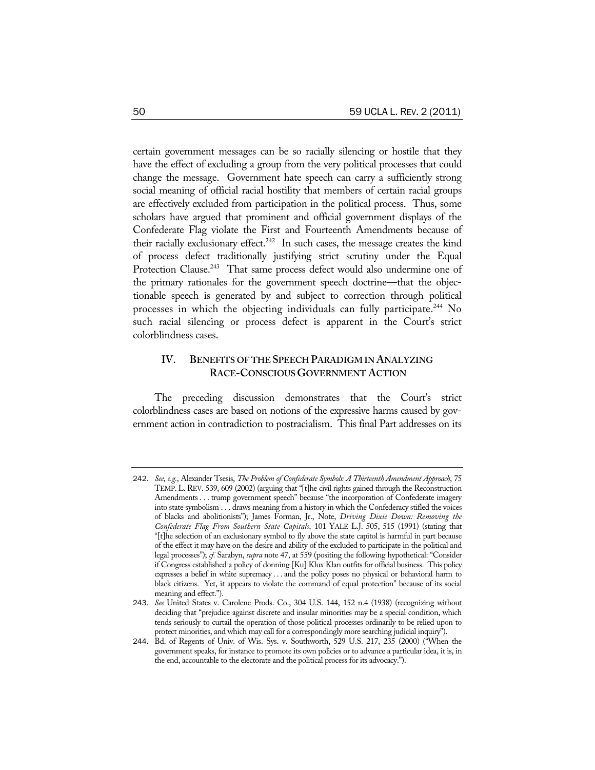certain government messages can be so racially silencing or hostile that they have the effect of excluding a group from the very political processes that could change the message. Government hate speech can carry a sufficiently strong social meaning of official racial hostility that members of certain racial groups are effectively excluded from participation in the political process. Thus, some scholars have argued that prominent and official government displays of the Confederate Flag violate the First and Fourteenth Amendments because of their racially exclusionary effect.[242] In such cases, the message creates the kind of process defect traditionally justifying strict scrutiny under the Equal Protection Clause.[243] That same process defect would also undermine one of the primary rationales for the government speech doctrine—that the objectionable speech is generated by and subject to correction through political processes in which the objecting individuals can fully participate.[244] No such racial silencing or process defect is apparent in the Court's strict colorblindness cases.

## IV. BENEFITS OF THE SPEECH PARADIGM IN ANALYZING RACE-CONSCIOUS GOVERNMENT ACTION

The preceding discussion demonstrates that the Court's strict colorblindness cases are based on notions of the expressive harms caused by government action in contradiction to postracialism. This final Part addresses on its

---

242. *See, e.g.*, Alexander Tsesis, *The Problem of Confederate Symbols: A Thirteenth Amendment Approach*, 75 TEMP. L. REV. 539, 609 (2002) (arguing that "[t]he civil rights gained through the Reconstruction Amendments . . . trump government speech" because "the incorporation of Confederate imagery into state symbolism . . . draws meaning from a history in which the Confederacy stifled the voices of blacks and abolitionists"); James Forman, Jr., Note, *Driving Dixie Down: Removing the Confederate Flag From Southern State Capitals*, 101 YALE L.J. 505, 515 (1991) (stating that "[t]he selection of an exclusionary symbol to fly above the state capitol is harmful in part because of the effect it may have on the desire and ability of the excluded to participate in the political and legal processes"); *cf.* Sarabyn, *supra* note 47, at 559 (positing the following hypothetical: "Consider if Congress established a policy of donning [Ku] Klux Klan outfits for official business. This policy expresses a belief in white supremacy . . . and the policy poses no physical or behavioral harm to black citizens. Yet, it appears to violate the command of equal protection" because of its social meaning and effect.").

243. *See* United States v. Carolene Prods. Co., 304 U.S. 144, 152 n.4 (1938) (recognizing without deciding that "prejudice against discrete and insular minorities may be a special condition, which tends seriously to curtail the operation of those political processes ordinarily to be relied upon to protect minorities, and which may call for a correspondingly more searching judicial inquiry").

244. Bd. of Regents of Univ. of Wis. Sys. v. Southworth, 529 U.S. 217, 235 (2000) ("When the government speaks, for instance to promote its own policies or to advance a particular idea, it is, in the end, accountable to the electorate and the political process for its advocacy.").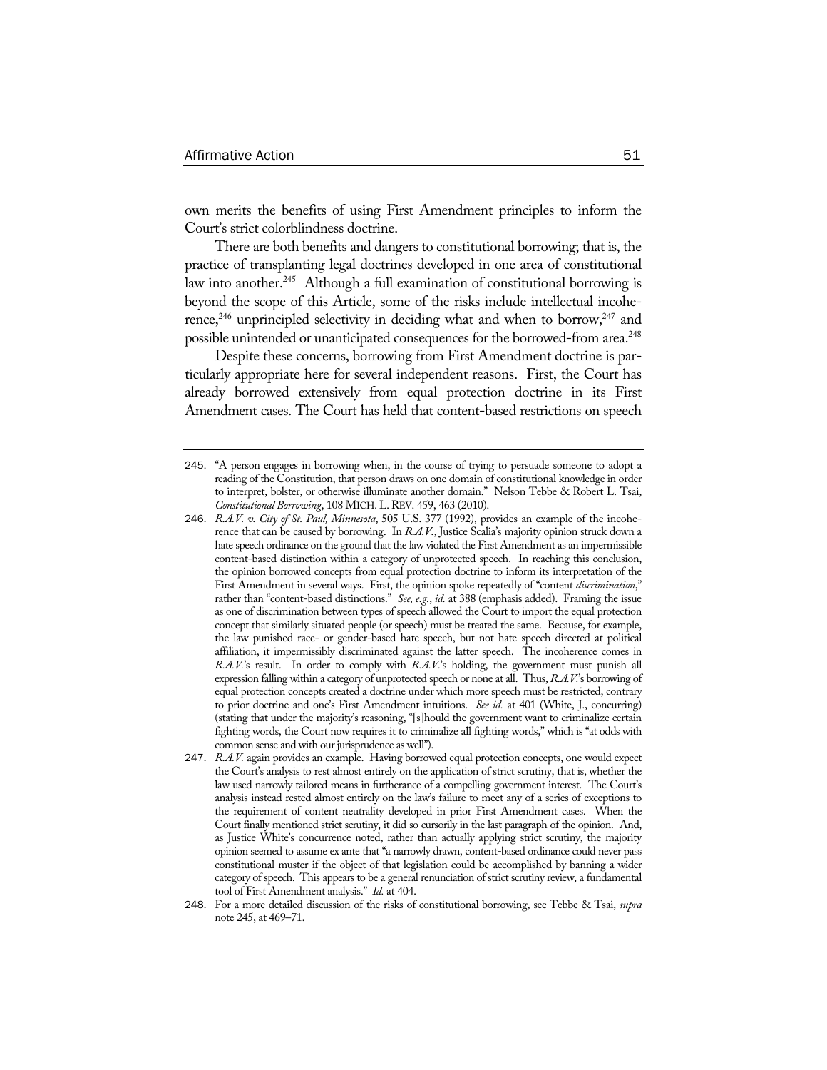own merits the benefits of using First Amendment principles to inform the Court's strict colorblindness doctrine.

There are both benefits and dangers to constitutional borrowing; that is, the practice of transplanting legal doctrines developed in one area of constitutional law into another.[245] Although a full examination of constitutional borrowing is beyond the scope of this Article, some of the risks include intellectual incoherence,[246] unprincipled selectivity in deciding what and when to borrow,[247] and possible unintended or unanticipated consequences for the borrowed-from area.[248]

Despite these concerns, borrowing from First Amendment doctrine is particularly appropriate here for several independent reasons. First, the Court has already borrowed extensively from equal protection doctrine in its First Amendment cases. The Court has held that content-based restrictions on speech

---

245. "A person engages in borrowing when, in the course of trying to persuade someone to adopt a reading of the Constitution, that person draws on one domain of constitutional knowledge in order to interpret, bolster, or otherwise illuminate another domain." Nelson Tebbe & Robert L. Tsai, *Constitutional Borrowing*, 108 MICH. L. REV. 459, 463 (2010).

246. *R.A.V. v. City of St. Paul, Minnesota*, 505 U.S. 377 (1992), provides an example of the incoherence that can be caused by borrowing. In *R.A.V.*, Justice Scalia's majority opinion struck down a hate speech ordinance on the ground that the law violated the First Amendment as an impermissible content-based distinction within a category of unprotected speech. In reaching this conclusion, the opinion borrowed concepts from equal protection doctrine to inform its interpretation of the First Amendment in several ways. First, the opinion spoke repeatedly of "content *discrimination*," rather than "content-based distinctions." *See, e.g.*, *id.* at 388 (emphasis added). Framing the issue as one of discrimination between types of speech allowed the Court to import the equal protection concept that similarly situated people (or speech) must be treated the same. Because, for example, the law punished race- or gender-based hate speech, but not hate speech directed at political affiliation, it impermissibly discriminated against the latter speech. The incoherence comes in *R.A.V.*'s result. In order to comply with *R.A.V.*'s holding, the government must punish all expression falling within a category of unprotected speech or none at all. Thus, *R.A.V.*'s borrowing of equal protection concepts created a doctrine under which more speech must be restricted, contrary to prior doctrine and one's First Amendment intuitions. *See id.* at 401 (White, J., concurring) (stating that under the majority's reasoning, "[s]hould the government want to criminalize certain fighting words, the Court now requires it to criminalize all fighting words," which is "at odds with common sense and with our jurisprudence as well").

247. *R.A.V.* again provides an example. Having borrowed equal protection concepts, one would expect the Court's analysis to rest almost entirely on the application of strict scrutiny, that is, whether the law used narrowly tailored means in furtherance of a compelling government interest. The Court's analysis instead rested almost entirely on the law's failure to meet any of a series of exceptions to the requirement of content neutrality developed in prior First Amendment cases. When the Court finally mentioned strict scrutiny, it did so cursorily in the last paragraph of the opinion. And, as Justice White's concurrence noted, rather than actually applying strict scrutiny, the majority opinion seemed to assume ex ante that "a narrowly drawn, content-based ordinance could never pass constitutional muster if the object of that legislation could be accomplished by banning a wider category of speech. This appears to be a general renunciation of strict scrutiny review, a fundamental tool of First Amendment analysis." *Id.* at 404.

248. For a more detailed discussion of the risks of constitutional borrowing, see Tebbe & Tsai, *supra* note 245, at 469–71.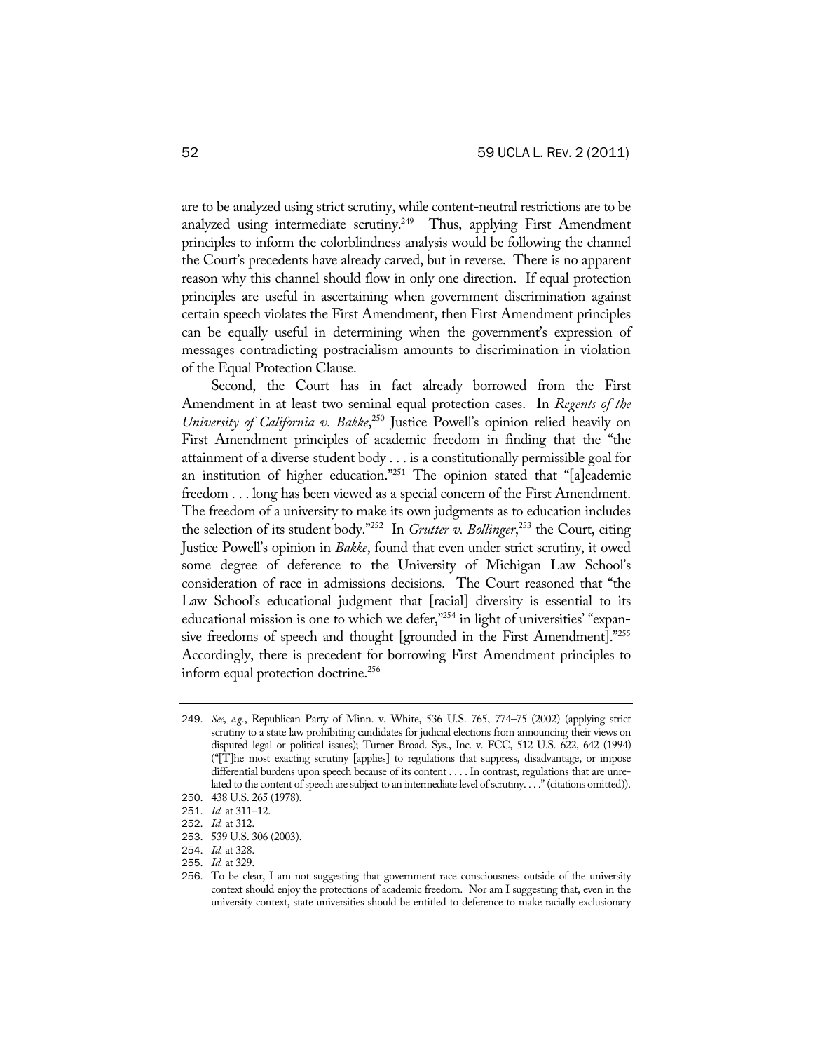are to be analyzed using strict scrutiny, while content-neutral restrictions are to be analyzed using intermediate scrutiny.[249] Thus, applying First Amendment principles to inform the colorblindness analysis would be following the channel the Court's precedents have already carved, but in reverse. There is no apparent reason why this channel should flow in only one direction. If equal protection principles are useful in ascertaining when government discrimination against certain speech violates the First Amendment, then First Amendment principles can be equally useful in determining when the government's expression of messages contradicting postracialism amounts to discrimination in violation of the Equal Protection Clause.

Second, the Court has in fact already borrowed from the First Amendment in at least two seminal equal protection cases. In *Regents of the University of California v. Bakke*,[250] Justice Powell's opinion relied heavily on First Amendment principles of academic freedom in finding that the "the attainment of a diverse student body . . . is a constitutionally permissible goal for an institution of higher education."[251] The opinion stated that "[a]cademic freedom . . . long has been viewed as a special concern of the First Amendment. The freedom of a university to make its own judgments as to education includes the selection of its student body."[252] In *Grutter v. Bollinger*,[253] the Court, citing Justice Powell's opinion in *Bakke*, found that even under strict scrutiny, it owed some degree of deference to the University of Michigan Law School's consideration of race in admissions decisions. The Court reasoned that "the Law School's educational judgment that [racial] diversity is essential to its educational mission is one to which we defer,"[254] in light of universities' "expansive freedoms of speech and thought [grounded in the First Amendment]."[255] Accordingly, there is precedent for borrowing First Amendment principles to inform equal protection doctrine.[256]

---

249. *See, e.g.*, Republican Party of Minn. v. White, 536 U.S. 765, 774–75 (2002) (applying strict scrutiny to a state law prohibiting candidates for judicial elections from announcing their views on disputed legal or political issues); Turner Broad. Sys., Inc. v. FCC, 512 U.S. 622, 642 (1994) ("[T]he most exacting scrutiny [applies] to regulations that suppress, disadvantage, or impose differential burdens upon speech because of its content . . . . In contrast, regulations that are unrelated to the content of speech are subject to an intermediate level of scrutiny. . . ." (citations omitted)).

250. 438 U.S. 265 (1978).

251. *Id.* at 311–12.

252. *Id.* at 312.

253. 539 U.S. 306 (2003).

254. *Id.* at 328.

255. *Id.* at 329.

256. To be clear, I am not suggesting that government race consciousness outside of the university context should enjoy the protections of academic freedom. Nor am I suggesting that, even in the university context, state universities should be entitled to deference to make racially exclusionary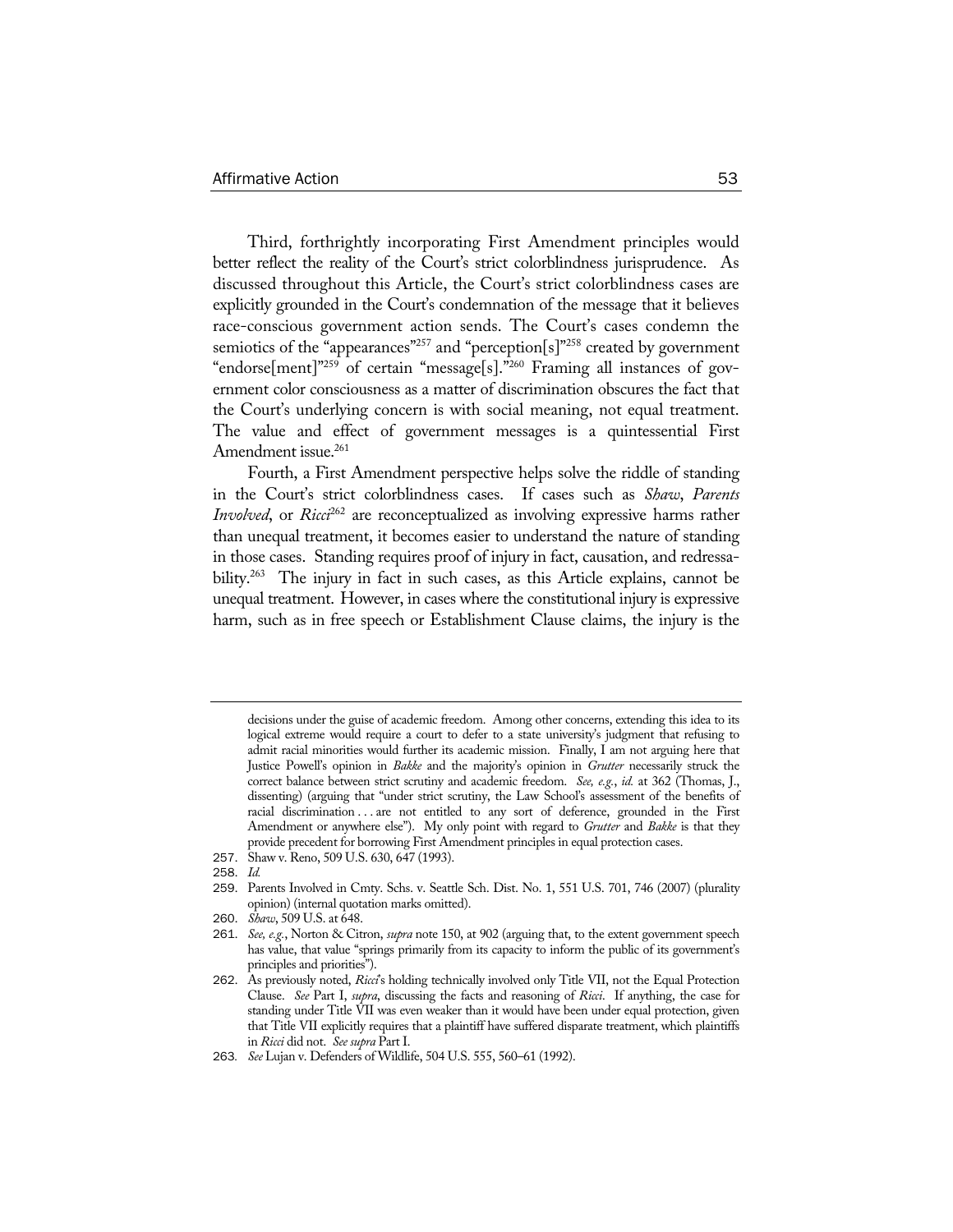Third, forthrightly incorporating First Amendment principles would better reflect the reality of the Court's strict colorblindness jurisprudence. As discussed throughout this Article, the Court's strict colorblindness cases are explicitly grounded in the Court's condemnation of the message that it believes race-conscious government action sends. The Court's cases condemn the semiotics of the "appearances"[257] and "perception[s]"[258] created by government "endorse[ment]"[259] of certain "message[s]."[260] Framing all instances of government color consciousness as a matter of discrimination obscures the fact that the Court's underlying concern is with social meaning, not equal treatment. The value and effect of government messages is a quintessential First Amendment issue.[261]

Fourth, a First Amendment perspective helps solve the riddle of standing in the Court's strict colorblindness cases. If cases such as *Shaw*, *Parents Involved*, or *Ricci*[262] are reconceptualized as involving expressive harms rather than unequal treatment, it becomes easier to understand the nature of standing in those cases. Standing requires proof of injury in fact, causation, and redressability.[263] The injury in fact in such cases, as this Article explains, cannot be unequal treatment. However, in cases where the constitutional injury is expressive harm, such as in free speech or Establishment Clause claims, the injury is the

---

decisions under the guise of academic freedom. Among other concerns, extending this idea to its logical extreme would require a court to defer to a state university's judgment that refusing to admit racial minorities would further its academic mission. Finally, I am not arguing here that Justice Powell's opinion in *Bakke* and the majority's opinion in *Grutter* necessarily struck the correct balance between strict scrutiny and academic freedom. *See, e.g.*, *id.* at 362 (Thomas, J., dissenting) (arguing that "under strict scrutiny, the Law School's assessment of the benefits of racial discrimination . . . are not entitled to any sort of deference, grounded in the First Amendment or anywhere else"). My only point with regard to *Grutter* and *Bakke* is that they provide precedent for borrowing First Amendment principles in equal protection cases.

257. Shaw v. Reno, 509 U.S. 630, 647 (1993).

258. *Id.*

259. Parents Involved in Cmty. Schs. v. Seattle Sch. Dist. No. 1, 551 U.S. 701, 746 (2007) (plurality opinion) (internal quotation marks omitted).

260. *Shaw*, 509 U.S. at 648.

261. *See, e.g.*, Norton & Citron, *supra* note 150, at 902 (arguing that, to the extent government speech has value, that value "springs primarily from its capacity to inform the public of its government's principles and priorities").

262. As previously noted, *Ricci*'s holding technically involved only Title VII, not the Equal Protection Clause. *See* Part I, *supra*, discussing the facts and reasoning of *Ricci*. If anything, the case for standing under Title VII was even weaker than it would have been under equal protection, given that Title VII explicitly requires that a plaintiff have suffered disparate treatment, which plaintiffs in *Ricci* did not. *See supra* Part I.

263. *See* Lujan v. Defenders of Wildlife, 504 U.S. 555, 560–61 (1992).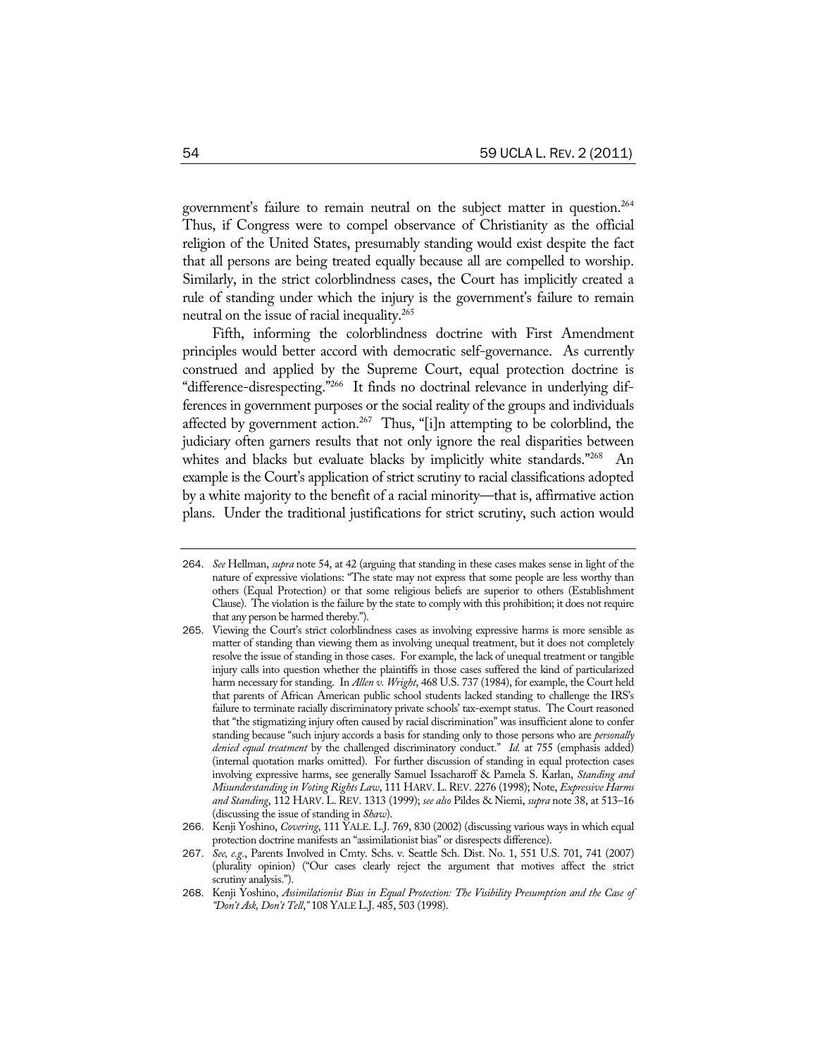government's failure to remain neutral on the subject matter in question.[264] Thus, if Congress were to compel observance of Christianity as the official religion of the United States, presumably standing would exist despite the fact that all persons are being treated equally because all are compelled to worship. Similarly, in the strict colorblindness cases, the Court has implicitly created a rule of standing under which the injury is the government's failure to remain neutral on the issue of racial inequality.[265]

Fifth, informing the colorblindness doctrine with First Amendment principles would better accord with democratic self-governance. As currently construed and applied by the Supreme Court, equal protection doctrine is "difference-disrespecting."[266] It finds no doctrinal relevance in underlying differences in government purposes or the social reality of the groups and individuals affected by government action.[267] Thus, "[i]n attempting to be colorblind, the judiciary often garners results that not only ignore the real disparities between whites and blacks but evaluate blacks by implicitly white standards."[268] An example is the Court's application of strict scrutiny to racial classifications adopted by a white majority to the benefit of a racial minority—that is, affirmative action plans. Under the traditional justifications for strict scrutiny, such action would

---

264. *See* Hellman, *supra* note 54, at 42 (arguing that standing in these cases makes sense in light of the nature of expressive violations: "The state may not express that some people are less worthy than others (Equal Protection) or that some religious beliefs are superior to others (Establishment Clause). The violation is the failure by the state to comply with this prohibition; it does not require that any person be harmed thereby.").

265. Viewing the Court's strict colorblindness cases as involving expressive harms is more sensible as matter of standing than viewing them as involving unequal treatment, but it does not completely resolve the issue of standing in those cases. For example, the lack of unequal treatment or tangible injury calls into question whether the plaintiffs in those cases suffered the kind of particularized harm necessary for standing. In *Allen v. Wright*, 468 U.S. 737 (1984), for example, the Court held that parents of African American public school students lacked standing to challenge the IRS's failure to terminate racially discriminatory private schools' tax-exempt status. The Court reasoned that "the stigmatizing injury often caused by racial discrimination" was insufficient alone to confer standing because "such injury accords a basis for standing only to those persons who are *personally denied equal treatment* by the challenged discriminatory conduct." *Id.* at 755 (emphasis added) (internal quotation marks omitted). For further discussion of standing in equal protection cases involving expressive harms, see generally Samuel Issacharoff & Pamela S. Karlan, *Standing and Misunderstanding in Voting Rights Law*, 111 HARV. L. REV. 2276 (1998); Note, *Expressive Harms and Standing*, 112 HARV. L. REV. 1313 (1999); *see also* Pildes & Niemi, *supra* note 38, at 513–16 (discussing the issue of standing in *Shaw*).

266. Kenji Yoshino, *Covering*, 111 YALE. L.J. 769, 830 (2002) (discussing various ways in which equal protection doctrine manifests an "assimilationist bias" or disrespects difference).

267. *See, e.g.*, Parents Involved in Cmty. Schs. v. Seattle Sch. Dist. No. 1, 551 U.S. 701, 741 (2007) (plurality opinion) ("Our cases clearly reject the argument that motives affect the strict scrutiny analysis.").

268. Kenji Yoshino, *Assimilationist Bias in Equal Protection: The Visibility Presumption and the Case of "Don't Ask, Don't Tell*,*"* 108 YALE L.J. 485, 503 (1998).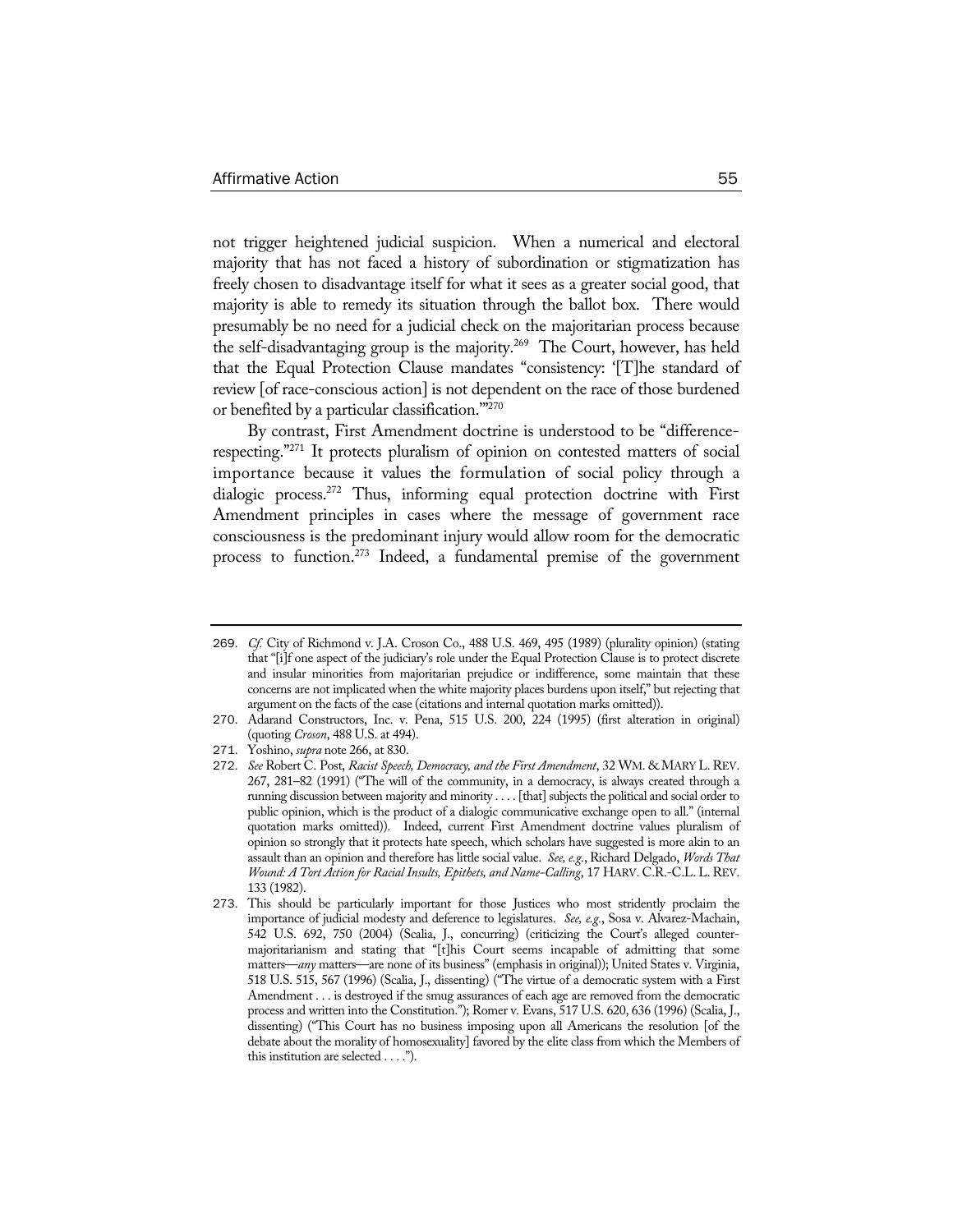not trigger heightened judicial suspicion. When a numerical and electoral majority that has not faced a history of subordination or stigmatization has freely chosen to disadvantage itself for what it sees as a greater social good, that majority is able to remedy its situation through the ballot box. There would presumably be no need for a judicial check on the majoritarian process because the self-disadvantaging group is the majority.[269] The Court, however, has held that the Equal Protection Clause mandates "consistency: '[T]he standard of review [of race-conscious action] is not dependent on the race of those burdened or benefited by a particular classification.'"[270]

By contrast, First Amendment doctrine is understood to be "difference-respecting."[271] It protects pluralism of opinion on contested matters of social importance because it values the formulation of social policy through a dialogic process.[272] Thus, informing equal protection doctrine with First Amendment principles in cases where the message of government race consciousness is the predominant injury would allow room for the democratic process to function.[273] Indeed, a fundamental premise of the government

---

269. *Cf.* City of Richmond v. J.A. Croson Co., 488 U.S. 469, 495 (1989) (plurality opinion) (stating that "[i]f one aspect of the judiciary's role under the Equal Protection Clause is to protect discrete and insular minorities from majoritarian prejudice or indifference, some maintain that these concerns are not implicated when the white majority places burdens upon itself," but rejecting that argument on the facts of the case (citations and internal quotation marks omitted)).

270. Adarand Constructors, Inc. v. Pena, 515 U.S. 200, 224 (1995) (first alteration in original) (quoting *Croson*, 488 U.S. at 494).

271. Yoshino, *supra* note 266, at 830.

272. *See* Robert C. Post, *Racist Speech, Democracy, and the First Amendment*, 32 WM. & MARY L. REV. 267, 281–82 (1991) ("The will of the community, in a democracy, is always created through a running discussion between majority and minority . . . . [that] subjects the political and social order to public opinion, which is the product of a dialogic communicative exchange open to all." (internal quotation marks omitted)). Indeed, current First Amendment doctrine values pluralism of opinion so strongly that it protects hate speech, which scholars have suggested is more akin to an assault than an opinion and therefore has little social value. *See, e.g.*, Richard Delgado, *Words That Wound: A Tort Action for Racial Insults, Epithets, and Name-Calling*, 17 HARV. C.R.-C.L. L. REV. 133 (1982).

273. This should be particularly important for those Justices who most stridently proclaim the importance of judicial modesty and deference to legislatures. *See, e.g.*, Sosa v. Alvarez-Machain, 542 U.S. 692, 750 (2004) (Scalia, J., concurring) (criticizing the Court's alleged counter-majoritarianism and stating that "[t]his Court seems incapable of admitting that some matters—*any* matters—are none of its business" (emphasis in original)); United States v. Virginia, 518 U.S. 515, 567 (1996) (Scalia, J., dissenting) ("The virtue of a democratic system with a First Amendment . . . is destroyed if the smug assurances of each age are removed from the democratic process and written into the Constitution."); Romer v. Evans, 517 U.S. 620, 636 (1996) (Scalia, J., dissenting) ("This Court has no business imposing upon all Americans the resolution [of the debate about the morality of homosexuality] favored by the elite class from which the Members of this institution are selected . . . .").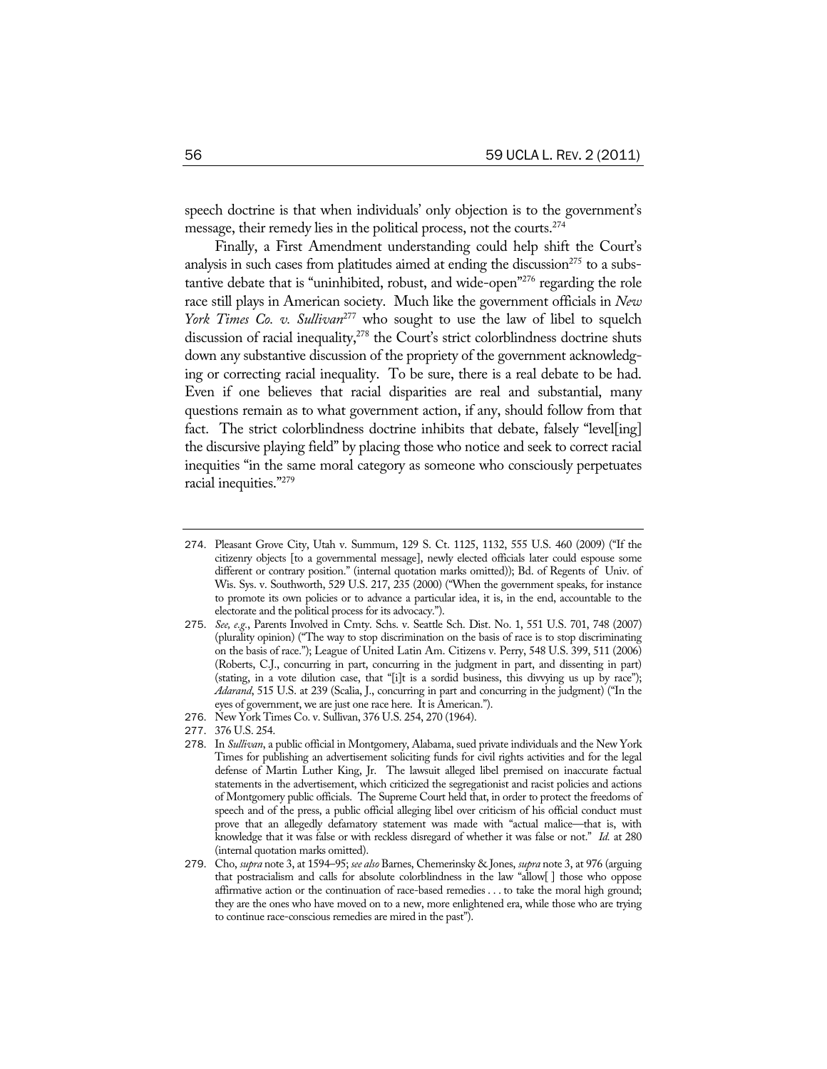speech doctrine is that when individuals' only objection is to the government's message, their remedy lies in the political process, not the courts.[274]

Finally, a First Amendment understanding could help shift the Court's analysis in such cases from platitudes aimed at ending the discussion[275] to a substantive debate that is "uninhibited, robust, and wide-open"[276] regarding the role race still plays in American society. Much like the government officials in *New York Times Co. v. Sullivan*[277] who sought to use the law of libel to squelch discussion of racial inequality,[278] the Court's strict colorblindness doctrine shuts down any substantive discussion of the propriety of the government acknowledging or correcting racial inequality. To be sure, there is a real debate to be had. Even if one believes that racial disparities are real and substantial, many questions remain as to what government action, if any, should follow from that fact. The strict colorblindness doctrine inhibits that debate, falsely "level[ing] the discursive playing field" by placing those who notice and seek to correct racial inequities "in the same moral category as someone who consciously perpetuates racial inequities."[279]

---

274. Pleasant Grove City, Utah v. Summum, 129 S. Ct. 1125, 1132, 555 U.S. 460 (2009) ("If the citizenry objects [to a governmental message], newly elected officials later could espouse some different or contrary position." (internal quotation marks omitted)); Bd. of Regents of Univ. of Wis. Sys. v. Southworth, 529 U.S. 217, 235 (2000) ("When the government speaks, for instance to promote its own policies or to advance a particular idea, it is, in the end, accountable to the electorate and the political process for its advocacy.").

275. *See, e.g.*, Parents Involved in Cmty. Schs. v. Seattle Sch. Dist. No. 1, 551 U.S. 701, 748 (2007) (plurality opinion) ("The way to stop discrimination on the basis of race is to stop discriminating on the basis of race."); League of United Latin Am. Citizens v. Perry, 548 U.S. 399, 511 (2006) (Roberts, C.J., concurring in part, concurring in the judgment in part, and dissenting in part) (stating, in a vote dilution case, that "[i]t is a sordid business, this divvying us up by race"); *Adarand*, 515 U.S. at 239 (Scalia, J., concurring in part and concurring in the judgment) ("In the eyes of government, we are just one race here. It is American.").

276. New York Times Co. v. Sullivan, 376 U.S. 254, 270 (1964).

277. 376 U.S. 254.

278. In *Sullivan*, a public official in Montgomery, Alabama, sued private individuals and the New York Times for publishing an advertisement soliciting funds for civil rights activities and for the legal defense of Martin Luther King, Jr. The lawsuit alleged libel premised on inaccurate factual statements in the advertisement, which criticized the segregationist and racist policies and actions of Montgomery public officials. The Supreme Court held that, in order to protect the freedoms of speech and of the press, a public official alleging libel over criticism of his official conduct must prove that an allegedly defamatory statement was made with "actual malice—that is, with knowledge that it was false or with reckless disregard of whether it was false or not." *Id.* at 280 (internal quotation marks omitted).

279. Cho, *supra* note 3, at 1594–95; *see also* Barnes, Chemerinsky & Jones, *supra* note 3, at 976 (arguing that postracialism and calls for absolute colorblindness in the law "allow[ ] those who oppose affirmative action or the continuation of race-based remedies . . . to take the moral high ground; they are the ones who have moved on to a new, more enlightened era, while those who are trying to continue race-conscious remedies are mired in the past").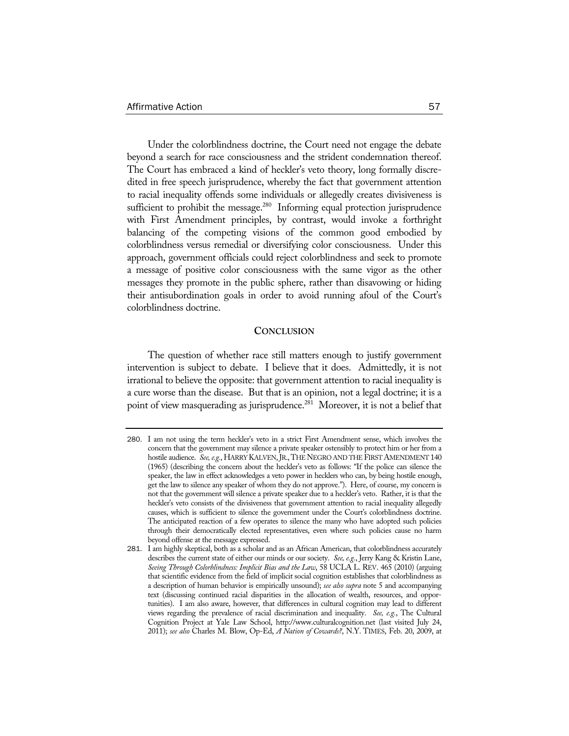Under the colorblindness doctrine, the Court need not engage the debate beyond a search for race consciousness and the strident condemnation thereof. The Court has embraced a kind of heckler's veto theory, long formally discredited in free speech jurisprudence, whereby the fact that government attention to racial inequality offends some individuals or allegedly creates divisiveness is sufficient to prohibit the message.[280] Informing equal protection jurisprudence with First Amendment principles, by contrast, would invoke a forthright balancing of the competing visions of the common good embodied by colorblindness versus remedial or diversifying color consciousness. Under this approach, government officials could reject colorblindness and seek to promote a message of positive color consciousness with the same vigor as the other messages they promote in the public sphere, rather than disavowing or hiding their antisubordination goals in order to avoid running afoul of the Court's colorblindness doctrine.

## CONCLUSION

The question of whether race still matters enough to justify government intervention is subject to debate. I believe that it does. Admittedly, it is not irrational to believe the opposite: that government attention to racial inequality is a cure worse than the disease. But that is an opinion, not a legal doctrine; it is a point of view masquerading as jurisprudence.[281] Moreover, it is not a belief that

---

280. I am not using the term heckler's veto in a strict First Amendment sense, which involves the concern that the government may silence a private speaker ostensibly to protect him or her from a hostile audience. *See, e.g.*, HARRY KALVEN, JR., THE NEGRO AND THE FIRST AMENDMENT 140 (1965) (describing the concern about the heckler's veto as follows: "If the police can silence the speaker, the law in effect acknowledges a veto power in hecklers who can, by being hostile enough, get the law to silence any speaker of whom they do not approve."). Here, of course, my concern is not that the government will silence a private speaker due to a heckler's veto. Rather, it is that the heckler's veto consists of the divisiveness that government attention to racial inequality allegedly causes, which is sufficient to silence the government under the Court's colorblindness doctrine. The anticipated reaction of a few operates to silence the many who have adopted such policies through their democratically elected representatives, even where such policies cause no harm beyond offense at the message expressed.

281. I am highly skeptical, both as a scholar and as an African American, that colorblindness accurately describes the current state of either our minds or our society. *See, e.g.*, Jerry Kang & Kristin Lane, *Seeing Through Colorblindness: Implicit Bias and the Law*, 58 UCLA L. REV. 465 (2010) (arguing that scientific evidence from the field of implicit social cognition establishes that colorblindness as a description of human behavior is empirically unsound); *see also supra* note 5 and accompanying text (discussing continued racial disparities in the allocation of wealth, resources, and opportunities). I am also aware, however, that differences in cultural cognition may lead to different views regarding the prevalence of racial discrimination and inequality. *See, e.g.*, The Cultural Cognition Project at Yale Law School, http://www.culturalcognition.net (last visited July 24, 2011); *see also* Charles M. Blow, Op-Ed, *A Nation of Cowards?*, N.Y. TIMES, Feb. 20, 2009, at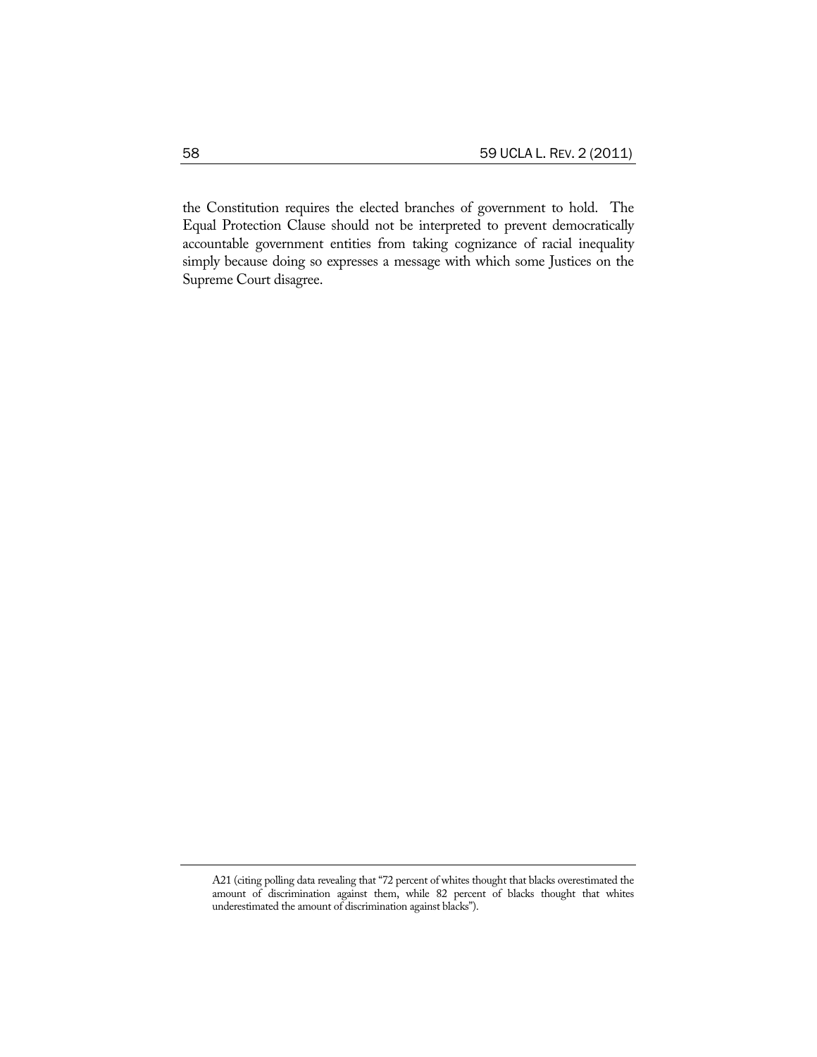the Constitution requires the elected branches of government to hold. The Equal Protection Clause should not be interpreted to prevent democratically accountable government entities from taking cognizance of racial inequality simply because doing so expresses a message with which some Justices on the Supreme Court disagree.

---

A21 (citing polling data revealing that "72 percent of whites thought that blacks overestimated the amount of discrimination against them, while 82 percent of blacks thought that whites underestimated the amount of discrimination against blacks").